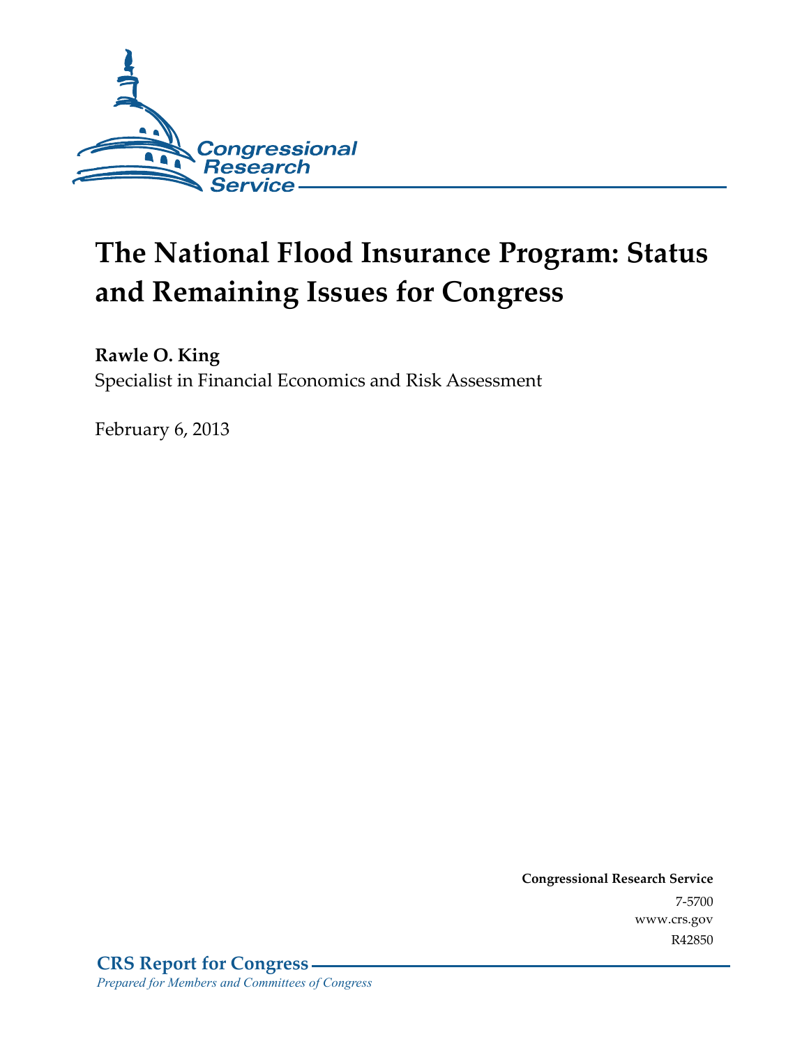Congressional Research Service

# The National Flood Insurance Program: Status and Remaining Issues for Congress

**Rawle O. King**

Specialist in Financial Economics and Risk Assessment

February 6, 2013

**Congressional Research Service**

7-5700

www.crs.gov

R42850

**CRS Report for Congress**

*Prepared for Members and Committees of Congress*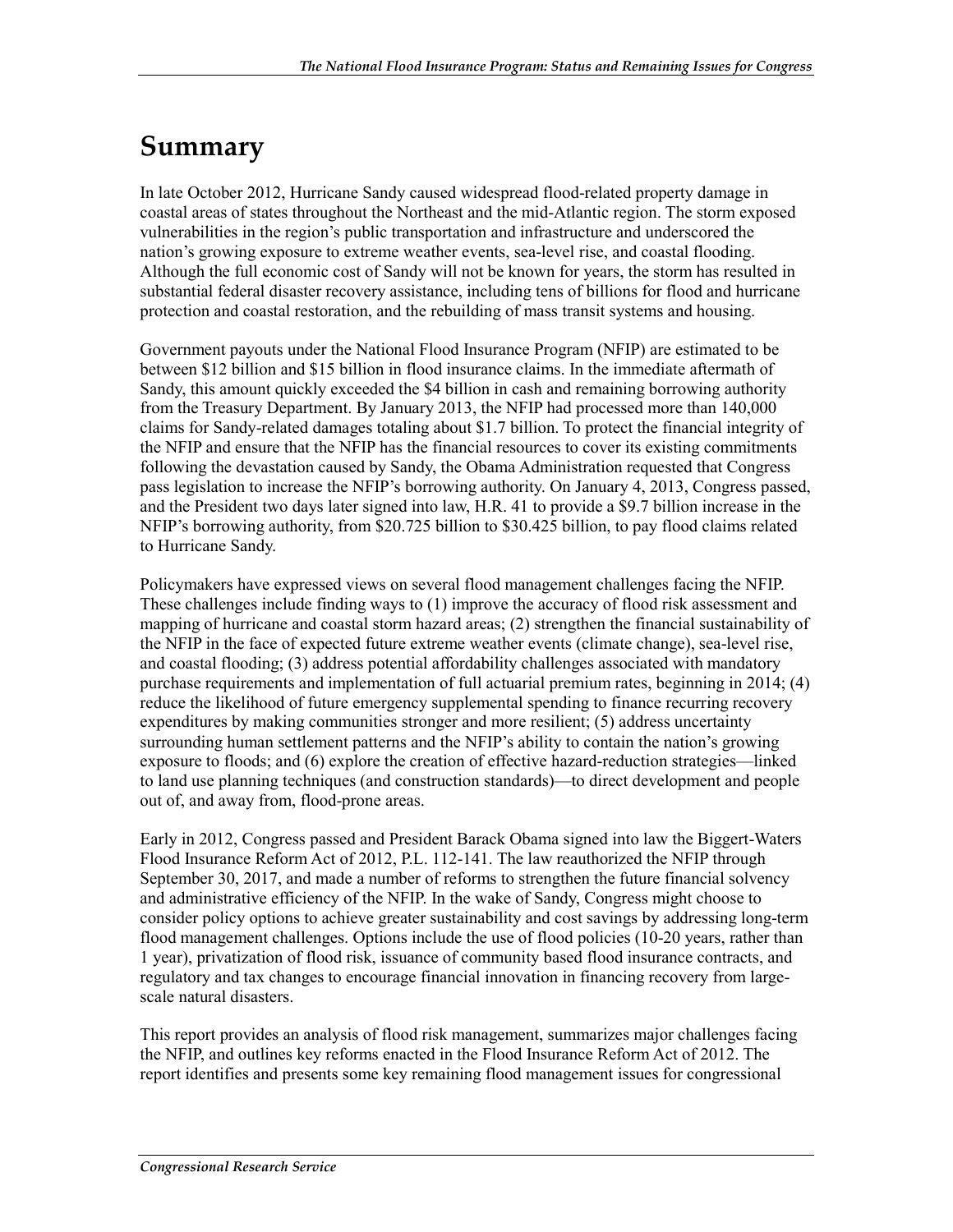# Summary

In late October 2012, Hurricane Sandy caused widespread flood-related property damage in coastal areas of states throughout the Northeast and the mid-Atlantic region. The storm exposed vulnerabilities in the region's public transportation and infrastructure and underscored the nation's growing exposure to extreme weather events, sea-level rise, and coastal flooding. Although the full economic cost of Sandy will not be known for years, the storm has resulted in substantial federal disaster recovery assistance, including tens of billions for flood and hurricane protection and coastal restoration, and the rebuilding of mass transit systems and housing.

Government payouts under the National Flood Insurance Program (NFIP) are estimated to be between $12 billion and $15 billion in flood insurance claims. In the immediate aftermath of Sandy, this amount quickly exceeded the $4 billion in cash and remaining borrowing authority from the Treasury Department. By January 2013, the NFIP had processed more than 140,000 claims for Sandy-related damages totaling about $1.7 billion. To protect the financial integrity of the NFIP and ensure that the NFIP has the financial resources to cover its existing commitments following the devastation caused by Sandy, the Obama Administration requested that Congress pass legislation to increase the NFIP's borrowing authority. On January 4, 2013, Congress passed, and the President two days later signed into law, H.R. 41 to provide a $9.7 billion increase in the NFIP's borrowing authority, from $20.725 billion to $30.425 billion, to pay flood claims related to Hurricane Sandy.

Policymakers have expressed views on several flood management challenges facing the NFIP. These challenges include finding ways to (1) improve the accuracy of flood risk assessment and mapping of hurricane and coastal storm hazard areas; (2) strengthen the financial sustainability of the NFIP in the face of expected future extreme weather events (climate change), sea-level rise, and coastal flooding; (3) address potential affordability challenges associated with mandatory purchase requirements and implementation of full actuarial premium rates, beginning in 2014; (4) reduce the likelihood of future emergency supplemental spending to finance recurring recovery expenditures by making communities stronger and more resilient; (5) address uncertainty surrounding human settlement patterns and the NFIP's ability to contain the nation's growing exposure to floods; and (6) explore the creation of effective hazard-reduction strategies—linked to land use planning techniques (and construction standards)—to direct development and people out of, and away from, flood-prone areas.

Early in 2012, Congress passed and President Barack Obama signed into law the Biggert-Waters Flood Insurance Reform Act of 2012, P.L. 112-141. The law reauthorized the NFIP through September 30, 2017, and made a number of reforms to strengthen the future financial solvency and administrative efficiency of the NFIP. In the wake of Sandy, Congress might choose to consider policy options to achieve greater sustainability and cost savings by addressing long-term flood management challenges. Options include the use of flood policies (10-20 years, rather than 1 year), privatization of flood risk, issuance of community based flood insurance contracts, and regulatory and tax changes to encourage financial innovation in financing recovery from large-scale natural disasters.

This report provides an analysis of flood risk management, summarizes major challenges facing the NFIP, and outlines key reforms enacted in the Flood Insurance Reform Act of 2012. The report identifies and presents some key remaining flood management issues for congressional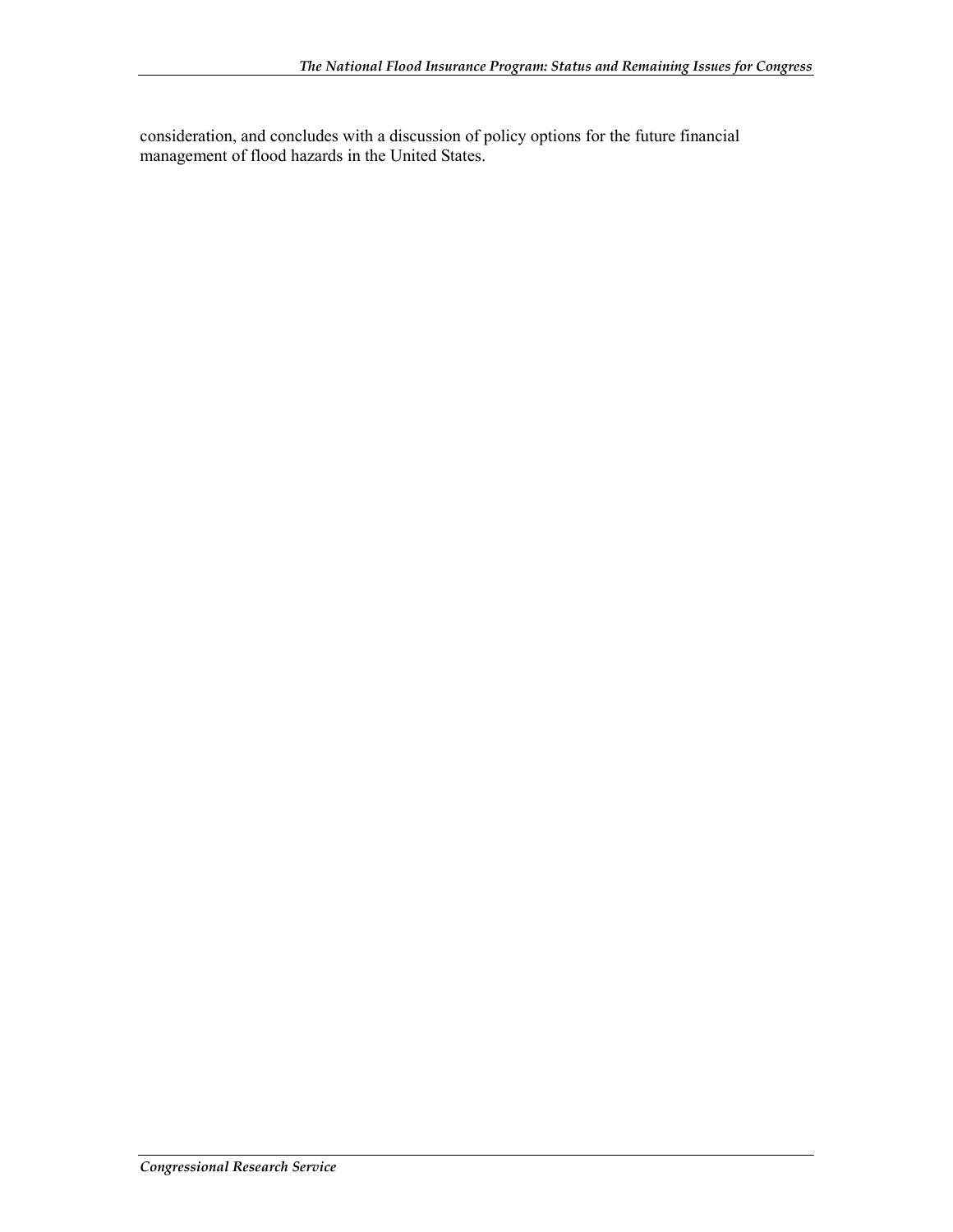consideration, and concludes with a discussion of policy options for the future financial management of flood hazards in the United States.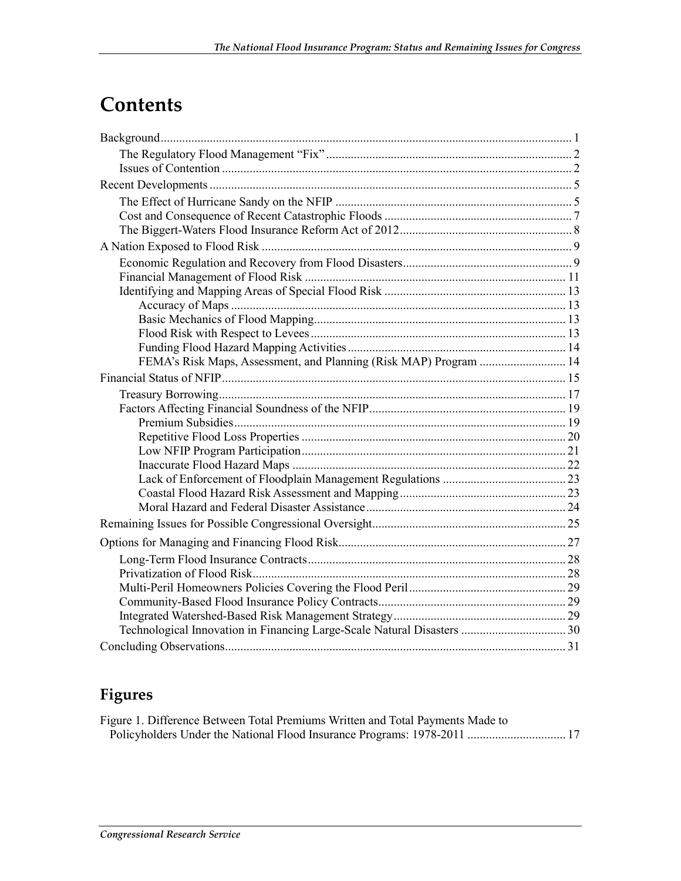# Contents

Background........................................................................................................................ 1
  The Regulatory Flood Management "Fix" ................................................................................ 2
  Issues of Contention .................................................................................................................. 2
Recent Developments ..................................................................................................................... 5
  The Effect of Hurricane Sandy on the NFIP ............................................................................. 5
  Cost and Consequence of Recent Catastrophic Floods ............................................................. 7
  The Biggert-Waters Flood Insurance Reform Act of 2012........................................................ 8
A Nation Exposed to Flood Risk .................................................................................................... 9
  Economic Regulation and Recovery from Flood Disasters....................................................... 9
  Financial Management of Flood Risk ..................................................................................... 11
  Identifying and Mapping Areas of Special Flood Risk ........................................................... 13
    Accuracy of Maps ............................................................................................................. 13
    Basic Mechanics of Flood Mapping.................................................................................. 13
    Flood Risk with Respect to Levees ................................................................................... 13
    Funding Flood Hazard Mapping Activities....................................................................... 14
    FEMA's Risk Maps, Assessment, and Planning (Risk MAP) Program ............................ 14
Financial Status of NFIP ............................................................................................................... 15
  Treasury Borrowing................................................................................................................. 17
  Factors Affecting Financial Soundness of the NFIP................................................................ 19
    Premium Subsidies............................................................................................................ 19
    Repetitive Flood Loss Properties ...................................................................................... 20
    Low NFIP Program Participation...................................................................................... 21
    Inaccurate Flood Hazard Maps ......................................................................................... 22
    Lack of Enforcement of Floodplain Management Regulations ........................................ 23
    Coastal Flood Hazard Risk Assessment and Mapping...................................................... 23
    Moral Hazard and Federal Disaster Assistance................................................................. 24
Remaining Issues for Possible Congressional Oversight.............................................................. 25
Options for Managing and Financing Flood Risk.......................................................................... 27
  Long-Term Flood Insurance Contracts.................................................................................... 28
  Privatization of Flood Risk...................................................................................................... 28
  Multi-Peril Homeowners Policies Covering the Flood Peril................................................... 29
  Community-Based Flood Insurance Policy Contracts............................................................. 29
  Integrated Watershed-Based Risk Management Strategy........................................................ 29
  Technological Innovation in Financing Large-Scale Natural Disasters .................................. 30
Concluding Observations.............................................................................................................. 31

## Figures

Figure 1. Difference Between Total Premiums Written and Total Payments Made to Policyholders Under the National Flood Insurance Programs: 1978-2011 ................................ 17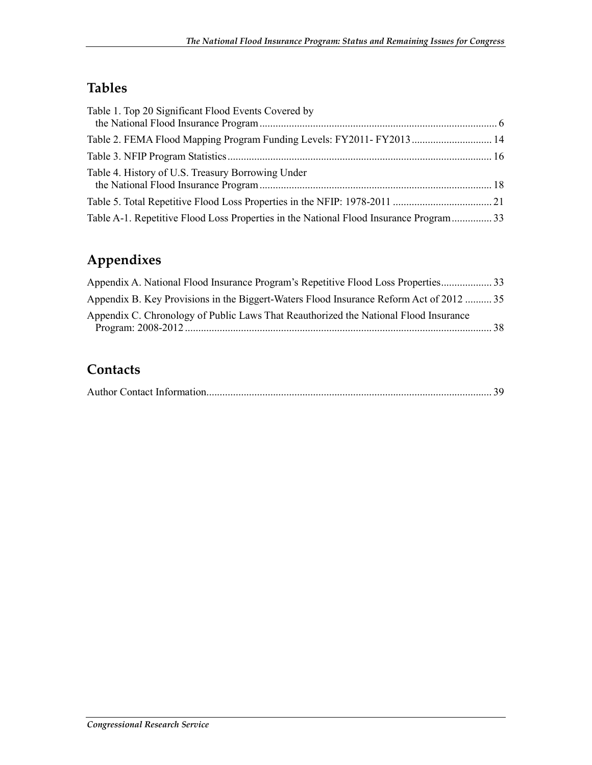## Tables

Table 1. Top 20 Significant Flood Events Covered by the National Flood Insurance Program ........ 6

Table 2. FEMA Flood Mapping Program Funding Levels: FY2011- FY2013 ........ 14

Table 3. NFIP Program Statistics ........ 16

Table 4. History of U.S. Treasury Borrowing Under the National Flood Insurance Program ........ 18

Table 5. Total Repetitive Flood Loss Properties in the NFIP: 1978-2011 ........ 21

Table A-1. Repetitive Flood Loss Properties in the National Flood Insurance Program ........ 33

## Appendixes

Appendix A. National Flood Insurance Program's Repetitive Flood Loss Properties ........ 33

Appendix B. Key Provisions in the Biggert-Waters Flood Insurance Reform Act of 2012 ........ 35

Appendix C. Chronology of Public Laws That Reauthorized the National Flood Insurance Program: 2008-2012 ........ 38

## Contacts

Author Contact Information ........ 39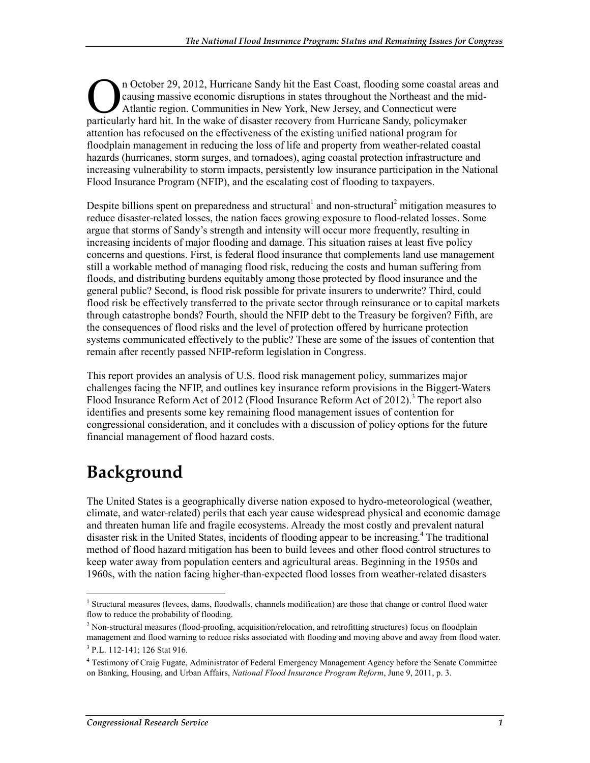On October 29, 2012, Hurricane Sandy hit the East Coast, flooding some coastal areas and causing massive economic disruptions in states throughout the Northeast and the mid-Atlantic region. Communities in New York, New Jersey, and Connecticut were particularly hard hit. In the wake of disaster recovery from Hurricane Sandy, policymaker attention has refocused on the effectiveness of the existing unified national program for floodplain management in reducing the loss of life and property from weather-related coastal hazards (hurricanes, storm surges, and tornadoes), aging coastal protection infrastructure and increasing vulnerability to storm impacts, persistently low insurance participation in the National Flood Insurance Program (NFIP), and the escalating cost of flooding to taxpayers.

Despite billions spent on preparedness and structural[1] and non-structural[2] mitigation measures to reduce disaster-related losses, the nation faces growing exposure to flood-related losses. Some argue that storms of Sandy's strength and intensity will occur more frequently, resulting in increasing incidents of major flooding and damage. This situation raises at least five policy concerns and questions. First, is federal flood insurance that complements land use management still a workable method of managing flood risk, reducing the costs and human suffering from floods, and distributing burdens equitably among those protected by flood insurance and the general public? Second, is flood risk possible for private insurers to underwrite? Third, could flood risk be effectively transferred to the private sector through reinsurance or to capital markets through catastrophe bonds? Fourth, should the NFIP debt to the Treasury be forgiven? Fifth, are the consequences of flood risks and the level of protection offered by hurricane protection systems communicated effectively to the public? These are some of the issues of contention that remain after recently passed NFIP-reform legislation in Congress.

This report provides an analysis of U.S. flood risk management policy, summarizes major challenges facing the NFIP, and outlines key insurance reform provisions in the Biggert-Waters Flood Insurance Reform Act of 2012 (Flood Insurance Reform Act of 2012).[3] The report also identifies and presents some key remaining flood management issues of contention for congressional consideration, and it concludes with a discussion of policy options for the future financial management of flood hazard costs.

# Background

The United States is a geographically diverse nation exposed to hydro-meteorological (weather, climate, and water-related) perils that each year cause widespread physical and economic damage and threaten human life and fragile ecosystems. Already the most costly and prevalent natural disaster risk in the United States, incidents of flooding appear to be increasing.[4] The traditional method of flood hazard mitigation has been to build levees and other flood control structures to keep water away from population centers and agricultural areas. Beginning in the 1950s and 1960s, with the nation facing higher-than-expected flood losses from weather-related disasters

---

[1] Structural measures (levees, dams, floodwalls, channels modification) are those that change or control flood water flow to reduce the probability of flooding.

[2] Non-structural measures (flood-proofing, acquisition/relocation, and retrofitting structures) focus on floodplain management and flood warning to reduce risks associated with flooding and moving above and away from flood water.

[3] P.L. 112-141; 126 Stat 916.

[4] Testimony of Craig Fugate, Administrator of Federal Emergency Management Agency before the Senate Committee on Banking, Housing, and Urban Affairs, *National Flood Insurance Program Reform*, June 9, 2011, p. 3.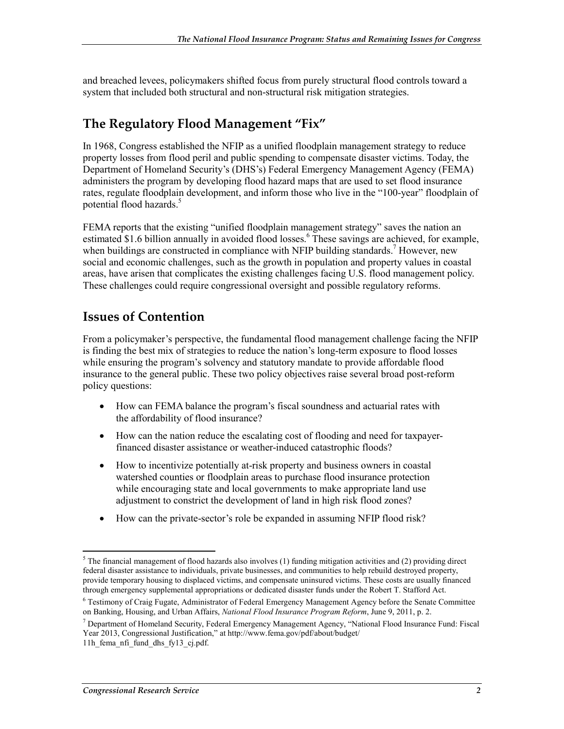and breached levees, policymakers shifted focus from purely structural flood controls toward a system that included both structural and non-structural risk mitigation strategies.

## The Regulatory Flood Management "Fix"

In 1968, Congress established the NFIP as a unified floodplain management strategy to reduce property losses from flood peril and public spending to compensate disaster victims. Today, the Department of Homeland Security's (DHS's) Federal Emergency Management Agency (FEMA) administers the program by developing flood hazard maps that are used to set flood insurance rates, regulate floodplain development, and inform those who live in the "100-year" floodplain of potential flood hazards.[5]

FEMA reports that the existing "unified floodplain management strategy" saves the nation an estimated $1.6 billion annually in avoided flood losses.[6] These savings are achieved, for example, when buildings are constructed in compliance with NFIP building standards.[7] However, new social and economic challenges, such as the growth in population and property values in coastal areas, have arisen that complicates the existing challenges facing U.S. flood management policy. These challenges could require congressional oversight and possible regulatory reforms.

## Issues of Contention

From a policymaker's perspective, the fundamental flood management challenge facing the NFIP is finding the best mix of strategies to reduce the nation's long-term exposure to flood losses while ensuring the program's solvency and statutory mandate to provide affordable flood insurance to the general public. These two policy objectives raise several broad post-reform policy questions:

- How can FEMA balance the program's fiscal soundness and actuarial rates with the affordability of flood insurance?
- How can the nation reduce the escalating cost of flooding and need for taxpayer-financed disaster assistance or weather-induced catastrophic floods?
- How to incentivize potentially at-risk property and business owners in coastal watershed counties or floodplain areas to purchase flood insurance protection while encouraging state and local governments to make appropriate land use adjustment to constrict the development of land in high risk flood zones?
- How can the private-sector's role be expanded in assuming NFIP flood risk?

---

[5] The financial management of flood hazards also involves (1) funding mitigation activities and (2) providing direct federal disaster assistance to individuals, private businesses, and communities to help rebuild destroyed property, provide temporary housing to displaced victims, and compensate uninsured victims. These costs are usually financed through emergency supplemental appropriations or dedicated disaster funds under the Robert T. Stafford Act.

[6] Testimony of Craig Fugate, Administrator of Federal Emergency Management Agency before the Senate Committee on Banking, Housing, and Urban Affairs, *National Flood Insurance Program Reform*, June 9, 2011, p. 2.

[7] Department of Homeland Security, Federal Emergency Management Agency, "National Flood Insurance Fund: Fiscal Year 2013, Congressional Justification," at http://www.fema.gov/pdf/about/budget/11h_fema_nfi_fund_dhs_fy13_cj.pdf.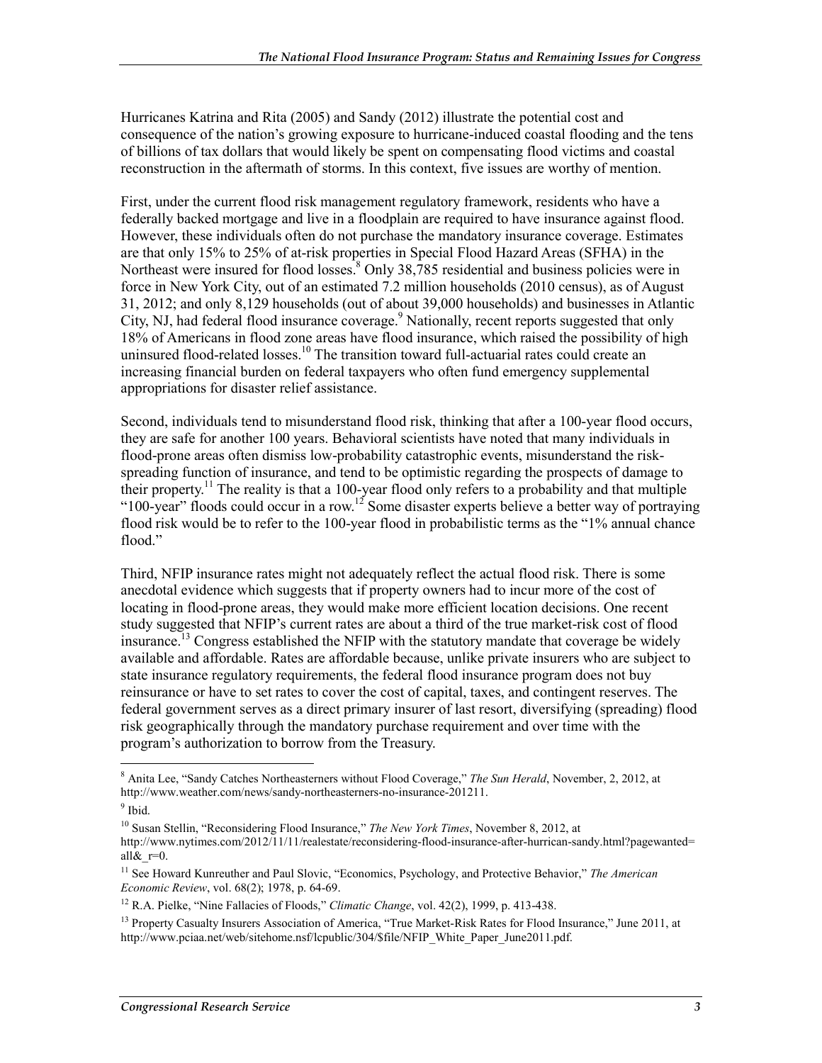Hurricanes Katrina and Rita (2005) and Sandy (2012) illustrate the potential cost and consequence of the nation's growing exposure to hurricane-induced coastal flooding and the tens of billions of tax dollars that would likely be spent on compensating flood victims and coastal reconstruction in the aftermath of storms. In this context, five issues are worthy of mention.

First, under the current flood risk management regulatory framework, residents who have a federally backed mortgage and live in a floodplain are required to have insurance against flood. However, these individuals often do not purchase the mandatory insurance coverage. Estimates are that only 15% to 25% of at-risk properties in Special Flood Hazard Areas (SFHA) in the Northeast were insured for flood losses.[8] Only 38,785 residential and business policies were in force in New York City, out of an estimated 7.2 million households (2010 census), as of August 31, 2012; and only 8,129 households (out of about 39,000 households) and businesses in Atlantic City, NJ, had federal flood insurance coverage.[9] Nationally, recent reports suggested that only 18% of Americans in flood zone areas have flood insurance, which raised the possibility of high uninsured flood-related losses.[10] The transition toward full-actuarial rates could create an increasing financial burden on federal taxpayers who often fund emergency supplemental appropriations for disaster relief assistance.

Second, individuals tend to misunderstand flood risk, thinking that after a 100-year flood occurs, they are safe for another 100 years. Behavioral scientists have noted that many individuals in flood-prone areas often dismiss low-probability catastrophic events, misunderstand the risk-spreading function of insurance, and tend to be optimistic regarding the prospects of damage to their property.[11] The reality is that a 100-year flood only refers to a probability and that multiple "100-year" floods could occur in a row.[12] Some disaster experts believe a better way of portraying flood risk would be to refer to the 100-year flood in probabilistic terms as the "1% annual chance flood."

Third, NFIP insurance rates might not adequately reflect the actual flood risk. There is some anecdotal evidence which suggests that if property owners had to incur more of the cost of locating in flood-prone areas, they would make more efficient location decisions. One recent study suggested that NFIP's current rates are about a third of the true market-risk cost of flood insurance.[13] Congress established the NFIP with the statutory mandate that coverage be widely available and affordable. Rates are affordable because, unlike private insurers who are subject to state insurance regulatory requirements, the federal flood insurance program does not buy reinsurance or have to set rates to cover the cost of capital, taxes, and contingent reserves. The federal government serves as a direct primary insurer of last resort, diversifying (spreading) flood risk geographically through the mandatory purchase requirement and over time with the program's authorization to borrow from the Treasury.

---

[8] Anita Lee, "Sandy Catches Northeasterners without Flood Coverage," *The Sun Herald*, November, 2, 2012, at http://www.weather.com/news/sandy-northeasterners-no-insurance-201211.

[9] Ibid.

[10] Susan Stellin, "Reconsidering Flood Insurance," *The New York Times*, November 8, 2012, at http://www.nytimes.com/2012/11/11/realestate/reconsidering-flood-insurance-after-hurrican-sandy.html?pagewanted=all&_r=0.

[11] See Howard Kunreuther and Paul Slovic, "Economics, Psychology, and Protective Behavior," *The American Economic Review*, vol. 68(2); 1978, p. 64-69.

[12] R.A. Pielke, "Nine Fallacies of Floods," *Climatic Change*, vol. 42(2), 1999, p. 413-438.

[13] Property Casualty Insurers Association of America, "True Market-Risk Rates for Flood Insurance," June 2011, at http://www.pciaa.net/web/sitehome.nsf/lcpublic/304/$file/NFIP_White_Paper_June2011.pdf.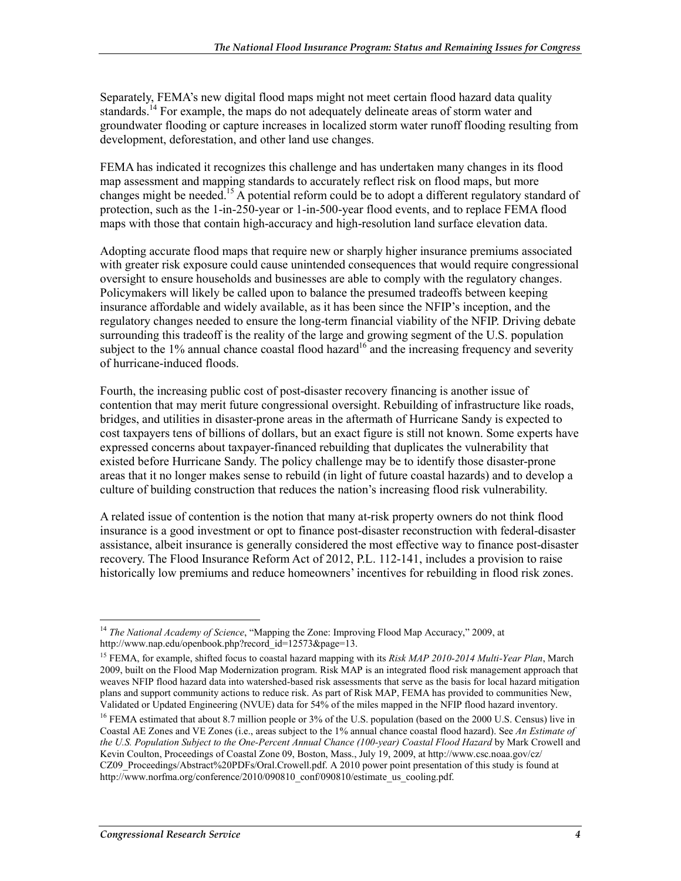Separately, FEMA's new digital flood maps might not meet certain flood hazard data quality standards.[14] For example, the maps do not adequately delineate areas of storm water and groundwater flooding or capture increases in localized storm water runoff flooding resulting from development, deforestation, and other land use changes.

FEMA has indicated it recognizes this challenge and has undertaken many changes in its flood map assessment and mapping standards to accurately reflect risk on flood maps, but more changes might be needed.[15] A potential reform could be to adopt a different regulatory standard of protection, such as the 1-in-250-year or 1-in-500-year flood events, and to replace FEMA flood maps with those that contain high-accuracy and high-resolution land surface elevation data.

Adopting accurate flood maps that require new or sharply higher insurance premiums associated with greater risk exposure could cause unintended consequences that would require congressional oversight to ensure households and businesses are able to comply with the regulatory changes. Policymakers will likely be called upon to balance the presumed tradeoffs between keeping insurance affordable and widely available, as it has been since the NFIP's inception, and the regulatory changes needed to ensure the long-term financial viability of the NFIP. Driving debate surrounding this tradeoff is the reality of the large and growing segment of the U.S. population subject to the 1% annual chance coastal flood hazard[16] and the increasing frequency and severity of hurricane-induced floods.

Fourth, the increasing public cost of post-disaster recovery financing is another issue of contention that may merit future congressional oversight. Rebuilding of infrastructure like roads, bridges, and utilities in disaster-prone areas in the aftermath of Hurricane Sandy is expected to cost taxpayers tens of billions of dollars, but an exact figure is still not known. Some experts have expressed concerns about taxpayer-financed rebuilding that duplicates the vulnerability that existed before Hurricane Sandy. The policy challenge may be to identify those disaster-prone areas that it no longer makes sense to rebuild (in light of future coastal hazards) and to develop a culture of building construction that reduces the nation's increasing flood risk vulnerability.

A related issue of contention is the notion that many at-risk property owners do not think flood insurance is a good investment or opt to finance post-disaster reconstruction with federal-disaster assistance, albeit insurance is generally considered the most effective way to finance post-disaster recovery. The Flood Insurance Reform Act of 2012, P.L. 112-141, includes a provision to raise historically low premiums and reduce homeowners' incentives for rebuilding in flood risk zones.

---

[14] *The National Academy of Science*, "Mapping the Zone: Improving Flood Map Accuracy," 2009, at http://www.nap.edu/openbook.php?record_id=12573&page=13.

[15] FEMA, for example, shifted focus to coastal hazard mapping with its *Risk MAP 2010-2014 Multi-Year Plan*, March 2009, built on the Flood Map Modernization program. Risk MAP is an integrated flood risk management approach that weaves NFIP flood hazard data into watershed-based risk assessments that serve as the basis for local hazard mitigation plans and support community actions to reduce risk. As part of Risk MAP, FEMA has provided to communities New, Validated or Updated Engineering (NVUE) data for 54% of the miles mapped in the NFIP flood hazard inventory.

[16] FEMA estimated that about 8.7 million people or 3% of the U.S. population (based on the 2000 U.S. Census) live in Coastal AE Zones and VE Zones (i.e., areas subject to the 1% annual chance coastal flood hazard). See *An Estimate of the U.S. Population Subject to the One-Percent Annual Chance (100-year) Coastal Flood Hazard* by Mark Crowell and Kevin Coulton, Proceedings of Coastal Zone 09, Boston, Mass., July 19, 2009, at http://www.csc.noaa.gov/cz/CZ09_Proceedings/Abstract%20PDFs/Oral.Crowell.pdf. A 2010 power point presentation of this study is found at http://www.norfma.org/conference/2010/090810_conf/090810/estimate_us_cooling.pdf.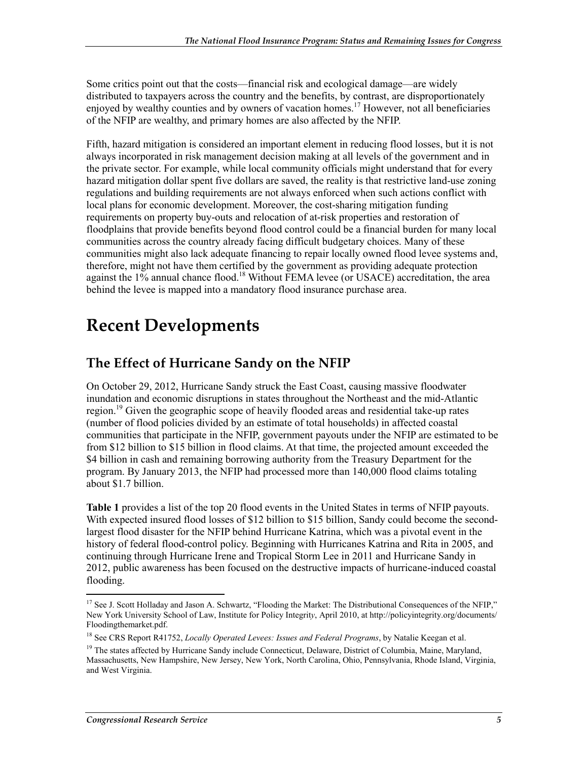Some critics point out that the costs—financial risk and ecological damage—are widely distributed to taxpayers across the country and the benefits, by contrast, are disproportionately enjoyed by wealthy counties and by owners of vacation homes.[17] However, not all beneficiaries of the NFIP are wealthy, and primary homes are also affected by the NFIP.

Fifth, hazard mitigation is considered an important element in reducing flood losses, but it is not always incorporated in risk management decision making at all levels of the government and in the private sector. For example, while local community officials might understand that for every hazard mitigation dollar spent five dollars are saved, the reality is that restrictive land-use zoning regulations and building requirements are not always enforced when such actions conflict with local plans for economic development. Moreover, the cost-sharing mitigation funding requirements on property buy-outs and relocation of at-risk properties and restoration of floodplains that provide benefits beyond flood control could be a financial burden for many local communities across the country already facing difficult budgetary choices. Many of these communities might also lack adequate financing to repair locally owned flood levee systems and, therefore, might not have them certified by the government as providing adequate protection against the 1% annual chance flood.[18] Without FEMA levee (or USACE) accreditation, the area behind the levee is mapped into a mandatory flood insurance purchase area.

# Recent Developments

## The Effect of Hurricane Sandy on the NFIP

On October 29, 2012, Hurricane Sandy struck the East Coast, causing massive floodwater inundation and economic disruptions in states throughout the Northeast and the mid-Atlantic region.[19] Given the geographic scope of heavily flooded areas and residential take-up rates (number of flood policies divided by an estimate of total households) in affected coastal communities that participate in the NFIP, government payouts under the NFIP are estimated to be from $12 billion to $15 billion in flood claims. At that time, the projected amount exceeded the $4 billion in cash and remaining borrowing authority from the Treasury Department for the program. By January 2013, the NFIP had processed more than 140,000 flood claims totaling about $1.7 billion.

**Table 1** provides a list of the top 20 flood events in the United States in terms of NFIP payouts. With expected insured flood losses of $12 billion to $15 billion, Sandy could become the second-largest flood disaster for the NFIP behind Hurricane Katrina, which was a pivotal event in the history of federal flood-control policy. Beginning with Hurricanes Katrina and Rita in 2005, and continuing through Hurricane Irene and Tropical Storm Lee in 2011 and Hurricane Sandy in 2012, public awareness has been focused on the destructive impacts of hurricane-induced coastal flooding.

---

[17] See J. Scott Holladay and Jason A. Schwartz, "Flooding the Market: The Distributional Consequences of the NFIP," New York University School of Law, Institute for Policy Integrity, April 2010, at http://policyintegrity.org/documents/Floodingthemarket.pdf.

[18] See CRS Report R41752, *Locally Operated Levees: Issues and Federal Programs*, by Natalie Keegan et al.

[19] The states affected by Hurricane Sandy include Connecticut, Delaware, District of Columbia, Maine, Maryland, Massachusetts, New Hampshire, New Jersey, New York, North Carolina, Ohio, Pennsylvania, Rhode Island, Virginia, and West Virginia.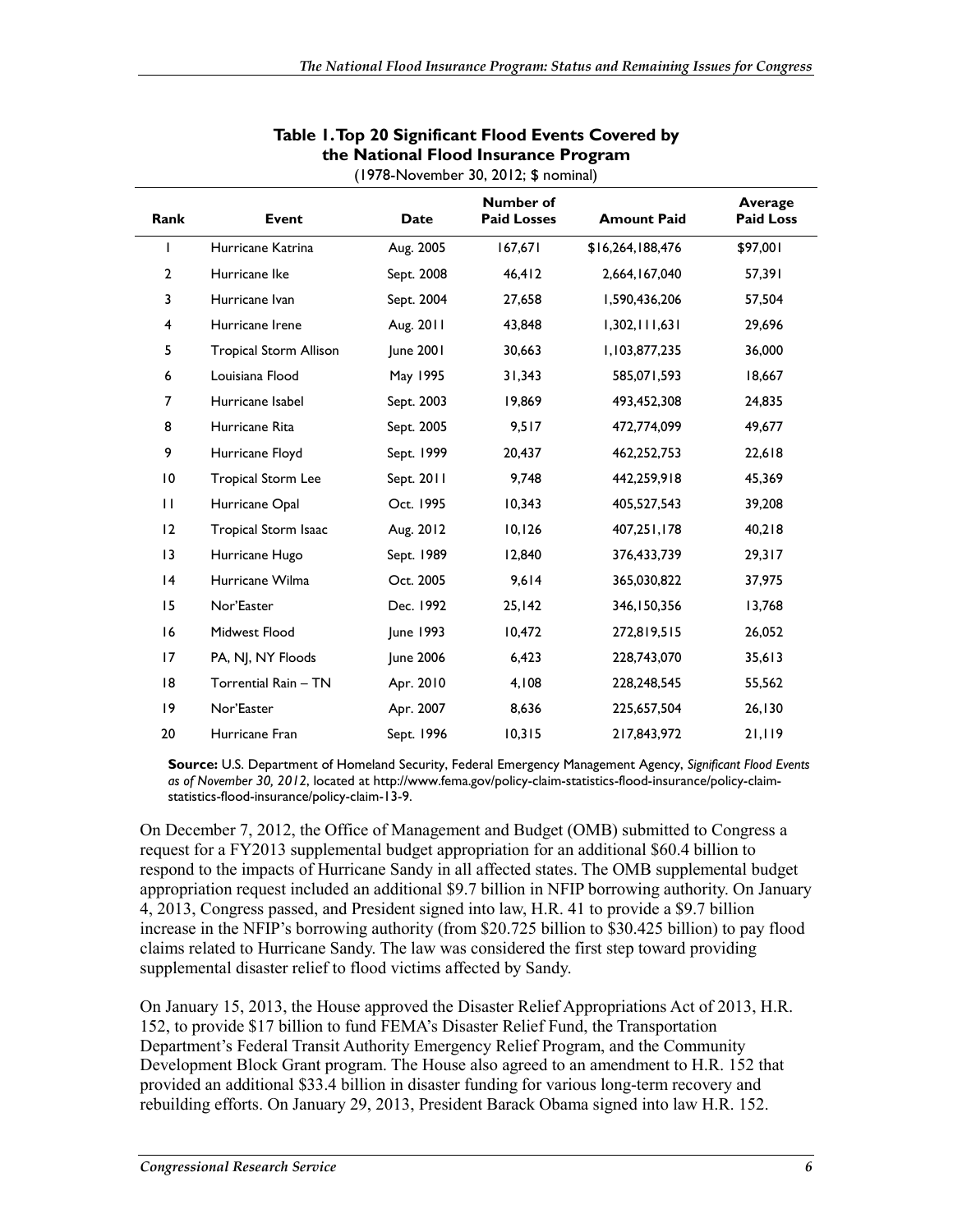**Table 1. Top 20 Significant Flood Events Covered by the National Flood Insurance Program**

(1978-November 30, 2012; $ nominal)

| Rank | Event | Date | Number of Paid Losses | Amount Paid | Average Paid Loss |
|---|---|---|---|---|---|
| 1 | Hurricane Katrina | Aug. 2005 | 167,671 | $16,264,188,476 | $97,001 |
| 2 | Hurricane Ike | Sept. 2008 | 46,412 | 2,664,167,040 | 57,391 |
| 3 | Hurricane Ivan | Sept. 2004 | 27,658 | 1,590,436,206 | 57,504 |
| 4 | Hurricane Irene | Aug. 2011 | 43,848 | 1,302,111,631 | 29,696 |
| 5 | Tropical Storm Allison | June 2001 | 30,663 | 1,103,877,235 | 36,000 |
| 6 | Louisiana Flood | May 1995 | 31,343 | 585,071,593 | 18,667 |
| 7 | Hurricane Isabel | Sept. 2003 | 19,869 | 493,452,308 | 24,835 |
| 8 | Hurricane Rita | Sept. 2005 | 9,517 | 472,774,099 | 49,677 |
| 9 | Hurricane Floyd | Sept. 1999 | 20,437 | 462,252,753 | 22,618 |
| 10 | Tropical Storm Lee | Sept. 2011 | 9,748 | 442,259,918 | 45,369 |
| 11 | Hurricane Opal | Oct. 1995 | 10,343 | 405,527,543 | 39,208 |
| 12 | Tropical Storm Isaac | Aug. 2012 | 10,126 | 407,251,178 | 40,218 |
| 13 | Hurricane Hugo | Sept. 1989 | 12,840 | 376,433,739 | 29,317 |
| 14 | Hurricane Wilma | Oct. 2005 | 9,614 | 365,030,822 | 37,975 |
| 15 | Nor'Easter | Dec. 1992 | 25,142 | 346,150,356 | 13,768 |
| 16 | Midwest Flood | June 1993 | 10,472 | 272,819,515 | 26,052 |
| 17 | PA, NJ, NY Floods | June 2006 | 6,423 | 228,743,070 | 35,613 |
| 18 | Torrential Rain – TN | Apr. 2010 | 4,108 | 228,248,545 | 55,562 |
| 19 | Nor'Easter | Apr. 2007 | 8,636 | 225,657,504 | 26,130 |
| 20 | Hurricane Fran | Sept. 1996 | 10,315 | 217,843,972 | 21,119 |

**Source:** U.S. Department of Homeland Security, Federal Emergency Management Agency, *Significant Flood Events as of November 30, 2012*, located at http://www.fema.gov/policy-claim-statistics-flood-insurance/policy-claim-statistics-flood-insurance/policy-claim-13-9.

On December 7, 2012, the Office of Management and Budget (OMB) submitted to Congress a request for a FY2013 supplemental budget appropriation for an additional $60.4 billion to respond to the impacts of Hurricane Sandy in all affected states. The OMB supplemental budget appropriation request included an additional $9.7 billion in NFIP borrowing authority. On January 4, 2013, Congress passed, and President signed into law, H.R. 41 to provide a $9.7 billion increase in the NFIP's borrowing authority (from $20.725 billion to $30.425 billion) to pay flood claims related to Hurricane Sandy. The law was considered the first step toward providing supplemental disaster relief to flood victims affected by Sandy.

On January 15, 2013, the House approved the Disaster Relief Appropriations Act of 2013, H.R. 152, to provide $17 billion to fund FEMA's Disaster Relief Fund, the Transportation Department's Federal Transit Authority Emergency Relief Program, and the Community Development Block Grant program. The House also agreed to an amendment to H.R. 152 that provided an additional $33.4 billion in disaster funding for various long-term recovery and rebuilding efforts. On January 29, 2013, President Barack Obama signed into law H.R. 152.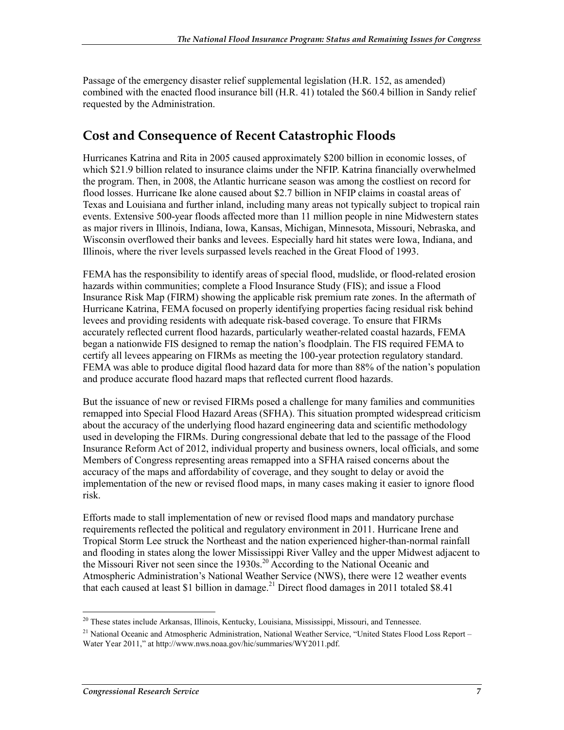Passage of the emergency disaster relief supplemental legislation (H.R. 152, as amended) combined with the enacted flood insurance bill (H.R. 41) totaled the $60.4 billion in Sandy relief requested by the Administration.

## Cost and Consequence of Recent Catastrophic Floods

Hurricanes Katrina and Rita in 2005 caused approximately $200 billion in economic losses, of which $21.9 billion related to insurance claims under the NFIP. Katrina financially overwhelmed the program. Then, in 2008, the Atlantic hurricane season was among the costliest on record for flood losses. Hurricane Ike alone caused about $2.7 billion in NFIP claims in coastal areas of Texas and Louisiana and further inland, including many areas not typically subject to tropical rain events. Extensive 500-year floods affected more than 11 million people in nine Midwestern states as major rivers in Illinois, Indiana, Iowa, Kansas, Michigan, Minnesota, Missouri, Nebraska, and Wisconsin overflowed their banks and levees. Especially hard hit states were Iowa, Indiana, and Illinois, where the river levels surpassed levels reached in the Great Flood of 1993.

FEMA has the responsibility to identify areas of special flood, mudslide, or flood-related erosion hazards within communities; complete a Flood Insurance Study (FIS); and issue a Flood Insurance Risk Map (FIRM) showing the applicable risk premium rate zones. In the aftermath of Hurricane Katrina, FEMA focused on properly identifying properties facing residual risk behind levees and providing residents with adequate risk-based coverage. To ensure that FIRMs accurately reflected current flood hazards, particularly weather-related coastal hazards, FEMA began a nationwide FIS designed to remap the nation's floodplain. The FIS required FEMA to certify all levees appearing on FIRMs as meeting the 100-year protection regulatory standard. FEMA was able to produce digital flood hazard data for more than 88% of the nation's population and produce accurate flood hazard maps that reflected current flood hazards.

But the issuance of new or revised FIRMs posed a challenge for many families and communities remapped into Special Flood Hazard Areas (SFHA). This situation prompted widespread criticism about the accuracy of the underlying flood hazard engineering data and scientific methodology used in developing the FIRMs. During congressional debate that led to the passage of the Flood Insurance Reform Act of 2012, individual property and business owners, local officials, and some Members of Congress representing areas remapped into a SFHA raised concerns about the accuracy of the maps and affordability of coverage, and they sought to delay or avoid the implementation of the new or revised flood maps, in many cases making it easier to ignore flood risk.

Efforts made to stall implementation of new or revised flood maps and mandatory purchase requirements reflected the political and regulatory environment in 2011. Hurricane Irene and Tropical Storm Lee struck the Northeast and the nation experienced higher-than-normal rainfall and flooding in states along the lower Mississippi River Valley and the upper Midwest adjacent to the Missouri River not seen since the 1930s.[20] According to the National Oceanic and Atmospheric Administration's National Weather Service (NWS), there were 12 weather events that each caused at least $1 billion in damage.[21] Direct flood damages in 2011 totaled $8.41

[20] These states include Arkansas, Illinois, Kentucky, Louisiana, Mississippi, Missouri, and Tennessee.

[21] National Oceanic and Atmospheric Administration, National Weather Service, "United States Flood Loss Report – Water Year 2011," at http://www.nws.noaa.gov/hic/summaries/WY2011.pdf.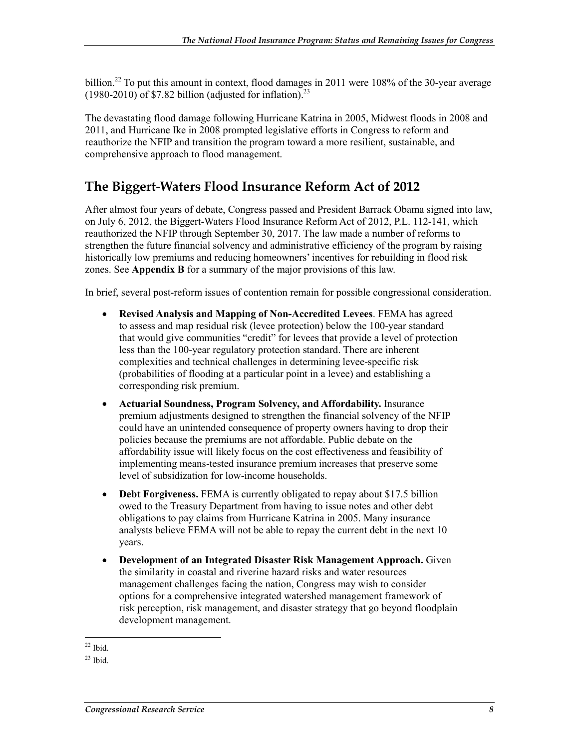billion.[22] To put this amount in context, flood damages in 2011 were 108% of the 30-year average (1980-2010) of $7.82 billion (adjusted for inflation).[23]

The devastating flood damage following Hurricane Katrina in 2005, Midwest floods in 2008 and 2011, and Hurricane Ike in 2008 prompted legislative efforts in Congress to reform and reauthorize the NFIP and transition the program toward a more resilient, sustainable, and comprehensive approach to flood management.

## The Biggert-Waters Flood Insurance Reform Act of 2012

After almost four years of debate, Congress passed and President Barrack Obama signed into law, on July 6, 2012, the Biggert-Waters Flood Insurance Reform Act of 2012, P.L. 112-141, which reauthorized the NFIP through September 30, 2017. The law made a number of reforms to strengthen the future financial solvency and administrative efficiency of the program by raising historically low premiums and reducing homeowners' incentives for rebuilding in flood risk zones. See **Appendix B** for a summary of the major provisions of this law.

In brief, several post-reform issues of contention remain for possible congressional consideration.

- **Revised Analysis and Mapping of Non-Accredited Levees**. FEMA has agreed to assess and map residual risk (levee protection) below the 100-year standard that would give communities "credit" for levees that provide a level of protection less than the 100-year regulatory protection standard. There are inherent complexities and technical challenges in determining levee-specific risk (probabilities of flooding at a particular point in a levee) and establishing a corresponding risk premium.
- **Actuarial Soundness, Program Solvency, and Affordability.** Insurance premium adjustments designed to strengthen the financial solvency of the NFIP could have an unintended consequence of property owners having to drop their policies because the premiums are not affordable. Public debate on the affordability issue will likely focus on the cost effectiveness and feasibility of implementing means-tested insurance premium increases that preserve some level of subsidization for low-income households.
- **Debt Forgiveness.** FEMA is currently obligated to repay about $17.5 billion owed to the Treasury Department from having to issue notes and other debt obligations to pay claims from Hurricane Katrina in 2005. Many insurance analysts believe FEMA will not be able to repay the current debt in the next 10 years.
- **Development of an Integrated Disaster Risk Management Approach.** Given the similarity in coastal and riverine hazard risks and water resources management challenges facing the nation, Congress may wish to consider options for a comprehensive integrated watershed management framework of risk perception, risk management, and disaster strategy that go beyond floodplain development management.

---

[22] Ibid.

[23] Ibid.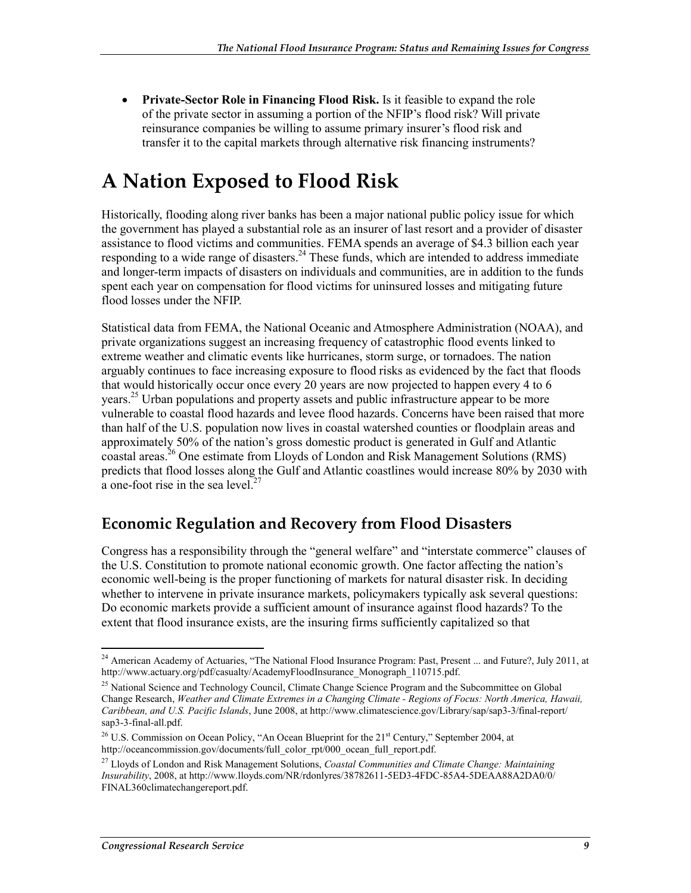- **Private-Sector Role in Financing Flood Risk.** Is it feasible to expand the role of the private sector in assuming a portion of the NFIP's flood risk? Will private reinsurance companies be willing to assume primary insurer's flood risk and transfer it to the capital markets through alternative risk financing instruments?

# A Nation Exposed to Flood Risk

Historically, flooding along river banks has been a major national public policy issue for which the government has played a substantial role as an insurer of last resort and a provider of disaster assistance to flood victims and communities. FEMA spends an average of $4.3 billion each year responding to a wide range of disasters.[24] These funds, which are intended to address immediate and longer-term impacts of disasters on individuals and communities, are in addition to the funds spent each year on compensation for flood victims for uninsured losses and mitigating future flood losses under the NFIP.

Statistical data from FEMA, the National Oceanic and Atmosphere Administration (NOAA), and private organizations suggest an increasing frequency of catastrophic flood events linked to extreme weather and climatic events like hurricanes, storm surge, or tornadoes. The nation arguably continues to face increasing exposure to flood risks as evidenced by the fact that floods that would historically occur once every 20 years are now projected to happen every 4 to 6 years.[25] Urban populations and property assets and public infrastructure appear to be more vulnerable to coastal flood hazards and levee flood hazards. Concerns have been raised that more than half of the U.S. population now lives in coastal watershed counties or floodplain areas and approximately 50% of the nation's gross domestic product is generated in Gulf and Atlantic coastal areas.[26] One estimate from Lloyds of London and Risk Management Solutions (RMS) predicts that flood losses along the Gulf and Atlantic coastlines would increase 80% by 2030 with a one-foot rise in the sea level.[27]

## Economic Regulation and Recovery from Flood Disasters

Congress has a responsibility through the "general welfare" and "interstate commerce" clauses of the U.S. Constitution to promote national economic growth. One factor affecting the nation's economic well-being is the proper functioning of markets for natural disaster risk. In deciding whether to intervene in private insurance markets, policymakers typically ask several questions: Do economic markets provide a sufficient amount of insurance against flood hazards? To the extent that flood insurance exists, are the insuring firms sufficiently capitalized so that

---

[24] American Academy of Actuaries, "The National Flood Insurance Program: Past, Present ... and Future?, July 2011, at http://www.actuary.org/pdf/casualty/AcademyFloodInsurance_Monograph_110715.pdf.

[25] National Science and Technology Council, Climate Change Science Program and the Subcommittee on Global Change Research, *Weather and Climate Extremes in a Changing Climate - Regions of Focus: North America, Hawaii, Caribbean, and U.S. Pacific Islands*, June 2008, at http://www.climatescience.gov/Library/sap/sap3-3/final-report/sap3-3-final-all.pdf.

[26] U.S. Commission on Ocean Policy, "An Ocean Blueprint for the 21st Century," September 2004, at http://oceancommission.gov/documents/full_color_rpt/000_ocean_full_report.pdf.

[27] Lloyds of London and Risk Management Solutions, *Coastal Communities and Climate Change: Maintaining Insurability*, 2008, at http://www.lloyds.com/NR/rdonlyres/38782611-5ED3-4FDC-85A4-5DEAA88A2DA0/0/FINAL360climatechangereport.pdf.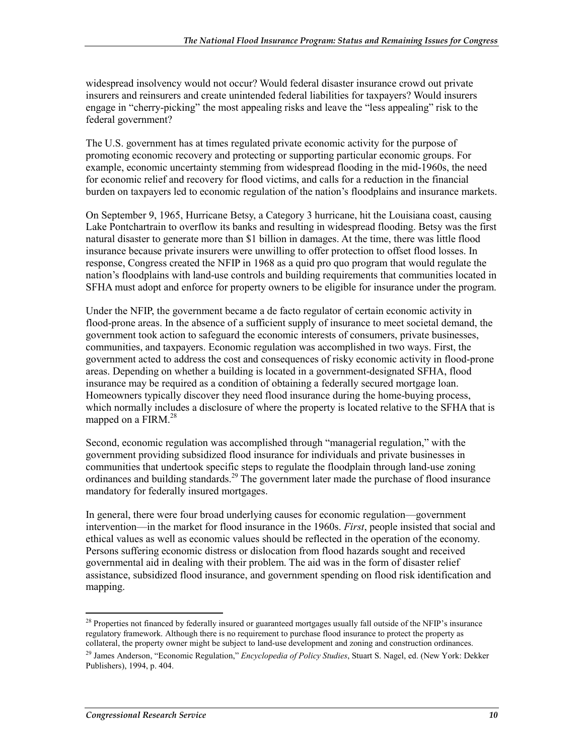widespread insolvency would not occur? Would federal disaster insurance crowd out private insurers and reinsurers and create unintended federal liabilities for taxpayers? Would insurers engage in "cherry-picking" the most appealing risks and leave the "less appealing" risk to the federal government?

The U.S. government has at times regulated private economic activity for the purpose of promoting economic recovery and protecting or supporting particular economic groups. For example, economic uncertainty stemming from widespread flooding in the mid-1960s, the need for economic relief and recovery for flood victims, and calls for a reduction in the financial burden on taxpayers led to economic regulation of the nation's floodplains and insurance markets.

On September 9, 1965, Hurricane Betsy, a Category 3 hurricane, hit the Louisiana coast, causing Lake Pontchartrain to overflow its banks and resulting in widespread flooding. Betsy was the first natural disaster to generate more than $1 billion in damages. At the time, there was little flood insurance because private insurers were unwilling to offer protection to offset flood losses. In response, Congress created the NFIP in 1968 as a quid pro quo program that would regulate the nation's floodplains with land-use controls and building requirements that communities located in SFHA must adopt and enforce for property owners to be eligible for insurance under the program.

Under the NFIP, the government became a de facto regulator of certain economic activity in flood-prone areas. In the absence of a sufficient supply of insurance to meet societal demand, the government took action to safeguard the economic interests of consumers, private businesses, communities, and taxpayers. Economic regulation was accomplished in two ways. First, the government acted to address the cost and consequences of risky economic activity in flood-prone areas. Depending on whether a building is located in a government-designated SFHA, flood insurance may be required as a condition of obtaining a federally secured mortgage loan. Homeowners typically discover they need flood insurance during the home-buying process, which normally includes a disclosure of where the property is located relative to the SFHA that is mapped on a FIRM.[28]

Second, economic regulation was accomplished through "managerial regulation," with the government providing subsidized flood insurance for individuals and private businesses in communities that undertook specific steps to regulate the floodplain through land-use zoning ordinances and building standards.[29] The government later made the purchase of flood insurance mandatory for federally insured mortgages.

In general, there were four broad underlying causes for economic regulation—government intervention—in the market for flood insurance in the 1960s. *First*, people insisted that social and ethical values as well as economic values should be reflected in the operation of the economy. Persons suffering economic distress or dislocation from flood hazards sought and received governmental aid in dealing with their problem. The aid was in the form of disaster relief assistance, subsidized flood insurance, and government spending on flood risk identification and mapping.

[28] Properties not financed by federally insured or guaranteed mortgages usually fall outside of the NFIP's insurance regulatory framework. Although there is no requirement to purchase flood insurance to protect the property as collateral, the property owner might be subject to land-use development and zoning and construction ordinances.

[29] James Anderson, "Economic Regulation," *Encyclopedia of Policy Studies*, Stuart S. Nagel, ed. (New York: Dekker Publishers), 1994, p. 404.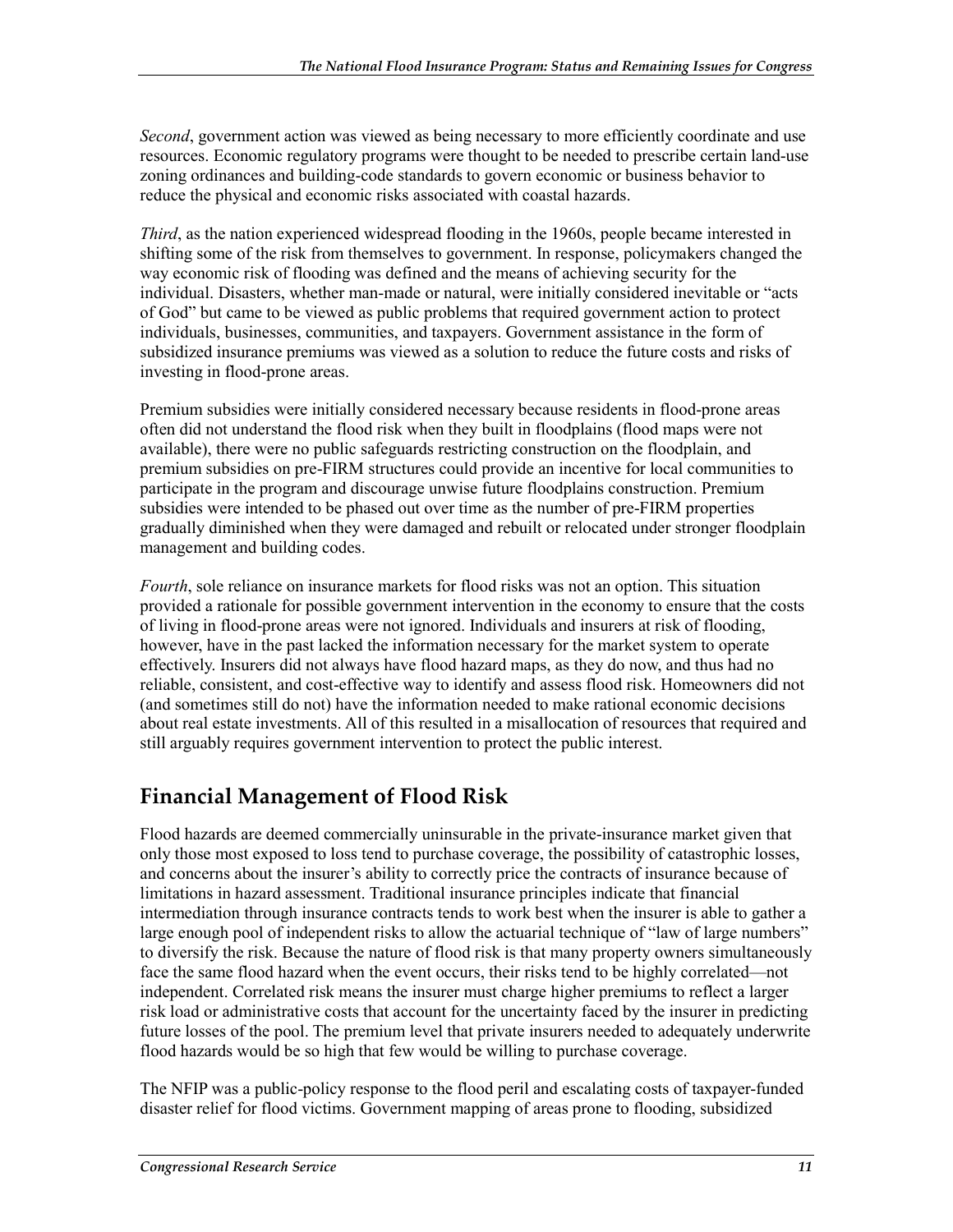*Second*, government action was viewed as being necessary to more efficiently coordinate and use resources. Economic regulatory programs were thought to be needed to prescribe certain land-use zoning ordinances and building-code standards to govern economic or business behavior to reduce the physical and economic risks associated with coastal hazards.

*Third*, as the nation experienced widespread flooding in the 1960s, people became interested in shifting some of the risk from themselves to government. In response, policymakers changed the way economic risk of flooding was defined and the means of achieving security for the individual. Disasters, whether man-made or natural, were initially considered inevitable or "acts of God" but came to be viewed as public problems that required government action to protect individuals, businesses, communities, and taxpayers. Government assistance in the form of subsidized insurance premiums was viewed as a solution to reduce the future costs and risks of investing in flood-prone areas.

Premium subsidies were initially considered necessary because residents in flood-prone areas often did not understand the flood risk when they built in floodplains (flood maps were not available), there were no public safeguards restricting construction on the floodplain, and premium subsidies on pre-FIRM structures could provide an incentive for local communities to participate in the program and discourage unwise future floodplains construction. Premium subsidies were intended to be phased out over time as the number of pre-FIRM properties gradually diminished when they were damaged and rebuilt or relocated under stronger floodplain management and building codes.

*Fourth*, sole reliance on insurance markets for flood risks was not an option. This situation provided a rationale for possible government intervention in the economy to ensure that the costs of living in flood-prone areas were not ignored. Individuals and insurers at risk of flooding, however, have in the past lacked the information necessary for the market system to operate effectively. Insurers did not always have flood hazard maps, as they do now, and thus had no reliable, consistent, and cost-effective way to identify and assess flood risk. Homeowners did not (and sometimes still do not) have the information needed to make rational economic decisions about real estate investments. All of this resulted in a misallocation of resources that required and still arguably requires government intervention to protect the public interest.

## Financial Management of Flood Risk

Flood hazards are deemed commercially uninsurable in the private-insurance market given that only those most exposed to loss tend to purchase coverage, the possibility of catastrophic losses, and concerns about the insurer's ability to correctly price the contracts of insurance because of limitations in hazard assessment. Traditional insurance principles indicate that financial intermediation through insurance contracts tends to work best when the insurer is able to gather a large enough pool of independent risks to allow the actuarial technique of "law of large numbers" to diversify the risk. Because the nature of flood risk is that many property owners simultaneously face the same flood hazard when the event occurs, their risks tend to be highly correlated—not independent. Correlated risk means the insurer must charge higher premiums to reflect a larger risk load or administrative costs that account for the uncertainty faced by the insurer in predicting future losses of the pool. The premium level that private insurers needed to adequately underwrite flood hazards would be so high that few would be willing to purchase coverage.

The NFIP was a public-policy response to the flood peril and escalating costs of taxpayer-funded disaster relief for flood victims. Government mapping of areas prone to flooding, subsidized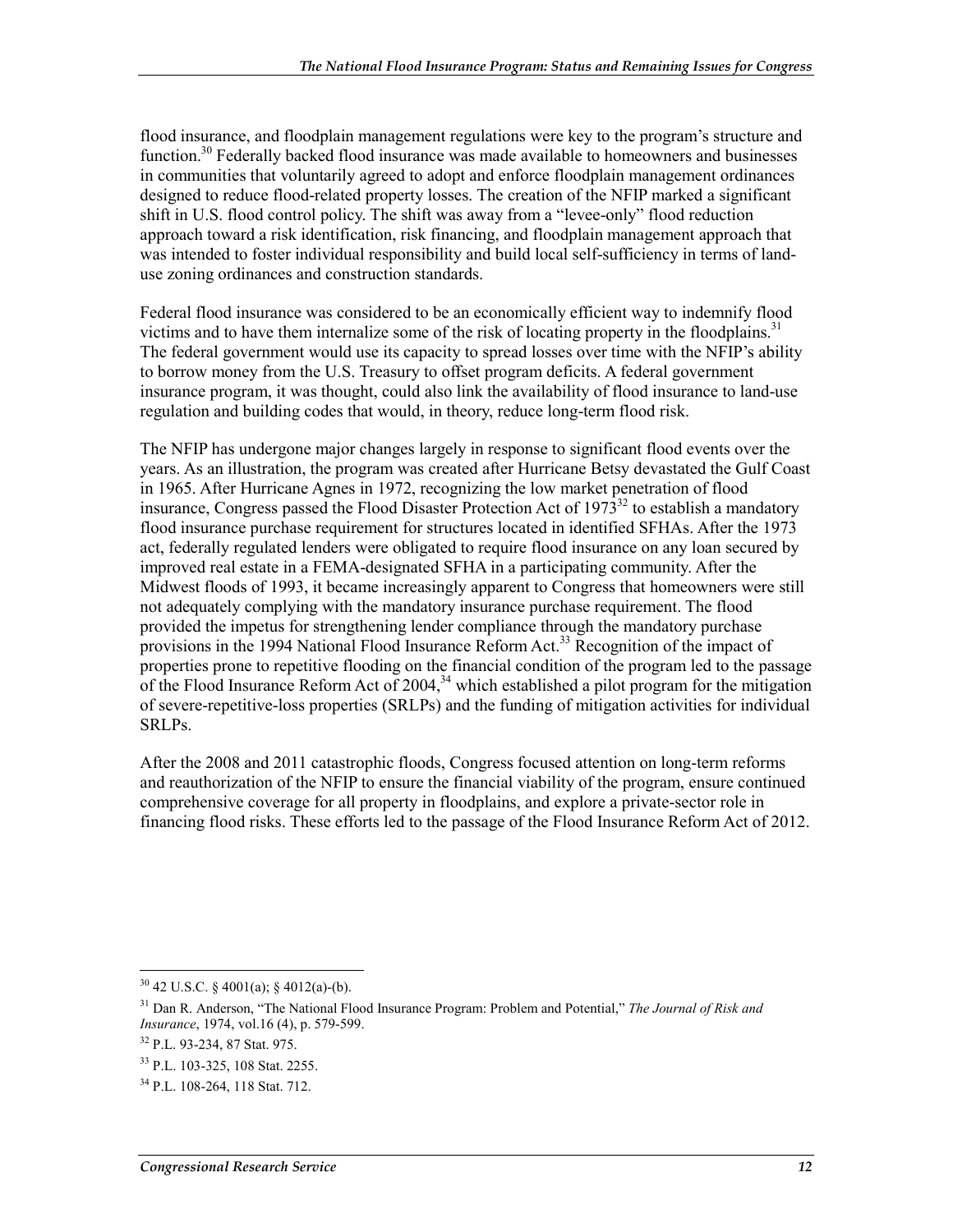flood insurance, and floodplain management regulations were key to the program's structure and function.[30] Federally backed flood insurance was made available to homeowners and businesses in communities that voluntarily agreed to adopt and enforce floodplain management ordinances designed to reduce flood-related property losses. The creation of the NFIP marked a significant shift in U.S. flood control policy. The shift was away from a "levee-only" flood reduction approach toward a risk identification, risk financing, and floodplain management approach that was intended to foster individual responsibility and build local self-sufficiency in terms of land-use zoning ordinances and construction standards.

Federal flood insurance was considered to be an economically efficient way to indemnify flood victims and to have them internalize some of the risk of locating property in the floodplains.[31] The federal government would use its capacity to spread losses over time with the NFIP's ability to borrow money from the U.S. Treasury to offset program deficits. A federal government insurance program, it was thought, could also link the availability of flood insurance to land-use regulation and building codes that would, in theory, reduce long-term flood risk.

The NFIP has undergone major changes largely in response to significant flood events over the years. As an illustration, the program was created after Hurricane Betsy devastated the Gulf Coast in 1965. After Hurricane Agnes in 1972, recognizing the low market penetration of flood insurance, Congress passed the Flood Disaster Protection Act of 1973[32] to establish a mandatory flood insurance purchase requirement for structures located in identified SFHAs. After the 1973 act, federally regulated lenders were obligated to require flood insurance on any loan secured by improved real estate in a FEMA-designated SFHA in a participating community. After the Midwest floods of 1993, it became increasingly apparent to Congress that homeowners were still not adequately complying with the mandatory insurance purchase requirement. The flood provided the impetus for strengthening lender compliance through the mandatory purchase provisions in the 1994 National Flood Insurance Reform Act.[33] Recognition of the impact of properties prone to repetitive flooding on the financial condition of the program led to the passage of the Flood Insurance Reform Act of 2004,[34] which established a pilot program for the mitigation of severe-repetitive-loss properties (SRLPs) and the funding of mitigation activities for individual SRLPs.

After the 2008 and 2011 catastrophic floods, Congress focused attention on long-term reforms and reauthorization of the NFIP to ensure the financial viability of the program, ensure continued comprehensive coverage for all property in floodplains, and explore a private-sector role in financing flood risks. These efforts led to the passage of the Flood Insurance Reform Act of 2012.

---

[30] 42 U.S.C. § 4001(a); § 4012(a)-(b).

[31] Dan R. Anderson, "The National Flood Insurance Program: Problem and Potential," *The Journal of Risk and Insurance*, 1974, vol.16 (4), p. 579-599.

[32] P.L. 93-234, 87 Stat. 975.

[33] P.L. 103-325, 108 Stat. 2255.

[34] P.L. 108-264, 118 Stat. 712.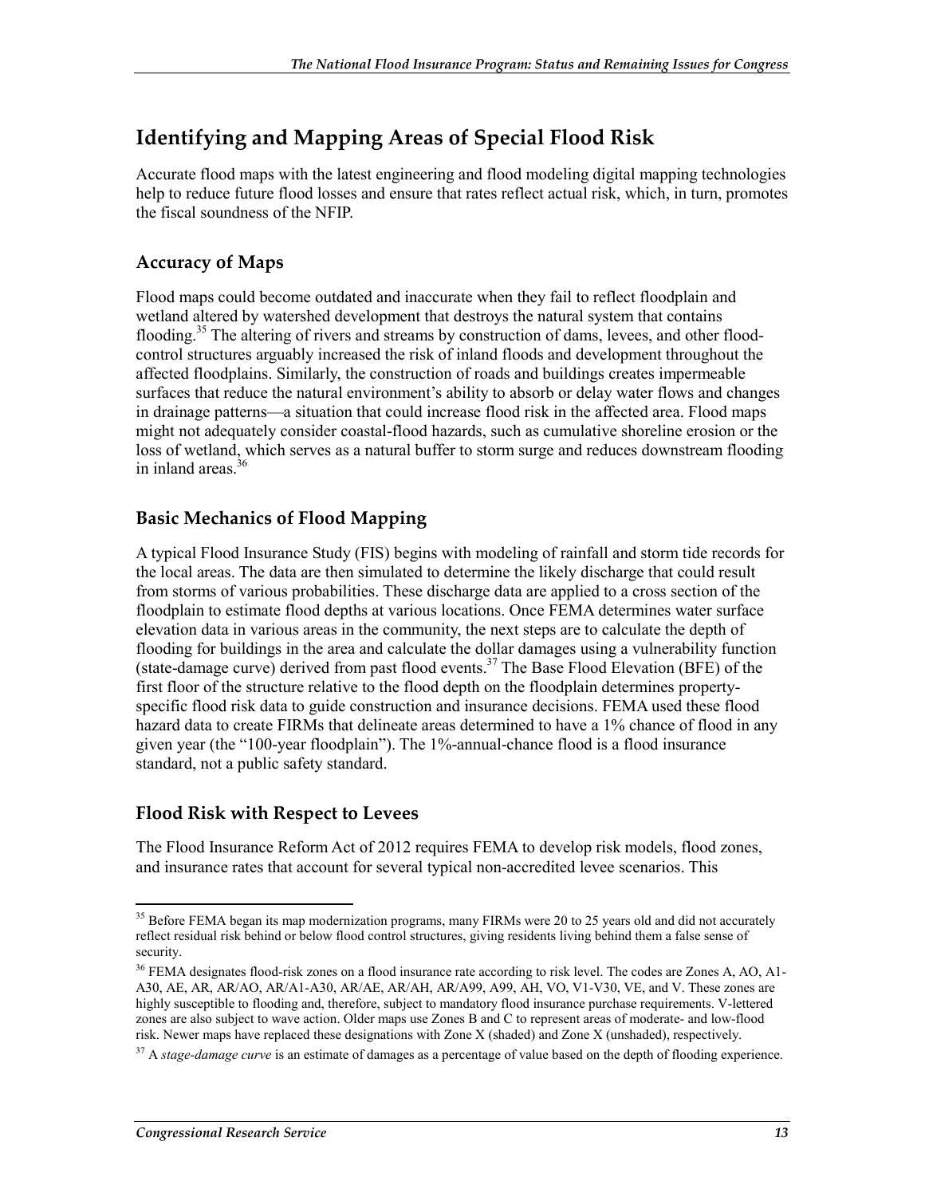## Identifying and Mapping Areas of Special Flood Risk

Accurate flood maps with the latest engineering and flood modeling digital mapping technologies help to reduce future flood losses and ensure that rates reflect actual risk, which, in turn, promotes the fiscal soundness of the NFIP.

### Accuracy of Maps

Flood maps could become outdated and inaccurate when they fail to reflect floodplain and wetland altered by watershed development that destroys the natural system that contains flooding.[35] The altering of rivers and streams by construction of dams, levees, and other flood-control structures arguably increased the risk of inland floods and development throughout the affected floodplains. Similarly, the construction of roads and buildings creates impermeable surfaces that reduce the natural environment's ability to absorb or delay water flows and changes in drainage patterns—a situation that could increase flood risk in the affected area. Flood maps might not adequately consider coastal-flood hazards, such as cumulative shoreline erosion or the loss of wetland, which serves as a natural buffer to storm surge and reduces downstream flooding in inland areas.[36]

### Basic Mechanics of Flood Mapping

A typical Flood Insurance Study (FIS) begins with modeling of rainfall and storm tide records for the local areas. The data are then simulated to determine the likely discharge that could result from storms of various probabilities. These discharge data are applied to a cross section of the floodplain to estimate flood depths at various locations. Once FEMA determines water surface elevation data in various areas in the community, the next steps are to calculate the depth of flooding for buildings in the area and calculate the dollar damages using a vulnerability function (state-damage curve) derived from past flood events.[37] The Base Flood Elevation (BFE) of the first floor of the structure relative to the flood depth on the floodplain determines property-specific flood risk data to guide construction and insurance decisions. FEMA used these flood hazard data to create FIRMs that delineate areas determined to have a 1% chance of flood in any given year (the "100-year floodplain"). The 1%-annual-chance flood is a flood insurance standard, not a public safety standard.

### Flood Risk with Respect to Levees

The Flood Insurance Reform Act of 2012 requires FEMA to develop risk models, flood zones, and insurance rates that account for several typical non-accredited levee scenarios. This

---

[35] Before FEMA began its map modernization programs, many FIRMs were 20 to 25 years old and did not accurately reflect residual risk behind or below flood control structures, giving residents living behind them a false sense of security.

[36] FEMA designates flood-risk zones on a flood insurance rate according to risk level. The codes are Zones A, AO, A1-A30, AE, AR, AR/AO, AR/A1-A30, AR/AE, AR/AH, AR/A99, A99, AH, VO, V1-V30, VE, and V. These zones are highly susceptible to flooding and, therefore, subject to mandatory flood insurance purchase requirements. V-lettered zones are also subject to wave action. Older maps use Zones B and C to represent areas of moderate- and low-flood risk. Newer maps have replaced these designations with Zone X (shaded) and Zone X (unshaded), respectively.

[37] A *stage-damage curve* is an estimate of damages as a percentage of value based on the depth of flooding experience.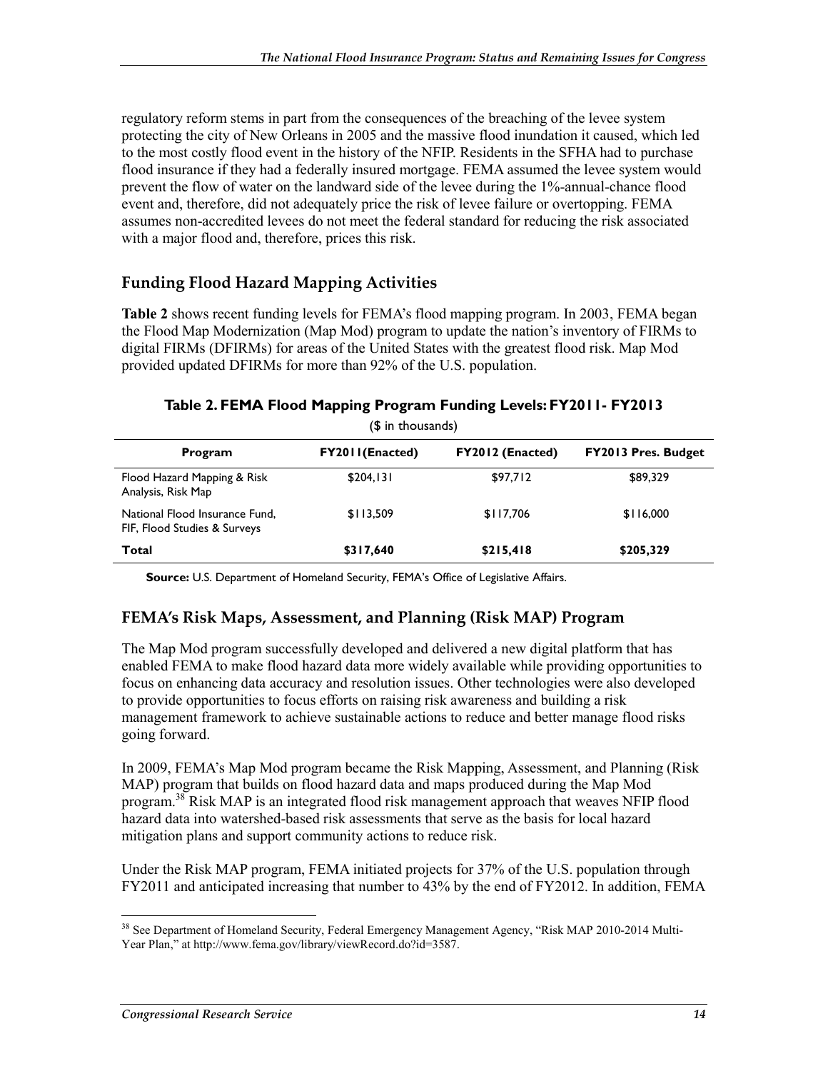regulatory reform stems in part from the consequences of the breaching of the levee system protecting the city of New Orleans in 2005 and the massive flood inundation it caused, which led to the most costly flood event in the history of the NFIP. Residents in the SFHA had to purchase flood insurance if they had a federally insured mortgage. FEMA assumed the levee system would prevent the flow of water on the landward side of the levee during the 1%-annual-chance flood event and, therefore, did not adequately price the risk of levee failure or overtopping. FEMA assumes non-accredited levees do not meet the federal standard for reducing the risk associated with a major flood and, therefore, prices this risk.

## Funding Flood Hazard Mapping Activities

**Table 2** shows recent funding levels for FEMA's flood mapping program. In 2003, FEMA began the Flood Map Modernization (Map Mod) program to update the nation's inventory of FIRMs to digital FIRMs (DFIRMs) for areas of the United States with the greatest flood risk. Map Mod provided updated DFIRMs for more than 92% of the U.S. population.

**Table 2. FEMA Flood Mapping Program Funding Levels: FY2011- FY2013**

($ in thousands)

| Program | FY2011(Enacted) | FY2012 (Enacted) | FY2013 Pres. Budget |
|---|---|---|---|
| Flood Hazard Mapping & Risk Analysis, Risk Map | $204,131 | $97,712 | $89,329 |
| National Flood Insurance Fund, FIF, Flood Studies & Surveys | $113,509 | $117,706 | $116,000 |
| **Total** | **$317,640** | **$215,418** | **$205,329** |

**Source:** U.S. Department of Homeland Security, FEMA's Office of Legislative Affairs.

## FEMA's Risk Maps, Assessment, and Planning (Risk MAP) Program

The Map Mod program successfully developed and delivered a new digital platform that has enabled FEMA to make flood hazard data more widely available while providing opportunities to focus on enhancing data accuracy and resolution issues. Other technologies were also developed to provide opportunities to focus efforts on raising risk awareness and building a risk management framework to achieve sustainable actions to reduce and better manage flood risks going forward.

In 2009, FEMA's Map Mod program became the Risk Mapping, Assessment, and Planning (Risk MAP) program that builds on flood hazard data and maps produced during the Map Mod program.[38] Risk MAP is an integrated flood risk management approach that weaves NFIP flood hazard data into watershed-based risk assessments that serve as the basis for local hazard mitigation plans and support community actions to reduce risk.

Under the Risk MAP program, FEMA initiated projects for 37% of the U.S. population through FY2011 and anticipated increasing that number to 43% by the end of FY2012. In addition, FEMA

[38] See Department of Homeland Security, Federal Emergency Management Agency, "Risk MAP 2010-2014 Multi-Year Plan," at http://www.fema.gov/library/viewRecord.do?id=3587.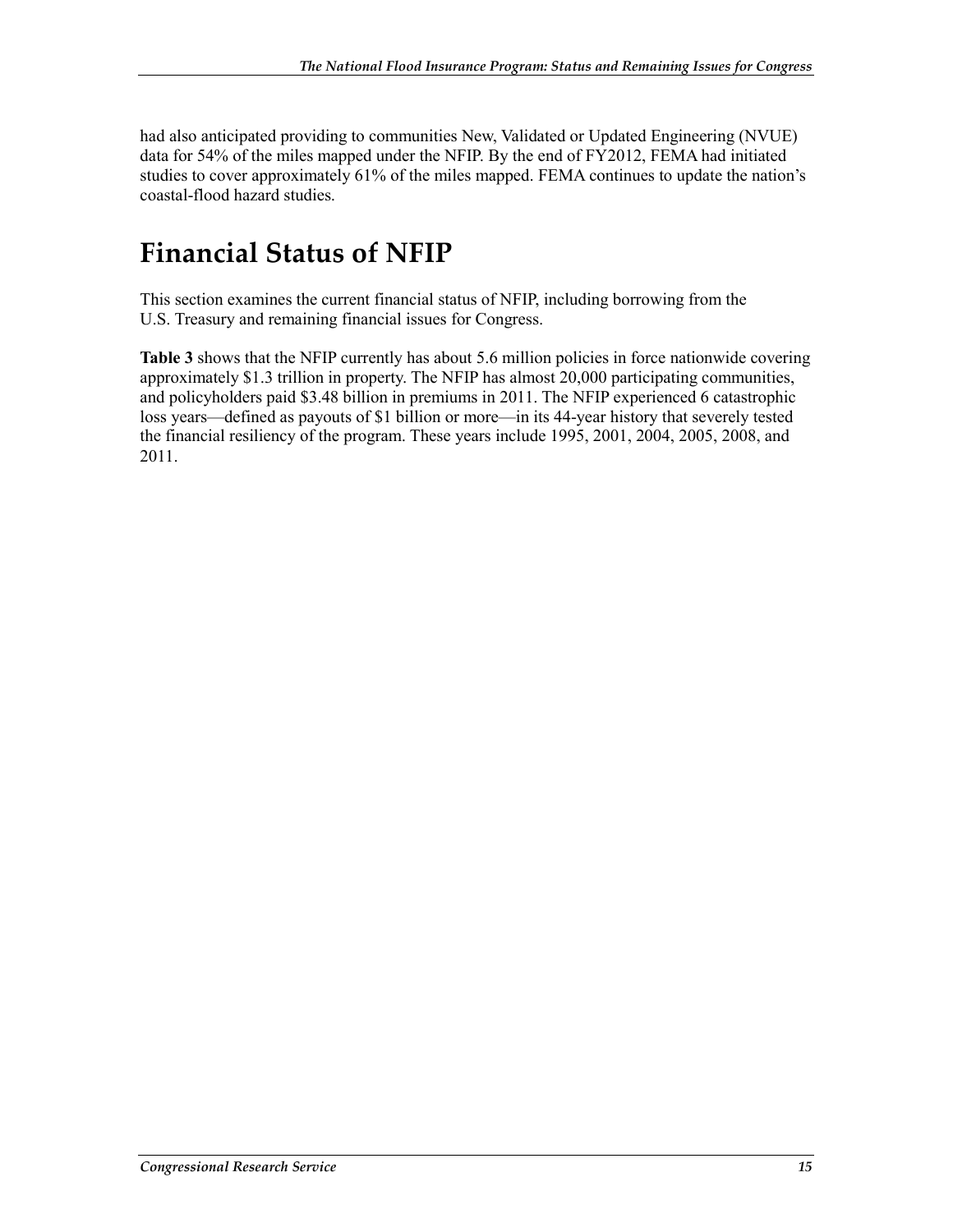had also anticipated providing to communities New, Validated or Updated Engineering (NVUE) data for 54% of the miles mapped under the NFIP. By the end of FY2012, FEMA had initiated studies to cover approximately 61% of the miles mapped. FEMA continues to update the nation's coastal-flood hazard studies.

# Financial Status of NFIP

This section examines the current financial status of NFIP, including borrowing from the U.S. Treasury and remaining financial issues for Congress.

**Table 3** shows that the NFIP currently has about 5.6 million policies in force nationwide covering approximately $1.3 trillion in property. The NFIP has almost 20,000 participating communities, and policyholders paid $3.48 billion in premiums in 2011. The NFIP experienced 6 catastrophic loss years—defined as payouts of $1 billion or more—in its 44-year history that severely tested the financial resiliency of the program. These years include 1995, 2001, 2004, 2005, 2008, and 2011.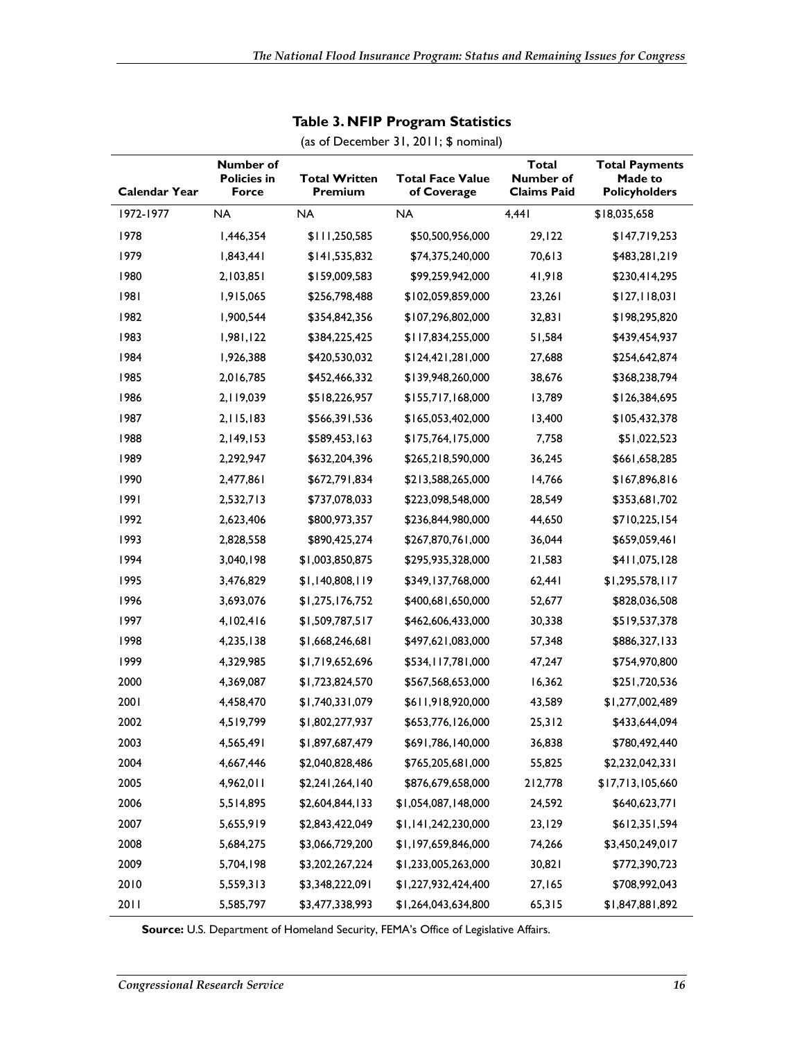**Table 3. NFIP Program Statistics**

(as of December 31, 2011; $ nominal)

| Calendar Year | Number of Policies in Force | Total Written Premium | Total Face Value of Coverage | Total Number of Claims Paid | Total Payments Made to Policyholders |
|---|---|---|---|---|---|
| 1972-1977 | NA | NA | NA | 4,441 | $18,035,658 |
| 1978 | 1,446,354 | $111,250,585 | $50,500,956,000 | 29,122 | $147,719,253 |
| 1979 | 1,843,441 | $141,535,832 | $74,375,240,000 | 70,613 | $483,281,219 |
| 1980 | 2,103,851 | $159,009,583 | $99,259,942,000 | 41,918 | $230,414,295 |
| 1981 | 1,915,065 | $256,798,488 | $102,059,859,000 | 23,261 | $127,118,031 |
| 1982 | 1,900,544 | $354,842,356 | $107,296,802,000 | 32,831 | $198,295,820 |
| 1983 | 1,981,122 | $384,225,425 | $117,834,255,000 | 51,584 | $439,454,937 |
| 1984 | 1,926,388 | $420,530,032 | $124,421,281,000 | 27,688 | $254,642,874 |
| 1985 | 2,016,785 | $452,466,332 | $139,948,260,000 | 38,676 | $368,238,794 |
| 1986 | 2,119,039 | $518,226,957 | $155,717,168,000 | 13,789 | $126,384,695 |
| 1987 | 2,115,183 | $566,391,536 | $165,053,402,000 | 13,400 | $105,432,378 |
| 1988 | 2,149,153 | $589,453,163 | $175,764,175,000 | 7,758 | $51,022,523 |
| 1989 | 2,292,947 | $632,204,396 | $265,218,590,000 | 36,245 | $661,658,285 |
| 1990 | 2,477,861 | $672,791,834 | $213,588,265,000 | 14,766 | $167,896,816 |
| 1991 | 2,532,713 | $737,078,033 | $223,098,548,000 | 28,549 | $353,681,702 |
| 1992 | 2,623,406 | $800,973,357 | $236,844,980,000 | 44,650 | $710,225,154 |
| 1993 | 2,828,558 | $890,425,274 | $267,870,761,000 | 36,044 | $659,059,461 |
| 1994 | 3,040,198 | $1,003,850,875 | $295,935,328,000 | 21,583 | $411,075,128 |
| 1995 | 3,476,829 | $1,140,808,119 | $349,137,768,000 | 62,441 | $1,295,578,117 |
| 1996 | 3,693,076 | $1,275,176,752 | $400,681,650,000 | 52,677 | $828,036,508 |
| 1997 | 4,102,416 | $1,509,787,517 | $462,606,433,000 | 30,338 | $519,537,378 |
| 1998 | 4,235,138 | $1,668,246,681 | $497,621,083,000 | 57,348 | $886,327,133 |
| 1999 | 4,329,985 | $1,719,652,696 | $534,117,781,000 | 47,247 | $754,970,800 |
| 2000 | 4,369,087 | $1,723,824,570 | $567,568,653,000 | 16,362 | $251,720,536 |
| 2001 | 4,458,470 | $1,740,331,079 | $611,918,920,000 | 43,589 | $1,277,002,489 |
| 2002 | 4,519,799 | $1,802,277,937 | $653,776,126,000 | 25,312 | $433,644,094 |
| 2003 | 4,565,491 | $1,897,687,479 | $691,786,140,000 | 36,838 | $780,492,440 |
| 2004 | 4,667,446 | $2,040,828,486 | $765,205,681,000 | 55,825 | $2,232,042,331 |
| 2005 | 4,962,011 | $2,241,264,140 | $876,679,658,000 | 212,778 | $17,713,105,660 |
| 2006 | 5,514,895 | $2,604,844,133 | $1,054,087,148,000 | 24,592 | $640,623,771 |
| 2007 | 5,655,919 | $2,843,422,049 | $1,141,242,230,000 | 23,129 | $612,351,594 |
| 2008 | 5,684,275 | $3,066,729,200 | $1,197,659,846,000 | 74,266 | $3,450,249,017 |
| 2009 | 5,704,198 | $3,202,267,224 | $1,233,005,263,000 | 30,821 | $772,390,723 |
| 2010 | 5,559,313 | $3,348,222,091 | $1,227,932,424,400 | 27,165 | $708,992,043 |
| 2011 | 5,585,797 | $3,477,338,993 | $1,264,043,634,800 | 65,315 | $1,847,881,892 |

**Source:** U.S. Department of Homeland Security, FEMA's Office of Legislative Affairs.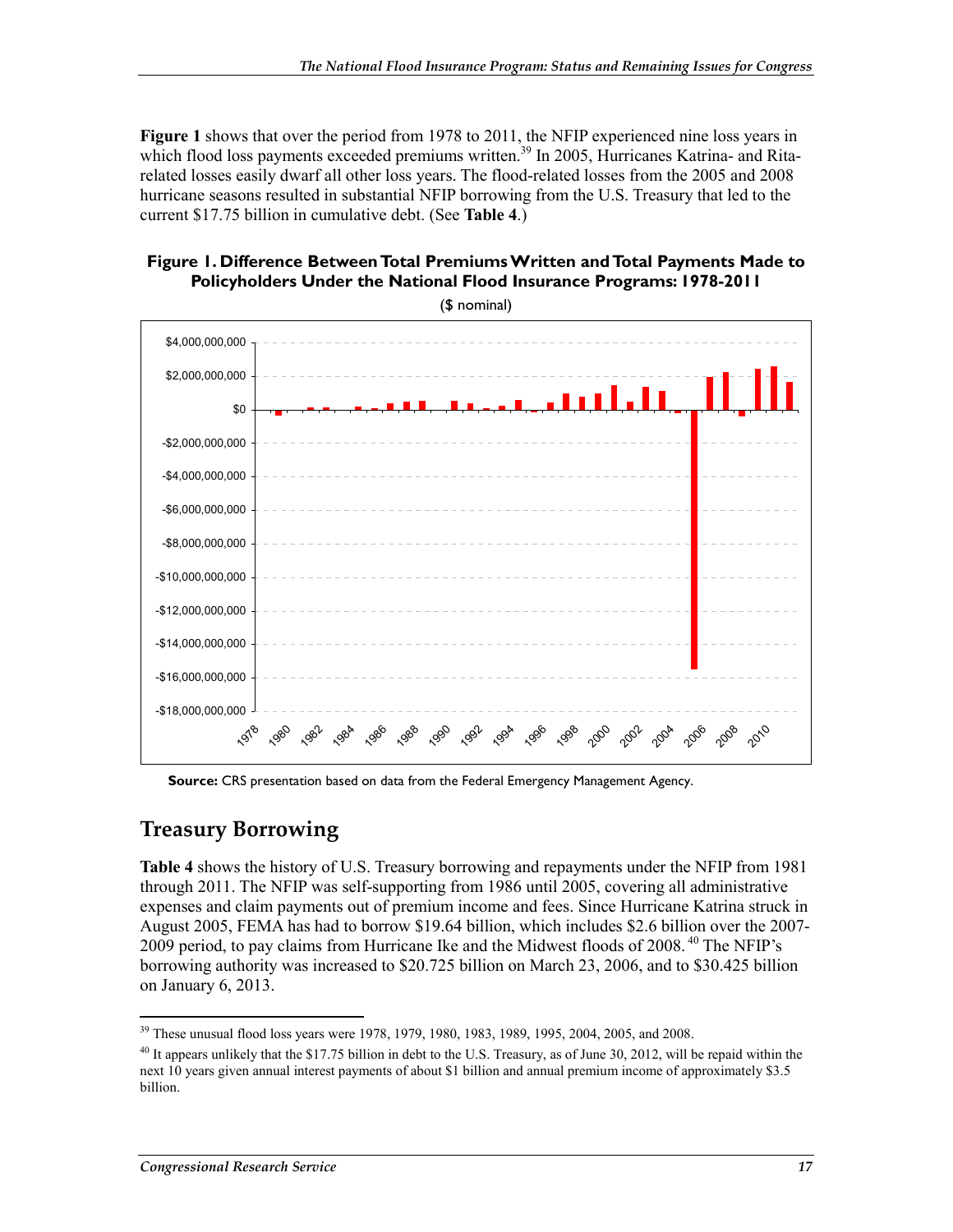**Figure 1** shows that over the period from 1978 to 2011, the NFIP experienced nine loss years in which flood loss payments exceeded premiums written.[39] In 2005, Hurricanes Katrina- and Rita-related losses easily dwarf all other loss years. The flood-related losses from the 2005 and 2008 hurricane seasons resulted in substantial NFIP borrowing from the U.S. Treasury that led to the current $17.75 billion in cumulative debt. (See **Table 4**.)

**Figure 1. Difference Between Total Premiums Written and Total Payments Made to Policyholders Under the National Flood Insurance Programs: 1978-2011**

($ nominal)

**Source:** CRS presentation based on data from the Federal Emergency Management Agency.

## Treasury Borrowing

**Table 4** shows the history of U.S. Treasury borrowing and repayments under the NFIP from 1981 through 2011. The NFIP was self-supporting from 1986 until 2005, covering all administrative expenses and claim payments out of premium income and fees. Since Hurricane Katrina struck in August 2005, FEMA has had to borrow $19.64 billion, which includes $2.6 billion over the 2007-2009 period, to pay claims from Hurricane Ike and the Midwest floods of 2008.[40] The NFIP's borrowing authority was increased to $20.725 billion on March 23, 2006, and to $30.425 billion on January 6, 2013.

---

[39] These unusual flood loss years were 1978, 1979, 1980, 1983, 1989, 1995, 2004, 2005, and 2008.

[40] It appears unlikely that the $17.75 billion in debt to the U.S. Treasury, as of June 30, 2012, will be repaid within the next 10 years given annual interest payments of about $1 billion and annual premium income of approximately $3.5 billion.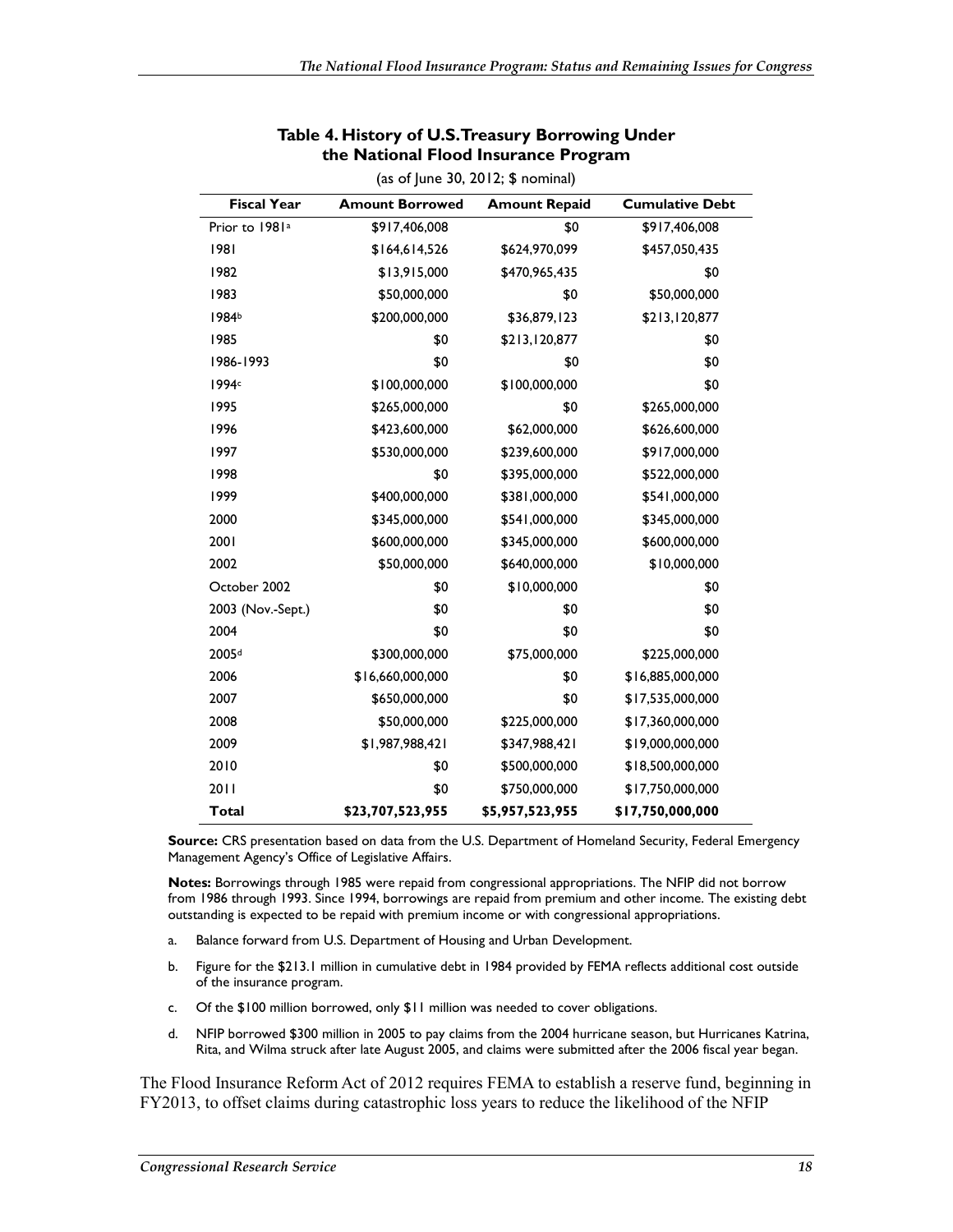**Table 4. History of U.S. Treasury Borrowing Under the National Flood Insurance Program**

(as of June 30, 2012; $ nominal)

| Fiscal Year | Amount Borrowed | Amount Repaid | Cumulative Debt |
|---|---|---|---|
| Prior to 1981[a] | $917,406,008 | $0 | $917,406,008 |
| 1981 | $164,614,526 | $624,970,099 | $457,050,435 |
| 1982 | $13,915,000 | $470,965,435 | $0 |
| 1983 | $50,000,000 | $0 | $50,000,000 |
| 1984[b] | $200,000,000 | $36,879,123 | $213,120,877 |
| 1985 | $0 | $213,120,877 | $0 |
| 1986-1993 | $0 | $0 | $0 |
| 1994[c] | $100,000,000 | $100,000,000 | $0 |
| 1995 | $265,000,000 | $0 | $265,000,000 |
| 1996 | $423,600,000 | $62,000,000 | $626,600,000 |
| 1997 | $530,000,000 | $239,600,000 | $917,000,000 |
| 1998 | $0 | $395,000,000 | $522,000,000 |
| 1999 | $400,000,000 | $381,000,000 | $541,000,000 |
| 2000 | $345,000,000 | $541,000,000 | $345,000,000 |
| 2001 | $600,000,000 | $345,000,000 | $600,000,000 |
| 2002 | $50,000,000 | $640,000,000 | $10,000,000 |
| October 2002 | $0 | $10,000,000 | $0 |
| 2003 (Nov.-Sept.) | $0 | $0 | $0 |
| 2004 | $0 | $0 | $0 |
| 2005[d] | $300,000,000 | $75,000,000 | $225,000,000 |
| 2006 | $16,660,000,000 | $0 | $16,885,000,000 |
| 2007 | $650,000,000 | $0 | $17,535,000,000 |
| 2008 | $50,000,000 | $225,000,000 | $17,360,000,000 |
| 2009 | $1,987,988,421 | $347,988,421 | $19,000,000,000 |
| 2010 | $0 | $500,000,000 | $18,500,000,000 |
| 2011 | $0 | $750,000,000 | $17,750,000,000 |
| **Total** | **$23,707,523,955** | **$5,957,523,955** | **$17,750,000,000** |

**Source:** CRS presentation based on data from the U.S. Department of Homeland Security, Federal Emergency Management Agency's Office of Legislative Affairs.

**Notes:** Borrowings through 1985 were repaid from congressional appropriations. The NFIP did not borrow from 1986 through 1993. Since 1994, borrowings are repaid from premium and other income. The existing debt outstanding is expected to be repaid with premium income or with congressional appropriations.

a. Balance forward from U.S. Department of Housing and Urban Development.

b. Figure for the $213.1 million in cumulative debt in 1984 provided by FEMA reflects additional cost outside of the insurance program.

c. Of the $100 million borrowed, only $11 million was needed to cover obligations.

d. NFIP borrowed $300 million in 2005 to pay claims from the 2004 hurricane season, but Hurricanes Katrina, Rita, and Wilma struck after late August 2005, and claims were submitted after the 2006 fiscal year began.

The Flood Insurance Reform Act of 2012 requires FEMA to establish a reserve fund, beginning in FY2013, to offset claims during catastrophic loss years to reduce the likelihood of the NFIP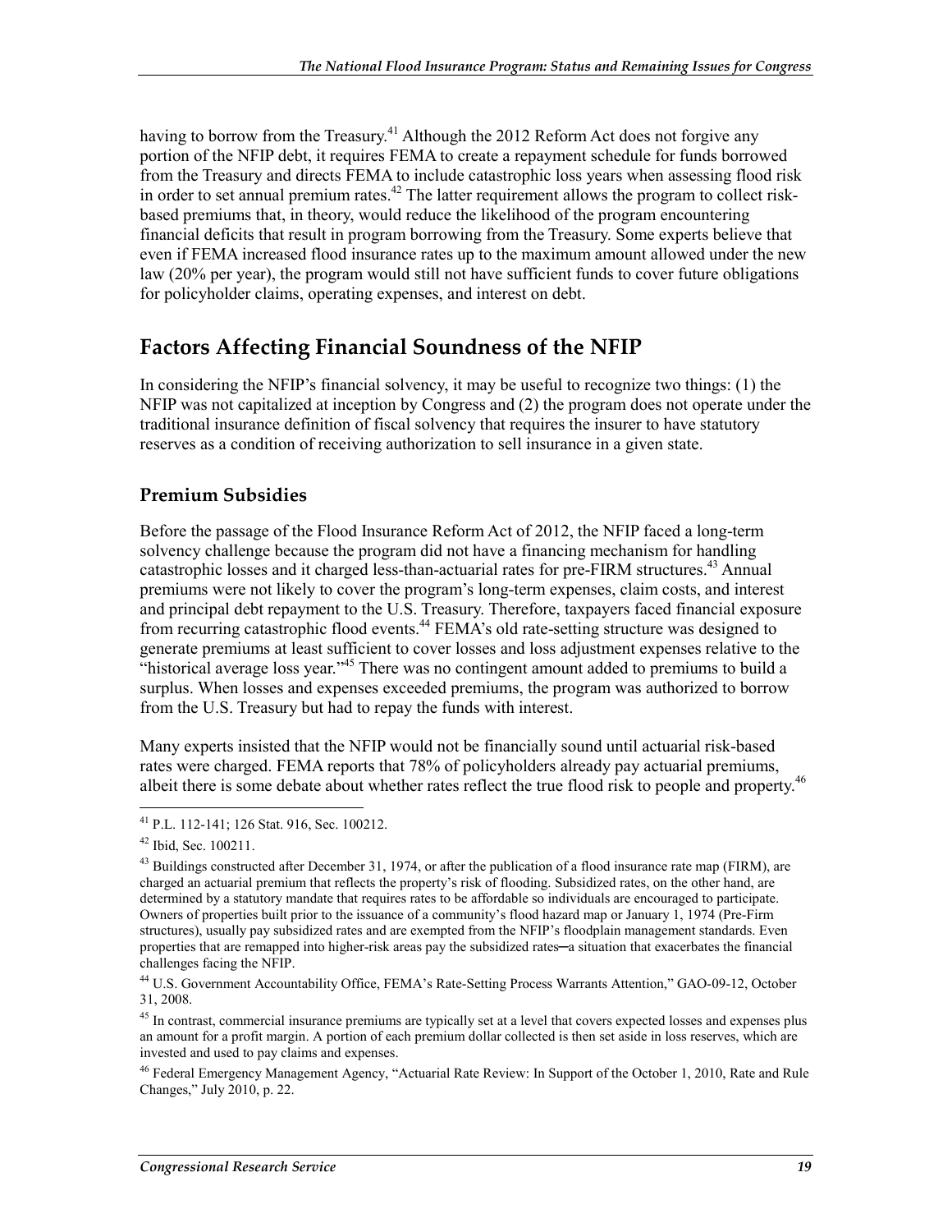having to borrow from the Treasury.[41] Although the 2012 Reform Act does not forgive any portion of the NFIP debt, it requires FEMA to create a repayment schedule for funds borrowed from the Treasury and directs FEMA to include catastrophic loss years when assessing flood risk in order to set annual premium rates.[42] The latter requirement allows the program to collect risk-based premiums that, in theory, would reduce the likelihood of the program encountering financial deficits that result in program borrowing from the Treasury. Some experts believe that even if FEMA increased flood insurance rates up to the maximum amount allowed under the new law (20% per year), the program would still not have sufficient funds to cover future obligations for policyholder claims, operating expenses, and interest on debt.

## Factors Affecting Financial Soundness of the NFIP

In considering the NFIP's financial solvency, it may be useful to recognize two things: (1) the NFIP was not capitalized at inception by Congress and (2) the program does not operate under the traditional insurance definition of fiscal solvency that requires the insurer to have statutory reserves as a condition of receiving authorization to sell insurance in a given state.

### Premium Subsidies

Before the passage of the Flood Insurance Reform Act of 2012, the NFIP faced a long-term solvency challenge because the program did not have a financing mechanism for handling catastrophic losses and it charged less-than-actuarial rates for pre-FIRM structures.[43] Annual premiums were not likely to cover the program's long-term expenses, claim costs, and interest and principal debt repayment to the U.S. Treasury. Therefore, taxpayers faced financial exposure from recurring catastrophic flood events.[44] FEMA's old rate-setting structure was designed to generate premiums at least sufficient to cover losses and loss adjustment expenses relative to the "historical average loss year."[45] There was no contingent amount added to premiums to build a surplus. When losses and expenses exceeded premiums, the program was authorized to borrow from the U.S. Treasury but had to repay the funds with interest.

Many experts insisted that the NFIP would not be financially sound until actuarial risk-based rates were charged. FEMA reports that 78% of policyholders already pay actuarial premiums, albeit there is some debate about whether rates reflect the true flood risk to people and property.[46]

---

[41] P.L. 112-141; 126 Stat. 916, Sec. 100212.

[42] Ibid, Sec. 100211.

[43] Buildings constructed after December 31, 1974, or after the publication of a flood insurance rate map (FIRM), are charged an actuarial premium that reflects the property's risk of flooding. Subsidized rates, on the other hand, are determined by a statutory mandate that requires rates to be affordable so individuals are encouraged to participate. Owners of properties built prior to the issuance of a community's flood hazard map or January 1, 1974 (Pre-Firm structures), usually pay subsidized rates and are exempted from the NFIP's floodplain management standards. Even properties that are remapped into higher-risk areas pay the subsidized rates—a situation that exacerbates the financial challenges facing the NFIP.

[44] U.S. Government Accountability Office, FEMA's Rate-Setting Process Warrants Attention," GAO-09-12, October 31, 2008.

[45] In contrast, commercial insurance premiums are typically set at a level that covers expected losses and expenses plus an amount for a profit margin. A portion of each premium dollar collected is then set aside in loss reserves, which are invested and used to pay claims and expenses.

[46] Federal Emergency Management Agency, "Actuarial Rate Review: In Support of the October 1, 2010, Rate and Rule Changes," July 2010, p. 22.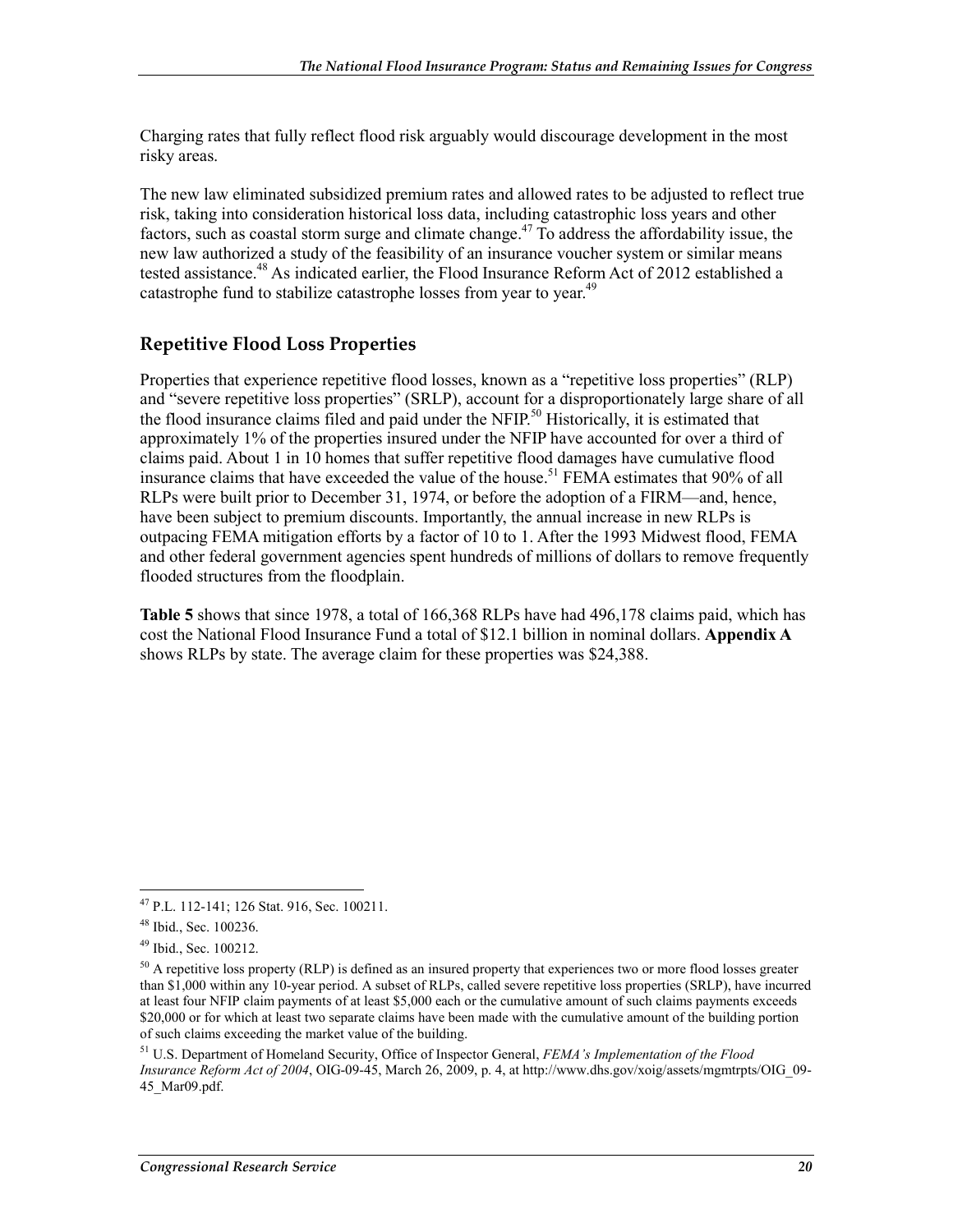Charging rates that fully reflect flood risk arguably would discourage development in the most risky areas.

The new law eliminated subsidized premium rates and allowed rates to be adjusted to reflect true risk, taking into consideration historical loss data, including catastrophic loss years and other factors, such as coastal storm surge and climate change.[47] To address the affordability issue, the new law authorized a study of the feasibility of an insurance voucher system or similar means tested assistance.[48] As indicated earlier, the Flood Insurance Reform Act of 2012 established a catastrophe fund to stabilize catastrophe losses from year to year.[49]

## Repetitive Flood Loss Properties

Properties that experience repetitive flood losses, known as a "repetitive loss properties" (RLP) and "severe repetitive loss properties" (SRLP), account for a disproportionately large share of all the flood insurance claims filed and paid under the NFIP.[50] Historically, it is estimated that approximately 1% of the properties insured under the NFIP have accounted for over a third of claims paid. About 1 in 10 homes that suffer repetitive flood damages have cumulative flood insurance claims that have exceeded the value of the house.[51] FEMA estimates that 90% of all RLPs were built prior to December 31, 1974, or before the adoption of a FIRM—and, hence, have been subject to premium discounts. Importantly, the annual increase in new RLPs is outpacing FEMA mitigation efforts by a factor of 10 to 1. After the 1993 Midwest flood, FEMA and other federal government agencies spent hundreds of millions of dollars to remove frequently flooded structures from the floodplain.

**Table 5** shows that since 1978, a total of 166,368 RLPs have had 496,178 claims paid, which has cost the National Flood Insurance Fund a total of $12.1 billion in nominal dollars. **Appendix A** shows RLPs by state. The average claim for these properties was $24,388.

---

[47] P.L. 112-141; 126 Stat. 916, Sec. 100211.

[48] Ibid., Sec. 100236.

[49] Ibid., Sec. 100212.

[50] A repetitive loss property (RLP) is defined as an insured property that experiences two or more flood losses greater than $1,000 within any 10-year period. A subset of RLPs, called severe repetitive loss properties (SRLP), have incurred at least four NFIP claim payments of at least $5,000 each or the cumulative amount of such claims payments exceeds $20,000 or for which at least two separate claims have been made with the cumulative amount of the building portion of such claims exceeding the market value of the building.

[51] U.S. Department of Homeland Security, Office of Inspector General, *FEMA's Implementation of the Flood Insurance Reform Act of 2004*, OIG-09-45, March 26, 2009, p. 4, at http://www.dhs.gov/xoig/assets/mgmtrpts/OIG_09-45_Mar09.pdf.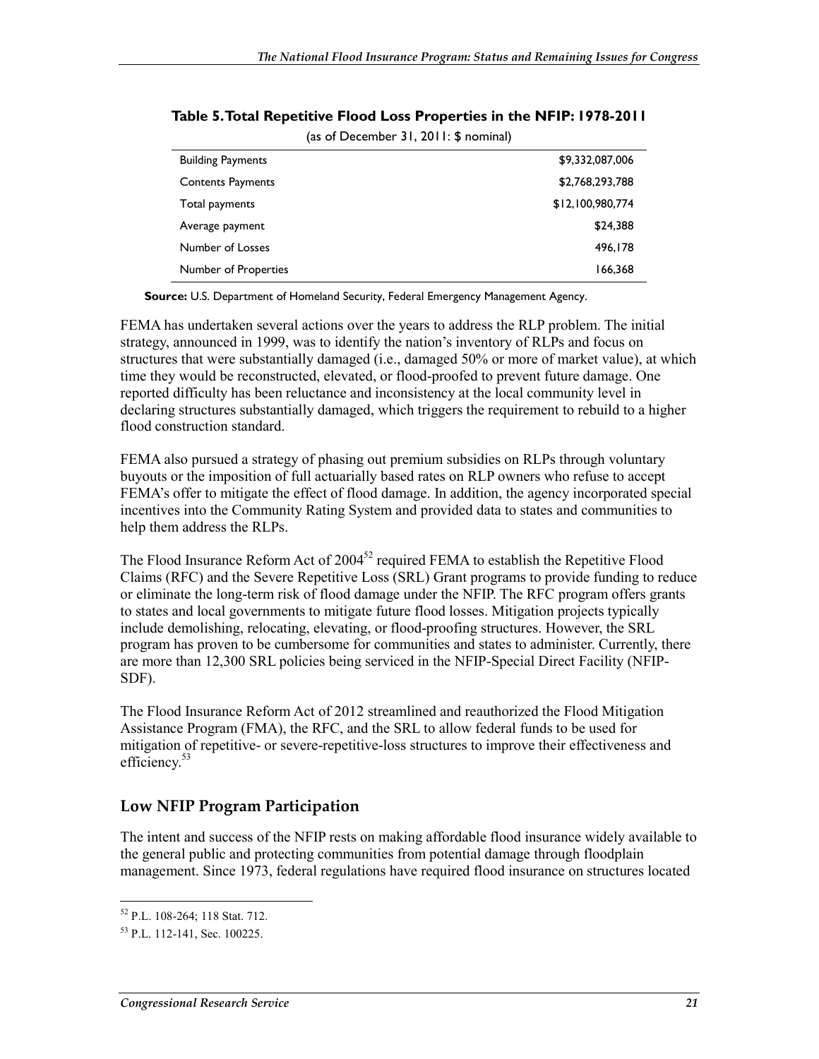**Table 5. Total Repetitive Flood Loss Properties in the NFIP: 1978-2011**

(as of December 31, 2011: $ nominal)

| | |
|---|---|
| Building Payments | $9,332,087,006 |
| Contents Payments | $2,768,293,788 |
| Total payments | $12,100,980,774 |
| Average payment | $24,388 |
| Number of Losses | 496,178 |
| Number of Properties | 166,368 |

**Source:** U.S. Department of Homeland Security, Federal Emergency Management Agency.

FEMA has undertaken several actions over the years to address the RLP problem. The initial strategy, announced in 1999, was to identify the nation's inventory of RLPs and focus on structures that were substantially damaged (i.e., damaged 50% or more of market value), at which time they would be reconstructed, elevated, or flood-proofed to prevent future damage. One reported difficulty has been reluctance and inconsistency at the local community level in declaring structures substantially damaged, which triggers the requirement to rebuild to a higher flood construction standard.

FEMA also pursued a strategy of phasing out premium subsidies on RLPs through voluntary buyouts or the imposition of full actuarially based rates on RLP owners who refuse to accept FEMA's offer to mitigate the effect of flood damage. In addition, the agency incorporated special incentives into the Community Rating System and provided data to states and communities to help them address the RLPs.

The Flood Insurance Reform Act of 2004[52] required FEMA to establish the Repetitive Flood Claims (RFC) and the Severe Repetitive Loss (SRL) Grant programs to provide funding to reduce or eliminate the long-term risk of flood damage under the NFIP. The RFC program offers grants to states and local governments to mitigate future flood losses. Mitigation projects typically include demolishing, relocating, elevating, or flood-proofing structures. However, the SRL program has proven to be cumbersome for communities and states to administer. Currently, there are more than 12,300 SRL policies being serviced in the NFIP-Special Direct Facility (NFIP-SDF).

The Flood Insurance Reform Act of 2012 streamlined and reauthorized the Flood Mitigation Assistance Program (FMA), the RFC, and the SRL to allow federal funds to be used for mitigation of repetitive- or severe-repetitive-loss structures to improve their effectiveness and efficiency.[53]

## Low NFIP Program Participation

The intent and success of the NFIP rests on making affordable flood insurance widely available to the general public and protecting communities from potential damage through floodplain management. Since 1973, federal regulations have required flood insurance on structures located

---

[52] P.L. 108-264; 118 Stat. 712.

[53] P.L. 112-141, Sec. 100225.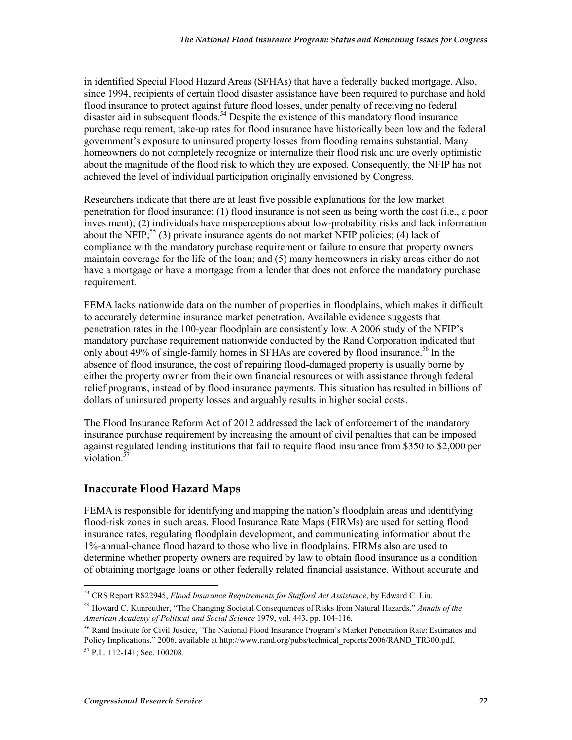in identified Special Flood Hazard Areas (SFHAs) that have a federally backed mortgage. Also, since 1994, recipients of certain flood disaster assistance have been required to purchase and hold flood insurance to protect against future flood losses, under penalty of receiving no federal disaster aid in subsequent floods.[54] Despite the existence of this mandatory flood insurance purchase requirement, take-up rates for flood insurance have historically been low and the federal government's exposure to uninsured property losses from flooding remains substantial. Many homeowners do not completely recognize or internalize their flood risk and are overly optimistic about the magnitude of the flood risk to which they are exposed. Consequently, the NFIP has not achieved the level of individual participation originally envisioned by Congress.

Researchers indicate that there are at least five possible explanations for the low market penetration for flood insurance: (1) flood insurance is not seen as being worth the cost (i.e., a poor investment); (2) individuals have misperceptions about low-probability risks and lack information about the NFIP;[55] (3) private insurance agents do not market NFIP policies; (4) lack of compliance with the mandatory purchase requirement or failure to ensure that property owners maintain coverage for the life of the loan; and (5) many homeowners in risky areas either do not have a mortgage or have a mortgage from a lender that does not enforce the mandatory purchase requirement.

FEMA lacks nationwide data on the number of properties in floodplains, which makes it difficult to accurately determine insurance market penetration. Available evidence suggests that penetration rates in the 100-year floodplain are consistently low. A 2006 study of the NFIP's mandatory purchase requirement nationwide conducted by the Rand Corporation indicated that only about 49% of single-family homes in SFHAs are covered by flood insurance.[56] In the absence of flood insurance, the cost of repairing flood-damaged property is usually borne by either the property owner from their own financial resources or with assistance through federal relief programs, instead of by flood insurance payments. This situation has resulted in billions of dollars of uninsured property losses and arguably results in higher social costs.

The Flood Insurance Reform Act of 2012 addressed the lack of enforcement of the mandatory insurance purchase requirement by increasing the amount of civil penalties that can be imposed against regulated lending institutions that fail to require flood insurance from $350 to $2,000 per violation.[57]

## Inaccurate Flood Hazard Maps

FEMA is responsible for identifying and mapping the nation's floodplain areas and identifying flood-risk zones in such areas. Flood Insurance Rate Maps (FIRMs) are used for setting flood insurance rates, regulating floodplain development, and communicating information about the 1%-annual-chance flood hazard to those who live in floodplains. FIRMs also are used to determine whether property owners are required by law to obtain flood insurance as a condition of obtaining mortgage loans or other federally related financial assistance. Without accurate and

---

[54] CRS Report RS22945, *Flood Insurance Requirements for Stafford Act Assistance*, by Edward C. Liu.

[55] Howard C. Kunreuther, "The Changing Societal Consequences of Risks from Natural Hazards." *Annals of the American Academy of Political and Social Science* 1979, vol. 443, pp. 104-116.

[56] Rand Institute for Civil Justice, "The National Flood Insurance Program's Market Penetration Rate: Estimates and Policy Implications," 2006, available at http://www.rand.org/pubs/technical_reports/2006/RAND_TR300.pdf.

[57] P.L. 112-141; Sec. 100208.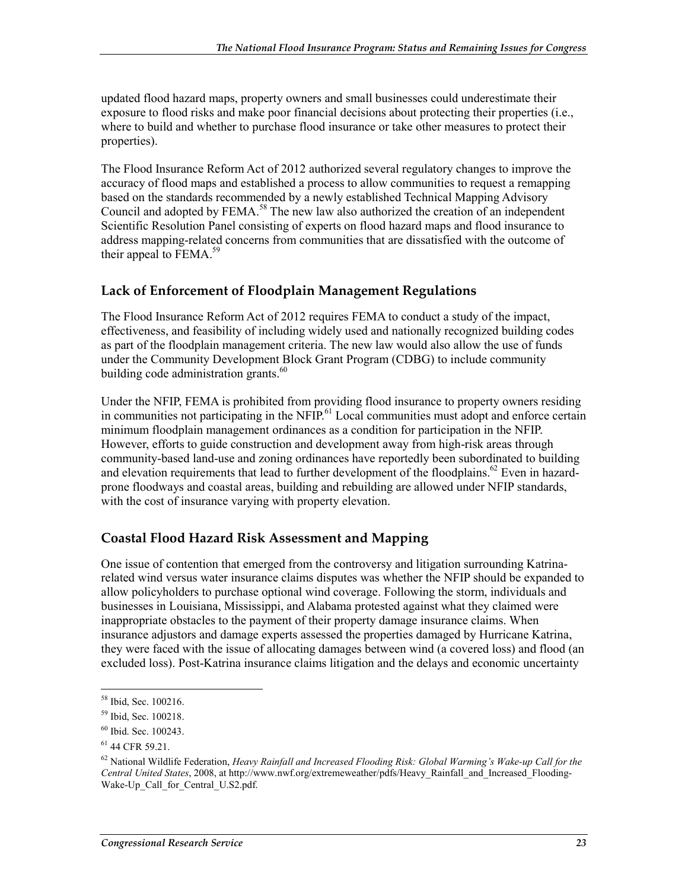updated flood hazard maps, property owners and small businesses could underestimate their exposure to flood risks and make poor financial decisions about protecting their properties (i.e., where to build and whether to purchase flood insurance or take other measures to protect their properties).

The Flood Insurance Reform Act of 2012 authorized several regulatory changes to improve the accuracy of flood maps and established a process to allow communities to request a remapping based on the standards recommended by a newly established Technical Mapping Advisory Council and adopted by FEMA.[58] The new law also authorized the creation of an independent Scientific Resolution Panel consisting of experts on flood hazard maps and flood insurance to address mapping-related concerns from communities that are dissatisfied with the outcome of their appeal to FEMA.[59]

## Lack of Enforcement of Floodplain Management Regulations

The Flood Insurance Reform Act of 2012 requires FEMA to conduct a study of the impact, effectiveness, and feasibility of including widely used and nationally recognized building codes as part of the floodplain management criteria. The new law would also allow the use of funds under the Community Development Block Grant Program (CDBG) to include community building code administration grants.[60]

Under the NFIP, FEMA is prohibited from providing flood insurance to property owners residing in communities not participating in the NFIP.[61] Local communities must adopt and enforce certain minimum floodplain management ordinances as a condition for participation in the NFIP. However, efforts to guide construction and development away from high-risk areas through community-based land-use and zoning ordinances have reportedly been subordinated to building and elevation requirements that lead to further development of the floodplains.[62] Even in hazard-prone floodways and coastal areas, building and rebuilding are allowed under NFIP standards, with the cost of insurance varying with property elevation.

## Coastal Flood Hazard Risk Assessment and Mapping

One issue of contention that emerged from the controversy and litigation surrounding Katrina-related wind versus water insurance claims disputes was whether the NFIP should be expanded to allow policyholders to purchase optional wind coverage. Following the storm, individuals and businesses in Louisiana, Mississippi, and Alabama protested against what they claimed were inappropriate obstacles to the payment of their property damage insurance claims. When insurance adjustors and damage experts assessed the properties damaged by Hurricane Katrina, they were faced with the issue of allocating damages between wind (a covered loss) and flood (an excluded loss). Post-Katrina insurance claims litigation and the delays and economic uncertainty

---

[58] Ibid, Sec. 100216.

[59] Ibid, Sec. 100218.

[60] Ibid. Sec. 100243.

[61] 44 CFR 59.21.

[62] National Wildlife Federation, *Heavy Rainfall and Increased Flooding Risk: Global Warming's Wake-up Call for the Central United States*, 2008, at http://www.nwf.org/extremeweather/pdfs/Heavy_Rainfall_and_Increased_Flooding-Wake-Up_Call_for_Central_U.S2.pdf.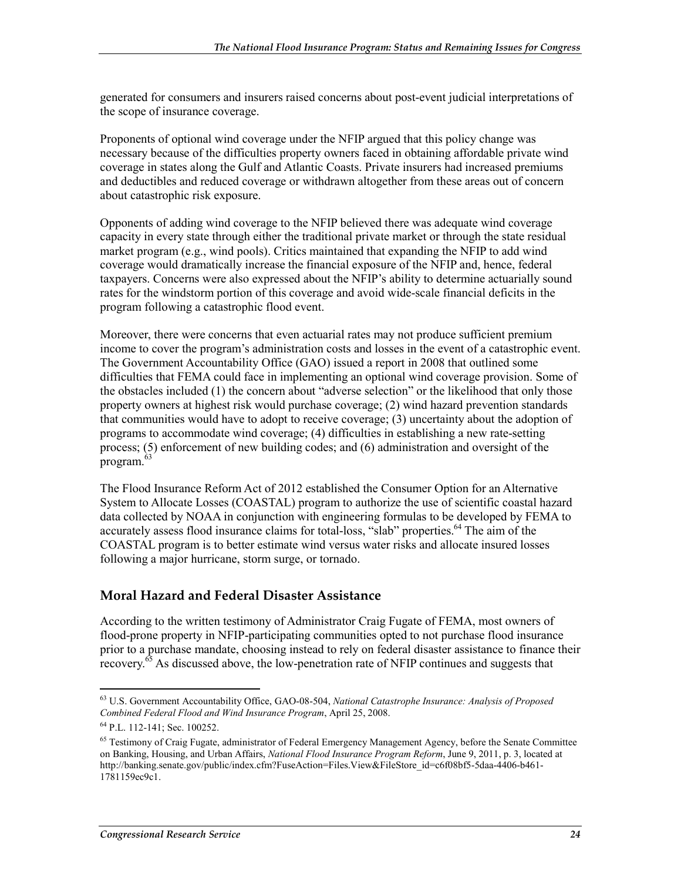generated for consumers and insurers raised concerns about post-event judicial interpretations of the scope of insurance coverage.

Proponents of optional wind coverage under the NFIP argued that this policy change was necessary because of the difficulties property owners faced in obtaining affordable private wind coverage in states along the Gulf and Atlantic Coasts. Private insurers had increased premiums and deductibles and reduced coverage or withdrawn altogether from these areas out of concern about catastrophic risk exposure.

Opponents of adding wind coverage to the NFIP believed there was adequate wind coverage capacity in every state through either the traditional private market or through the state residual market program (e.g., wind pools). Critics maintained that expanding the NFIP to add wind coverage would dramatically increase the financial exposure of the NFIP and, hence, federal taxpayers. Concerns were also expressed about the NFIP's ability to determine actuarially sound rates for the windstorm portion of this coverage and avoid wide-scale financial deficits in the program following a catastrophic flood event.

Moreover, there were concerns that even actuarial rates may not produce sufficient premium income to cover the program's administration costs and losses in the event of a catastrophic event. The Government Accountability Office (GAO) issued a report in 2008 that outlined some difficulties that FEMA could face in implementing an optional wind coverage provision. Some of the obstacles included (1) the concern about "adverse selection" or the likelihood that only those property owners at highest risk would purchase coverage; (2) wind hazard prevention standards that communities would have to adopt to receive coverage; (3) uncertainty about the adoption of programs to accommodate wind coverage; (4) difficulties in establishing a new rate-setting process; (5) enforcement of new building codes; and (6) administration and oversight of the program.[63]

The Flood Insurance Reform Act of 2012 established the Consumer Option for an Alternative System to Allocate Losses (COASTAL) program to authorize the use of scientific coastal hazard data collected by NOAA in conjunction with engineering formulas to be developed by FEMA to accurately assess flood insurance claims for total-loss, "slab" properties.[64] The aim of the COASTAL program is to better estimate wind versus water risks and allocate insured losses following a major hurricane, storm surge, or tornado.

## Moral Hazard and Federal Disaster Assistance

According to the written testimony of Administrator Craig Fugate of FEMA, most owners of flood-prone property in NFIP-participating communities opted to not purchase flood insurance prior to a purchase mandate, choosing instead to rely on federal disaster assistance to finance their recovery.[65] As discussed above, the low-penetration rate of NFIP continues and suggests that

---

[63] U.S. Government Accountability Office, GAO-08-504, *National Catastrophe Insurance: Analysis of Proposed Combined Federal Flood and Wind Insurance Program*, April 25, 2008.

[64] P.L. 112-141; Sec. 100252.

[65] Testimony of Craig Fugate, administrator of Federal Emergency Management Agency, before the Senate Committee on Banking, Housing, and Urban Affairs, *National Flood Insurance Program Reform*, June 9, 2011, p. 3, located at http://banking.senate.gov/public/index.cfm?FuseAction=Files.View&FileStore_id=c6f08bf5-5daa-4406-b461-1781159ec9c1.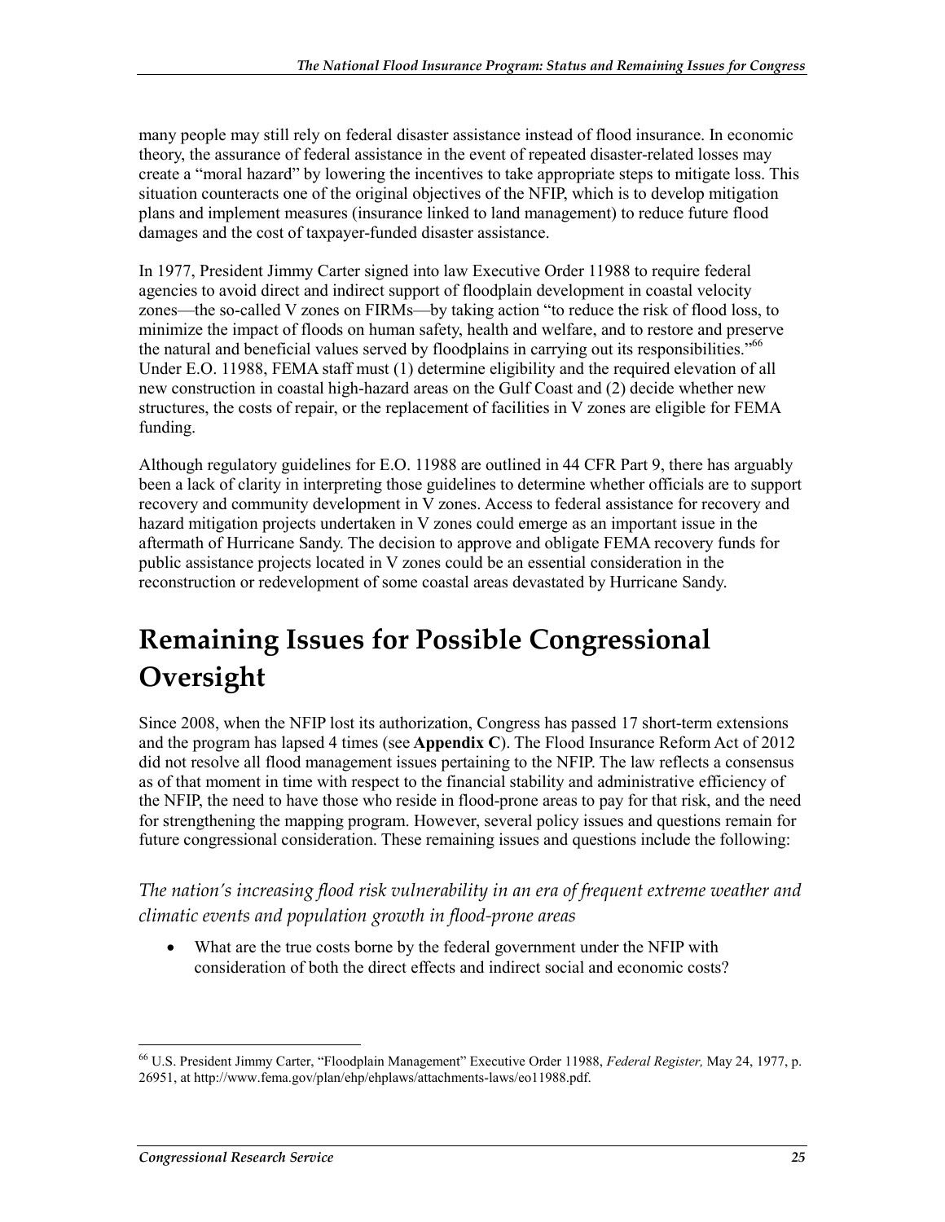many people may still rely on federal disaster assistance instead of flood insurance. In economic theory, the assurance of federal assistance in the event of repeated disaster-related losses may create a "moral hazard" by lowering the incentives to take appropriate steps to mitigate loss. This situation counteracts one of the original objectives of the NFIP, which is to develop mitigation plans and implement measures (insurance linked to land management) to reduce future flood damages and the cost of taxpayer-funded disaster assistance.

In 1977, President Jimmy Carter signed into law Executive Order 11988 to require federal agencies to avoid direct and indirect support of floodplain development in coastal velocity zones—the so-called V zones on FIRMs—by taking action "to reduce the risk of flood loss, to minimize the impact of floods on human safety, health and welfare, and to restore and preserve the natural and beneficial values served by floodplains in carrying out its responsibilities."[66] Under E.O. 11988, FEMA staff must (1) determine eligibility and the required elevation of all new construction in coastal high-hazard areas on the Gulf Coast and (2) decide whether new structures, the costs of repair, or the replacement of facilities in V zones are eligible for FEMA funding.

Although regulatory guidelines for E.O. 11988 are outlined in 44 CFR Part 9, there has arguably been a lack of clarity in interpreting those guidelines to determine whether officials are to support recovery and community development in V zones. Access to federal assistance for recovery and hazard mitigation projects undertaken in V zones could emerge as an important issue in the aftermath of Hurricane Sandy. The decision to approve and obligate FEMA recovery funds for public assistance projects located in V zones could be an essential consideration in the reconstruction or redevelopment of some coastal areas devastated by Hurricane Sandy.

# Remaining Issues for Possible Congressional Oversight

Since 2008, when the NFIP lost its authorization, Congress has passed 17 short-term extensions and the program has lapsed 4 times (see **Appendix C**). The Flood Insurance Reform Act of 2012 did not resolve all flood management issues pertaining to the NFIP. The law reflects a consensus as of that moment in time with respect to the financial stability and administrative efficiency of the NFIP, the need to have those who reside in flood-prone areas to pay for that risk, and the need for strengthening the mapping program. However, several policy issues and questions remain for future congressional consideration. These remaining issues and questions include the following:

### *The nation's increasing flood risk vulnerability in an era of frequent extreme weather and climatic events and population growth in flood-prone areas*

- What are the true costs borne by the federal government under the NFIP with consideration of both the direct effects and indirect social and economic costs?

---

[66] U.S. President Jimmy Carter, "Floodplain Management" Executive Order 11988, *Federal Register,* May 24, 1977, p. 26951, at http://www.fema.gov/plan/ehp/ehplaws/attachments-laws/eo11988.pdf.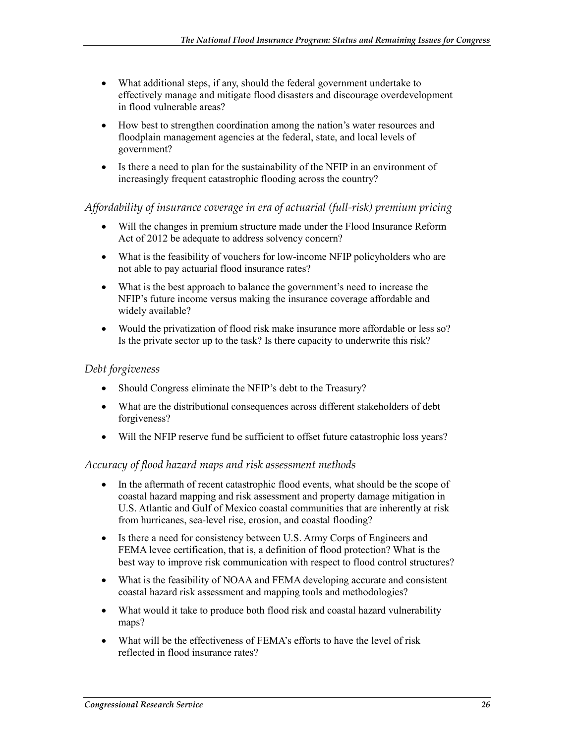- What additional steps, if any, should the federal government undertake to effectively manage and mitigate flood disasters and discourage overdevelopment in flood vulnerable areas?
- How best to strengthen coordination among the nation's water resources and floodplain management agencies at the federal, state, and local levels of government?
- Is there a need to plan for the sustainability of the NFIP in an environment of increasingly frequent catastrophic flooding across the country?

*Affordability of insurance coverage in era of actuarial (full-risk) premium pricing*

- Will the changes in premium structure made under the Flood Insurance Reform Act of 2012 be adequate to address solvency concern?
- What is the feasibility of vouchers for low-income NFIP policyholders who are not able to pay actuarial flood insurance rates?
- What is the best approach to balance the government's need to increase the NFIP's future income versus making the insurance coverage affordable and widely available?
- Would the privatization of flood risk make insurance more affordable or less so? Is the private sector up to the task? Is there capacity to underwrite this risk?

*Debt forgiveness*

- Should Congress eliminate the NFIP's debt to the Treasury?
- What are the distributional consequences across different stakeholders of debt forgiveness?
- Will the NFIP reserve fund be sufficient to offset future catastrophic loss years?

*Accuracy of flood hazard maps and risk assessment methods*

- In the aftermath of recent catastrophic flood events, what should be the scope of coastal hazard mapping and risk assessment and property damage mitigation in U.S. Atlantic and Gulf of Mexico coastal communities that are inherently at risk from hurricanes, sea-level rise, erosion, and coastal flooding?
- Is there a need for consistency between U.S. Army Corps of Engineers and FEMA levee certification, that is, a definition of flood protection? What is the best way to improve risk communication with respect to flood control structures?
- What is the feasibility of NOAA and FEMA developing accurate and consistent coastal hazard risk assessment and mapping tools and methodologies?
- What would it take to produce both flood risk and coastal hazard vulnerability maps?
- What will be the effectiveness of FEMA's efforts to have the level of risk reflected in flood insurance rates?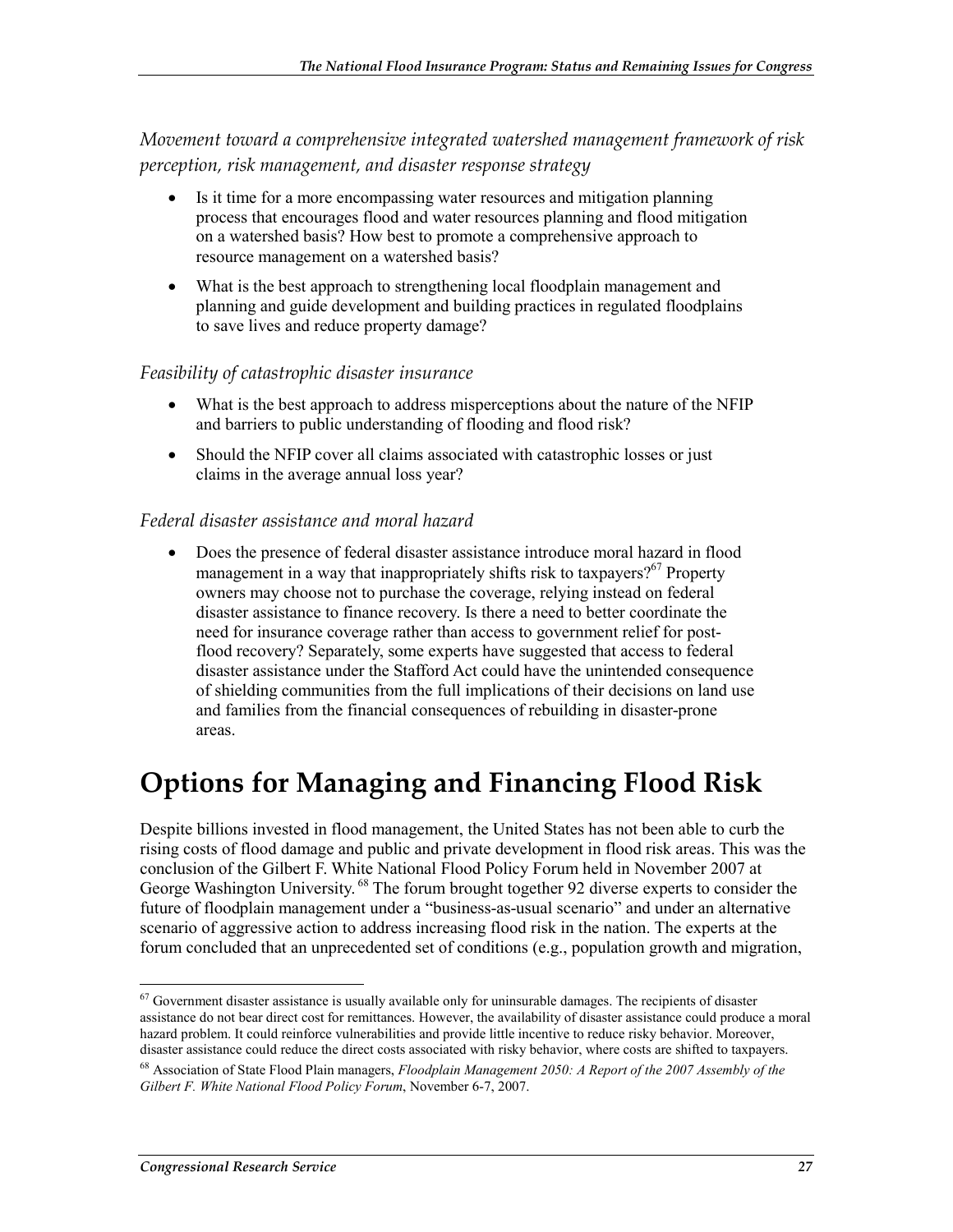*Movement toward a comprehensive integrated watershed management framework of risk perception, risk management, and disaster response strategy*

- Is it time for a more encompassing water resources and mitigation planning process that encourages flood and water resources planning and flood mitigation on a watershed basis? How best to promote a comprehensive approach to resource management on a watershed basis?
- What is the best approach to strengthening local floodplain management and planning and guide development and building practices in regulated floodplains to save lives and reduce property damage?

*Feasibility of catastrophic disaster insurance*

- What is the best approach to address misperceptions about the nature of the NFIP and barriers to public understanding of flooding and flood risk?
- Should the NFIP cover all claims associated with catastrophic losses or just claims in the average annual loss year?

*Federal disaster assistance and moral hazard*

- Does the presence of federal disaster assistance introduce moral hazard in flood management in a way that inappropriately shifts risk to taxpayers?[67] Property owners may choose not to purchase the coverage, relying instead on federal disaster assistance to finance recovery. Is there a need to better coordinate the need for insurance coverage rather than access to government relief for post-flood recovery? Separately, some experts have suggested that access to federal disaster assistance under the Stafford Act could have the unintended consequence of shielding communities from the full implications of their decisions on land use and families from the financial consequences of rebuilding in disaster-prone areas.

# Options for Managing and Financing Flood Risk

Despite billions invested in flood management, the United States has not been able to curb the rising costs of flood damage and public and private development in flood risk areas. This was the conclusion of the Gilbert F. White National Flood Policy Forum held in November 2007 at George Washington University.[68] The forum brought together 92 diverse experts to consider the future of floodplain management under a "business-as-usual scenario" and under an alternative scenario of aggressive action to address increasing flood risk in the nation. The experts at the forum concluded that an unprecedented set of conditions (e.g., population growth and migration,

[67] Government disaster assistance is usually available only for uninsurable damages. The recipients of disaster assistance do not bear direct cost for remittances. However, the availability of disaster assistance could produce a moral hazard problem. It could reinforce vulnerabilities and provide little incentive to reduce risky behavior. Moreover, disaster assistance could reduce the direct costs associated with risky behavior, where costs are shifted to taxpayers.

[68] Association of State Flood Plain managers, *Floodplain Management 2050: A Report of the 2007 Assembly of the Gilbert F. White National Flood Policy Forum*, November 6-7, 2007.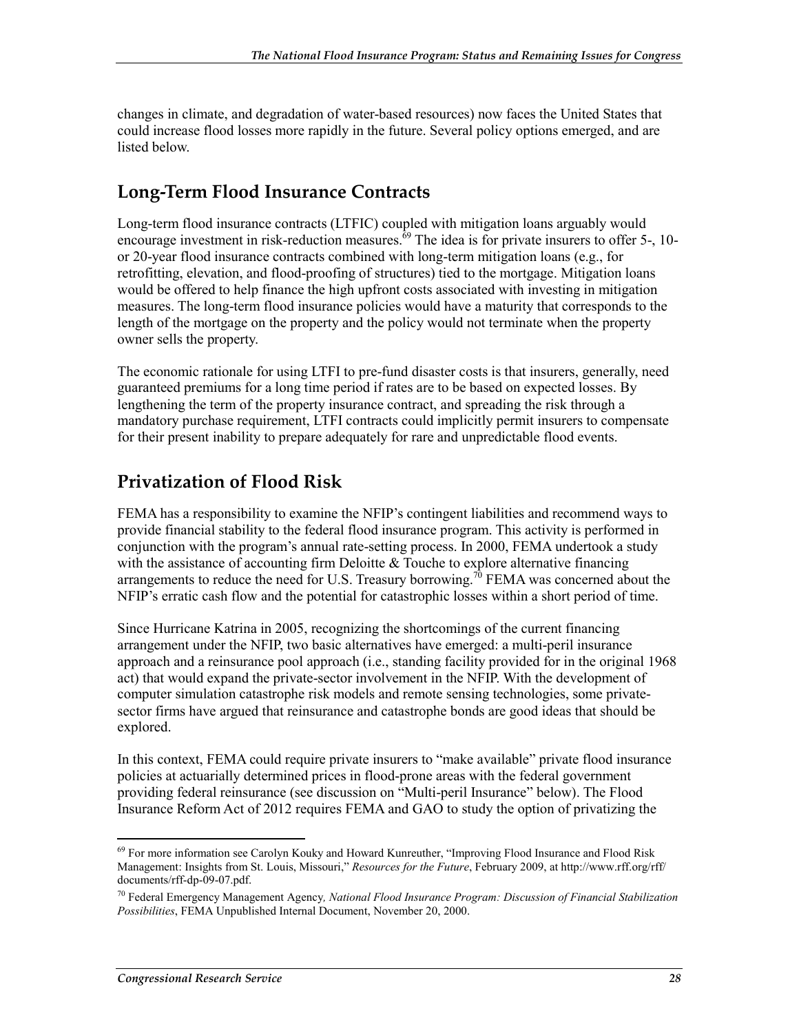changes in climate, and degradation of water-based resources) now faces the United States that could increase flood losses more rapidly in the future. Several policy options emerged, and are listed below.

## Long-Term Flood Insurance Contracts

Long-term flood insurance contracts (LTFIC) coupled with mitigation loans arguably would encourage investment in risk-reduction measures.[69] The idea is for private insurers to offer 5-, 10- or 20-year flood insurance contracts combined with long-term mitigation loans (e.g., for retrofitting, elevation, and flood-proofing of structures) tied to the mortgage. Mitigation loans would be offered to help finance the high upfront costs associated with investing in mitigation measures. The long-term flood insurance policies would have a maturity that corresponds to the length of the mortgage on the property and the policy would not terminate when the property owner sells the property.

The economic rationale for using LTFI to pre-fund disaster costs is that insurers, generally, need guaranteed premiums for a long time period if rates are to be based on expected losses. By lengthening the term of the property insurance contract, and spreading the risk through a mandatory purchase requirement, LTFI contracts could implicitly permit insurers to compensate for their present inability to prepare adequately for rare and unpredictable flood events.

## Privatization of Flood Risk

FEMA has a responsibility to examine the NFIP's contingent liabilities and recommend ways to provide financial stability to the federal flood insurance program. This activity is performed in conjunction with the program's annual rate-setting process. In 2000, FEMA undertook a study with the assistance of accounting firm Deloitte & Touche to explore alternative financing arrangements to reduce the need for U.S. Treasury borrowing.[70] FEMA was concerned about the NFIP's erratic cash flow and the potential for catastrophic losses within a short period of time.

Since Hurricane Katrina in 2005, recognizing the shortcomings of the current financing arrangement under the NFIP, two basic alternatives have emerged: a multi-peril insurance approach and a reinsurance pool approach (i.e., standing facility provided for in the original 1968 act) that would expand the private-sector involvement in the NFIP. With the development of computer simulation catastrophe risk models and remote sensing technologies, some private-sector firms have argued that reinsurance and catastrophe bonds are good ideas that should be explored.

In this context, FEMA could require private insurers to "make available" private flood insurance policies at actuarially determined prices in flood-prone areas with the federal government providing federal reinsurance (see discussion on "Multi-peril Insurance" below). The Flood Insurance Reform Act of 2012 requires FEMA and GAO to study the option of privatizing the

---

[69] For more information see Carolyn Kouky and Howard Kunreuther, "Improving Flood Insurance and Flood Risk Management: Insights from St. Louis, Missouri," *Resources for the Future*, February 2009, at http://www.rff.org/rff/documents/rff-dp-09-07.pdf.

[70] Federal Emergency Management Agency*, National Flood Insurance Program: Discussion of Financial Stabilization Possibilities*, FEMA Unpublished Internal Document, November 20, 2000.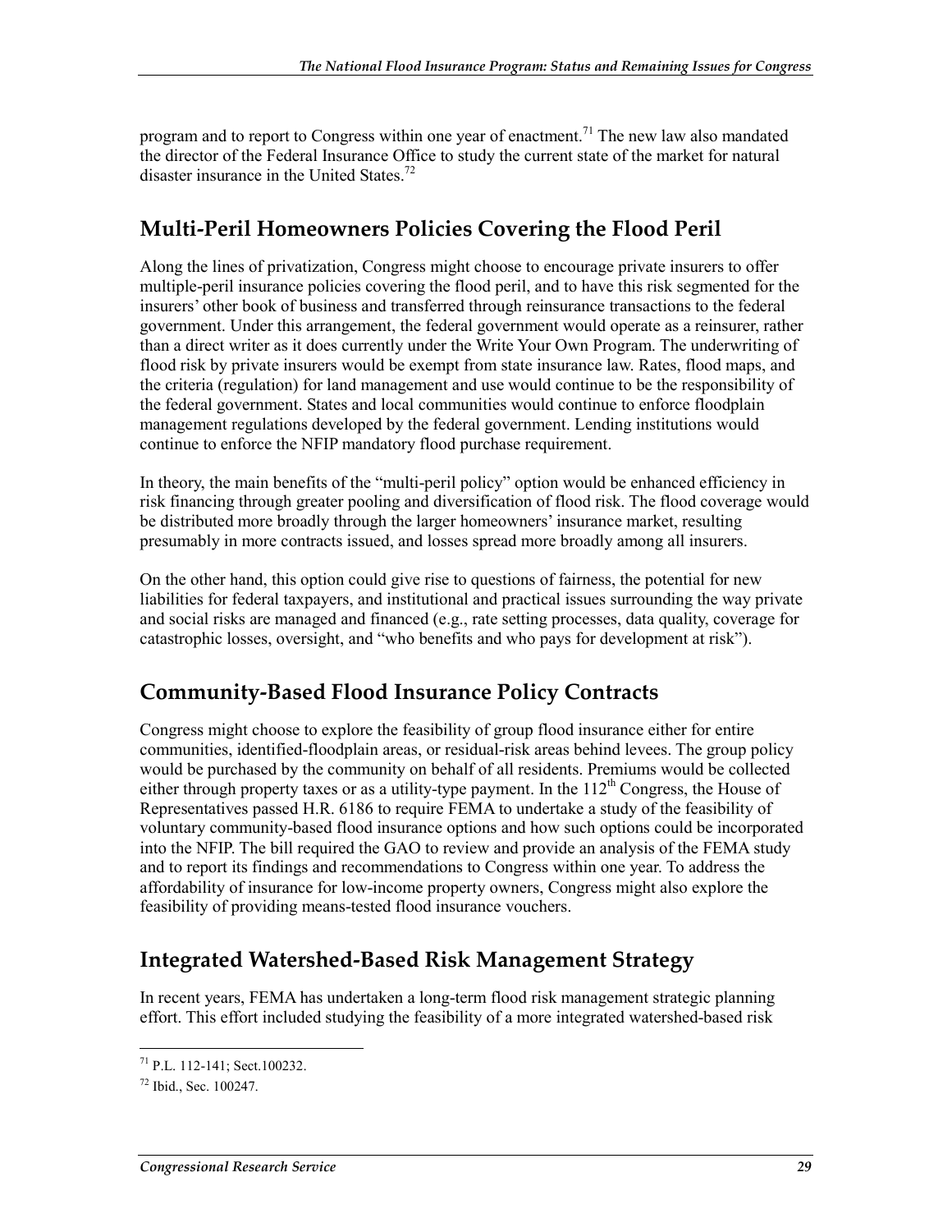program and to report to Congress within one year of enactment.[71] The new law also mandated the director of the Federal Insurance Office to study the current state of the market for natural disaster insurance in the United States.[72]

## Multi-Peril Homeowners Policies Covering the Flood Peril

Along the lines of privatization, Congress might choose to encourage private insurers to offer multiple-peril insurance policies covering the flood peril, and to have this risk segmented for the insurers' other book of business and transferred through reinsurance transactions to the federal government. Under this arrangement, the federal government would operate as a reinsurer, rather than a direct writer as it does currently under the Write Your Own Program. The underwriting of flood risk by private insurers would be exempt from state insurance law. Rates, flood maps, and the criteria (regulation) for land management and use would continue to be the responsibility of the federal government. States and local communities would continue to enforce floodplain management regulations developed by the federal government. Lending institutions would continue to enforce the NFIP mandatory flood purchase requirement.

In theory, the main benefits of the "multi-peril policy" option would be enhanced efficiency in risk financing through greater pooling and diversification of flood risk. The flood coverage would be distributed more broadly through the larger homeowners' insurance market, resulting presumably in more contracts issued, and losses spread more broadly among all insurers.

On the other hand, this option could give rise to questions of fairness, the potential for new liabilities for federal taxpayers, and institutional and practical issues surrounding the way private and social risks are managed and financed (e.g., rate setting processes, data quality, coverage for catastrophic losses, oversight, and "who benefits and who pays for development at risk").

## Community-Based Flood Insurance Policy Contracts

Congress might choose to explore the feasibility of group flood insurance either for entire communities, identified-floodplain areas, or residual-risk areas behind levees. The group policy would be purchased by the community on behalf of all residents. Premiums would be collected either through property taxes or as a utility-type payment. In the 112th Congress, the House of Representatives passed H.R. 6186 to require FEMA to undertake a study of the feasibility of voluntary community-based flood insurance options and how such options could be incorporated into the NFIP. The bill required the GAO to review and provide an analysis of the FEMA study and to report its findings and recommendations to Congress within one year. To address the affordability of insurance for low-income property owners, Congress might also explore the feasibility of providing means-tested flood insurance vouchers.

## Integrated Watershed-Based Risk Management Strategy

In recent years, FEMA has undertaken a long-term flood risk management strategic planning effort. This effort included studying the feasibility of a more integrated watershed-based risk

---

[71] P.L. 112-141; Sect.100232.

[72] Ibid., Sec. 100247.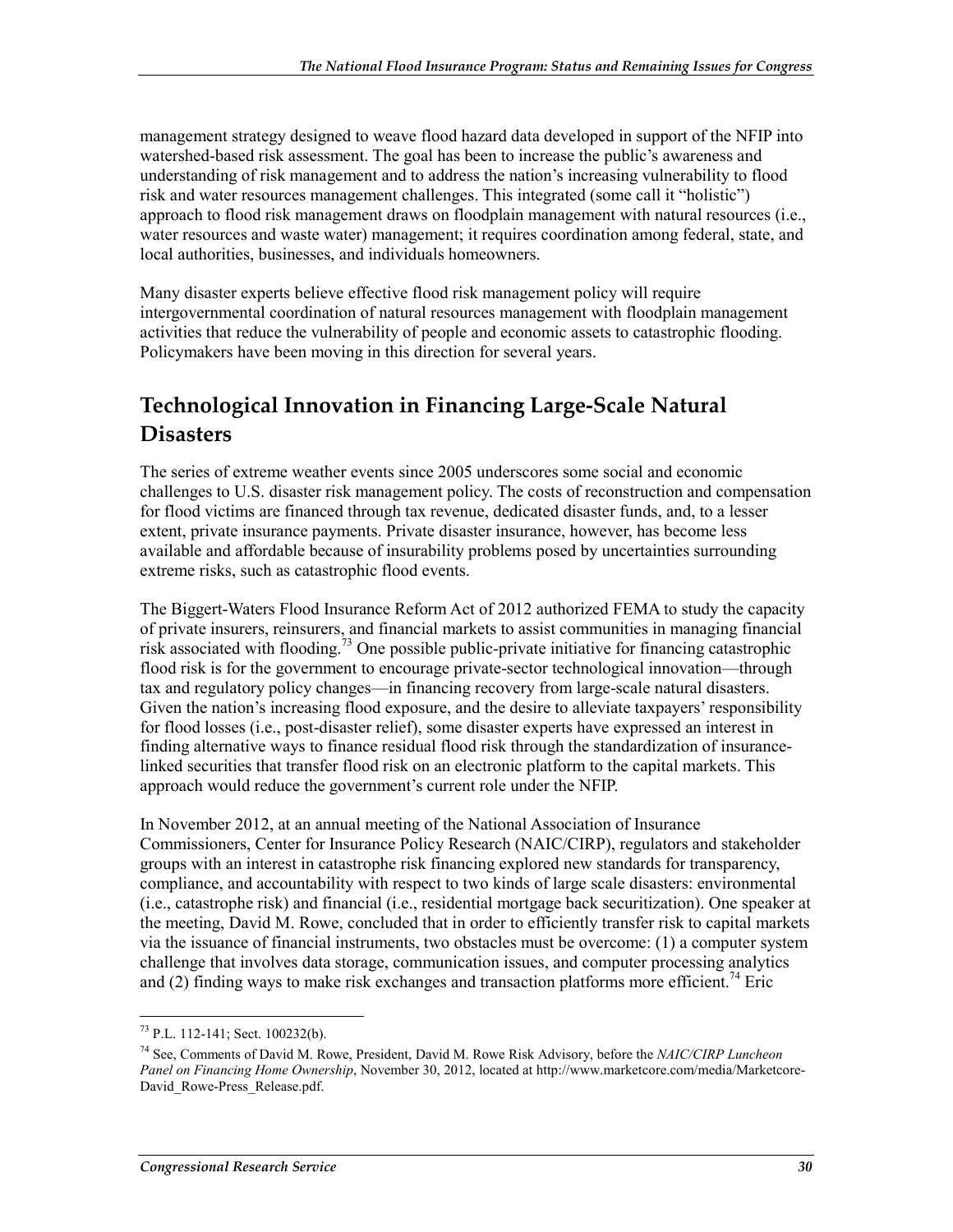management strategy designed to weave flood hazard data developed in support of the NFIP into watershed-based risk assessment. The goal has been to increase the public's awareness and understanding of risk management and to address the nation's increasing vulnerability to flood risk and water resources management challenges. This integrated (some call it "holistic") approach to flood risk management draws on floodplain management with natural resources (i.e., water resources and waste water) management; it requires coordination among federal, state, and local authorities, businesses, and individuals homeowners.

Many disaster experts believe effective flood risk management policy will require intergovernmental coordination of natural resources management with floodplain management activities that reduce the vulnerability of people and economic assets to catastrophic flooding. Policymakers have been moving in this direction for several years.

## Technological Innovation in Financing Large-Scale Natural Disasters

The series of extreme weather events since 2005 underscores some social and economic challenges to U.S. disaster risk management policy. The costs of reconstruction and compensation for flood victims are financed through tax revenue, dedicated disaster funds, and, to a lesser extent, private insurance payments. Private disaster insurance, however, has become less available and affordable because of insurability problems posed by uncertainties surrounding extreme risks, such as catastrophic flood events.

The Biggert-Waters Flood Insurance Reform Act of 2012 authorized FEMA to study the capacity of private insurers, reinsurers, and financial markets to assist communities in managing financial risk associated with flooding.[73] One possible public-private initiative for financing catastrophic flood risk is for the government to encourage private-sector technological innovation—through tax and regulatory policy changes—in financing recovery from large-scale natural disasters. Given the nation's increasing flood exposure, and the desire to alleviate taxpayers' responsibility for flood losses (i.e., post-disaster relief), some disaster experts have expressed an interest in finding alternative ways to finance residual flood risk through the standardization of insurance-linked securities that transfer flood risk on an electronic platform to the capital markets. This approach would reduce the government's current role under the NFIP.

In November 2012, at an annual meeting of the National Association of Insurance Commissioners, Center for Insurance Policy Research (NAIC/CIRP), regulators and stakeholder groups with an interest in catastrophe risk financing explored new standards for transparency, compliance, and accountability with respect to two kinds of large scale disasters: environmental (i.e., catastrophe risk) and financial (i.e., residential mortgage back securitization). One speaker at the meeting, David M. Rowe, concluded that in order to efficiently transfer risk to capital markets via the issuance of financial instruments, two obstacles must be overcome: (1) a computer system challenge that involves data storage, communication issues, and computer processing analytics and (2) finding ways to make risk exchanges and transaction platforms more efficient.[74] Eric

[73] P.L. 112-141; Sect. 100232(b).

[74] See, Comments of David M. Rowe, President, David M. Rowe Risk Advisory, before the *NAIC/CIRP Luncheon Panel on Financing Home Ownership*, November 30, 2012, located at http://www.marketcore.com/media/Marketcore-David_Rowe-Press_Release.pdf.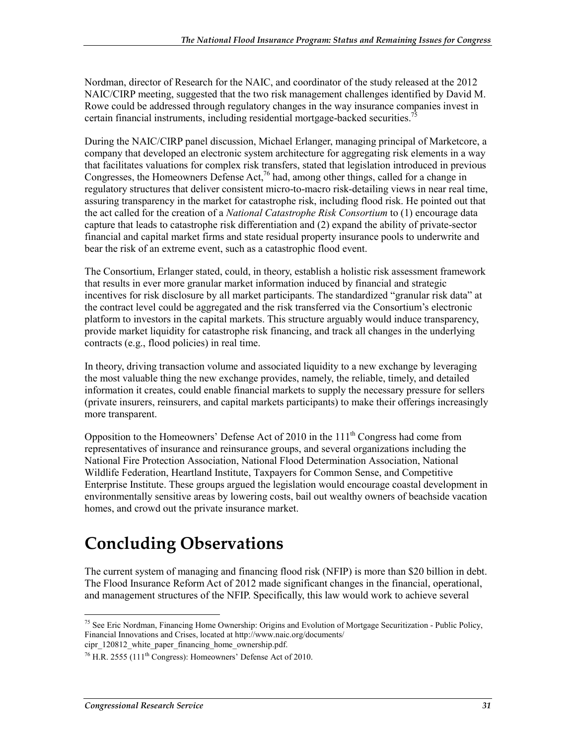Nordman, director of Research for the NAIC, and coordinator of the study released at the 2012 NAIC/CIRP meeting, suggested that the two risk management challenges identified by David M. Rowe could be addressed through regulatory changes in the way insurance companies invest in certain financial instruments, including residential mortgage-backed securities.[75]

During the NAIC/CIRP panel discussion, Michael Erlanger, managing principal of Marketcore, a company that developed an electronic system architecture for aggregating risk elements in a way that facilitates valuations for complex risk transfers, stated that legislation introduced in previous Congresses, the Homeowners Defense Act,[76] had, among other things, called for a change in regulatory structures that deliver consistent micro-to-macro risk-detailing views in near real time, assuring transparency in the market for catastrophe risk, including flood risk. He pointed out that the act called for the creation of a *National Catastrophe Risk Consortium* to (1) encourage data capture that leads to catastrophe risk differentiation and (2) expand the ability of private-sector financial and capital market firms and state residual property insurance pools to underwrite and bear the risk of an extreme event, such as a catastrophic flood event.

The Consortium, Erlanger stated, could, in theory, establish a holistic risk assessment framework that results in ever more granular market information induced by financial and strategic incentives for risk disclosure by all market participants. The standardized "granular risk data" at the contract level could be aggregated and the risk transferred via the Consortium's electronic platform to investors in the capital markets. This structure arguably would induce transparency, provide market liquidity for catastrophe risk financing, and track all changes in the underlying contracts (e.g., flood policies) in real time.

In theory, driving transaction volume and associated liquidity to a new exchange by leveraging the most valuable thing the new exchange provides, namely, the reliable, timely, and detailed information it creates, could enable financial markets to supply the necessary pressure for sellers (private insurers, reinsurers, and capital markets participants) to make their offerings increasingly more transparent.

Opposition to the Homeowners' Defense Act of 2010 in the 111th Congress had come from representatives of insurance and reinsurance groups, and several organizations including the National Fire Protection Association, National Flood Determination Association, National Wildlife Federation, Heartland Institute, Taxpayers for Common Sense, and Competitive Enterprise Institute. These groups argued the legislation would encourage coastal development in environmentally sensitive areas by lowering costs, bail out wealthy owners of beachside vacation homes, and crowd out the private insurance market.

# Concluding Observations

The current system of managing and financing flood risk (NFIP) is more than $20 billion in debt. The Flood Insurance Reform Act of 2012 made significant changes in the financial, operational, and management structures of the NFIP. Specifically, this law would work to achieve several

---

[75] See Eric Nordman, Financing Home Ownership: Origins and Evolution of Mortgage Securitization - Public Policy, Financial Innovations and Crises, located at http://www.naic.org/documents/cipr_120812_white_paper_financing_home_ownership.pdf.

[76] H.R. 2555 (111th Congress): Homeowners' Defense Act of 2010.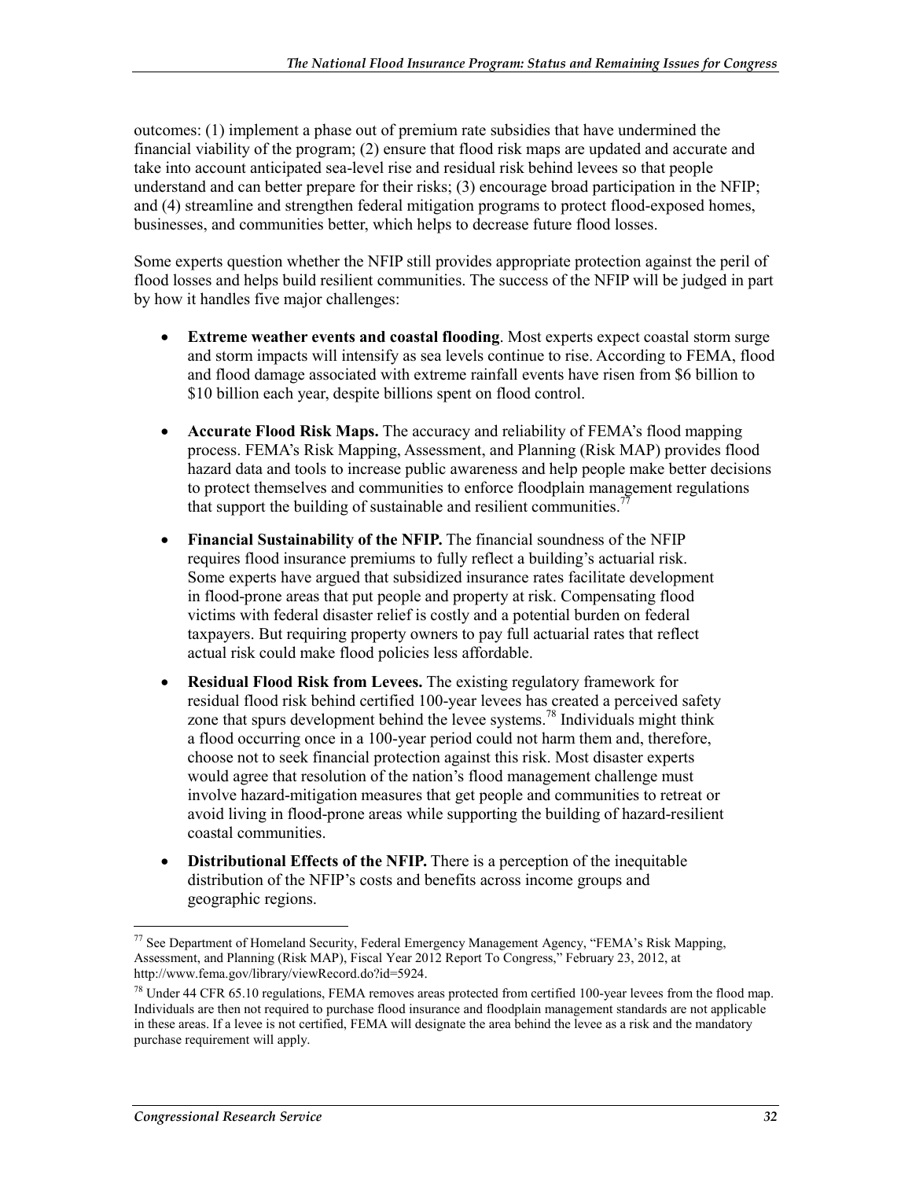outcomes: (1) implement a phase out of premium rate subsidies that have undermined the financial viability of the program; (2) ensure that flood risk maps are updated and accurate and take into account anticipated sea-level rise and residual risk behind levees so that people understand and can better prepare for their risks; (3) encourage broad participation in the NFIP; and (4) streamline and strengthen federal mitigation programs to protect flood-exposed homes, businesses, and communities better, which helps to decrease future flood losses.

Some experts question whether the NFIP still provides appropriate protection against the peril of flood losses and helps build resilient communities. The success of the NFIP will be judged in part by how it handles five major challenges:

- **Extreme weather events and coastal flooding**. Most experts expect coastal storm surge and storm impacts will intensify as sea levels continue to rise. According to FEMA, flood and flood damage associated with extreme rainfall events have risen from \$6 billion to \$10 billion each year, despite billions spent on flood control.
- **Accurate Flood Risk Maps.** The accuracy and reliability of FEMA's flood mapping process. FEMA's Risk Mapping, Assessment, and Planning (Risk MAP) provides flood hazard data and tools to increase public awareness and help people make better decisions to protect themselves and communities to enforce floodplain management regulations that support the building of sustainable and resilient communities.[77]
- **Financial Sustainability of the NFIP.** The financial soundness of the NFIP requires flood insurance premiums to fully reflect a building's actuarial risk. Some experts have argued that subsidized insurance rates facilitate development in flood-prone areas that put people and property at risk. Compensating flood victims with federal disaster relief is costly and a potential burden on federal taxpayers. But requiring property owners to pay full actuarial rates that reflect actual risk could make flood policies less affordable.
- **Residual Flood Risk from Levees.** The existing regulatory framework for residual flood risk behind certified 100-year levees has created a perceived safety zone that spurs development behind the levee systems.[78] Individuals might think a flood occurring once in a 100-year period could not harm them and, therefore, choose not to seek financial protection against this risk. Most disaster experts would agree that resolution of the nation's flood management challenge must involve hazard-mitigation measures that get people and communities to retreat or avoid living in flood-prone areas while supporting the building of hazard-resilient coastal communities.
- **Distributional Effects of the NFIP.** There is a perception of the inequitable distribution of the NFIP's costs and benefits across income groups and geographic regions.

---

[77] See Department of Homeland Security, Federal Emergency Management Agency, "FEMA's Risk Mapping, Assessment, and Planning (Risk MAP), Fiscal Year 2012 Report To Congress," February 23, 2012, at http://www.fema.gov/library/viewRecord.do?id=5924.

[78] Under 44 CFR 65.10 regulations, FEMA removes areas protected from certified 100-year levees from the flood map. Individuals are then not required to purchase flood insurance and floodplain management standards are not applicable in these areas. If a levee is not certified, FEMA will designate the area behind the levee as a risk and the mandatory purchase requirement will apply.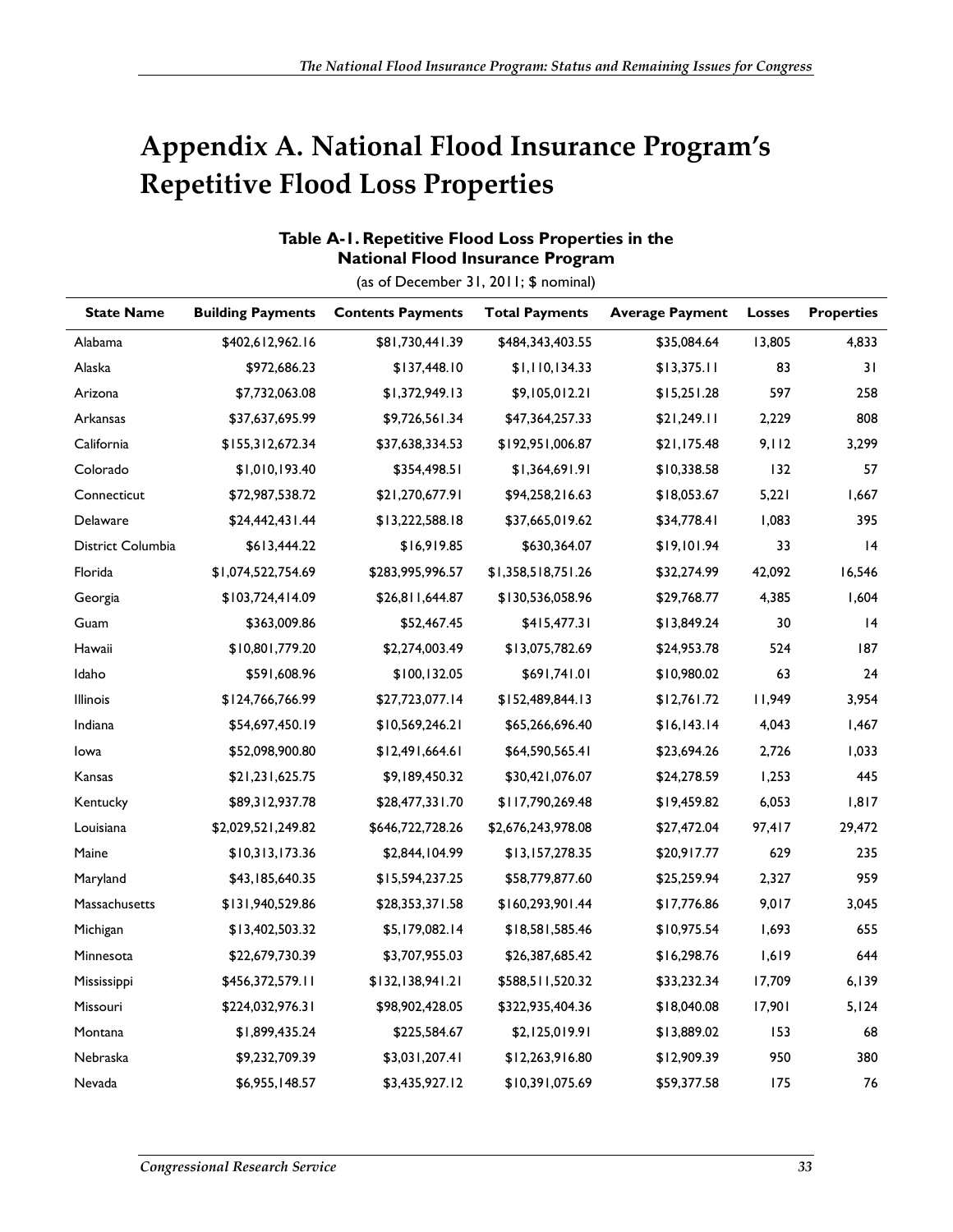# Appendix A. National Flood Insurance Program's Repetitive Flood Loss Properties

**Table A-1. Repetitive Flood Loss Properties in the National Flood Insurance Program**

(as of December 31, 2011; $ nominal)

| State Name | Building Payments | Contents Payments | Total Payments | Average Payment | Losses | Properties |
|---|---|---|---|---|---|---|
| Alabama | $402,612,962.16 | $81,730,441.39 | $484,343,403.55 | $35,084.64 | 13,805 | 4,833 |
| Alaska | $972,686.23 | $137,448.10 | $1,110,134.33 | $13,375.11 | 83 | 31 |
| Arizona | $7,732,063.08 | $1,372,949.13 | $9,105,012.21 | $15,251.28 | 597 | 258 |
| Arkansas | $37,637,695.99 | $9,726,561.34 | $47,364,257.33 | $21,249.11 | 2,229 | 808 |
| California | $155,312,672.34 | $37,638,334.53 | $192,951,006.87 | $21,175.48 | 9,112 | 3,299 |
| Colorado | $1,010,193.40 | $354,498.51 | $1,364,691.91 | $10,338.58 | 132 | 57 |
| Connecticut | $72,987,538.72 | $21,270,677.91 | $94,258,216.63 | $18,053.67 | 5,221 | 1,667 |
| Delaware | $24,442,431.44 | $13,222,588.18 | $37,665,019.62 | $34,778.41 | 1,083 | 395 |
| District Columbia | $613,444.22 | $16,919.85 | $630,364.07 | $19,101.94 | 33 | 14 |
| Florida | $1,074,522,754.69 | $283,995,996.57 | $1,358,518,751.26 | $32,274.99 | 42,092 | 16,546 |
| Georgia | $103,724,414.09 | $26,811,644.87 | $130,536,058.96 | $29,768.77 | 4,385 | 1,604 |
| Guam | $363,009.86 | $52,467.45 | $415,477.31 | $13,849.24 | 30 | 14 |
| Hawaii | $10,801,779.20 | $2,274,003.49 | $13,075,782.69 | $24,953.78 | 524 | 187 |
| Idaho | $591,608.96 | $100,132.05 | $691,741.01 | $10,980.02 | 63 | 24 |
| Illinois | $124,766,766.99 | $27,723,077.14 | $152,489,844.13 | $12,761.72 | 11,949 | 3,954 |
| Indiana | $54,697,450.19 | $10,569,246.21 | $65,266,696.40 | $16,143.14 | 4,043 | 1,467 |
| Iowa | $52,098,900.80 | $12,491,664.61 | $64,590,565.41 | $23,694.26 | 2,726 | 1,033 |
| Kansas | $21,231,625.75 | $9,189,450.32 | $30,421,076.07 | $24,278.59 | 1,253 | 445 |
| Kentucky | $89,312,937.78 | $28,477,331.70 | $117,790,269.48 | $19,459.82 | 6,053 | 1,817 |
| Louisiana | $2,029,521,249.82 | $646,722,728.26 | $2,676,243,978.08 | $27,472.04 | 97,417 | 29,472 |
| Maine | $10,313,173.36 | $2,844,104.99 | $13,157,278.35 | $20,917.77 | 629 | 235 |
| Maryland | $43,185,640.35 | $15,594,237.25 | $58,779,877.60 | $25,259.94 | 2,327 | 959 |
| Massachusetts | $131,940,529.86 | $28,353,371.58 | $160,293,901.44 | $17,776.86 | 9,017 | 3,045 |
| Michigan | $13,402,503.32 | $5,179,082.14 | $18,581,585.46 | $10,975.54 | 1,693 | 655 |
| Minnesota | $22,679,730.39 | $3,707,955.03 | $26,387,685.42 | $16,298.76 | 1,619 | 644 |
| Mississippi | $456,372,579.11 | $132,138,941.21 | $588,511,520.32 | $33,232.34 | 17,709 | 6,139 |
| Missouri | $224,032,976.31 | $98,902,428.05 | $322,935,404.36 | $18,040.08 | 17,901 | 5,124 |
| Montana | $1,899,435.24 | $225,584.67 | $2,125,019.91 | $13,889.02 | 153 | 68 |
| Nebraska | $9,232,709.39 | $3,031,207.41 | $12,263,916.80 | $12,909.39 | 950 | 380 |
| Nevada | $6,955,148.57 | $3,435,927.12 | $10,391,075.69 | $59,377.58 | 175 | 76 |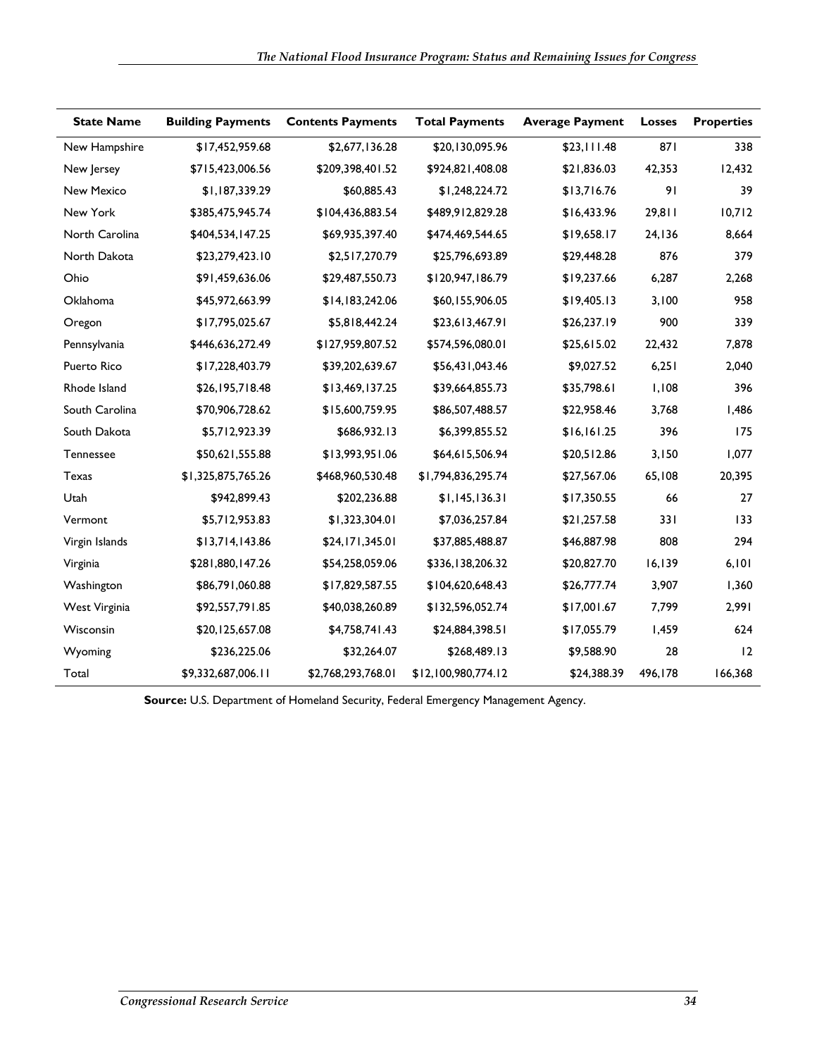| State Name | Building Payments | Contents Payments | Total Payments | Average Payment | Losses | Properties |
|---|---|---|---|---|---|---|
| New Hampshire | $17,452,959.68 | $2,677,136.28 | $20,130,095.96 | $23,111.48 | 871 | 338 |
| New Jersey | $715,423,006.56 | $209,398,401.52 | $924,821,408.08 | $21,836.03 | 42,353 | 12,432 |
| New Mexico | $1,187,339.29 | $60,885.43 | $1,248,224.72 | $13,716.76 | 91 | 39 |
| New York | $385,475,945.74 | $104,436,883.54 | $489,912,829.28 | $16,433.96 | 29,811 | 10,712 |
| North Carolina | $404,534,147.25 | $69,935,397.40 | $474,469,544.65 | $19,658.17 | 24,136 | 8,664 |
| North Dakota | $23,279,423.10 | $2,517,270.79 | $25,796,693.89 | $29,448.28 | 876 | 379 |
| Ohio | $91,459,636.06 | $29,487,550.73 | $120,947,186.79 | $19,237.66 | 6,287 | 2,268 |
| Oklahoma | $45,972,663.99 | $14,183,242.06 | $60,155,906.05 | $19,405.13 | 3,100 | 958 |
| Oregon | $17,795,025.67 | $5,818,442.24 | $23,613,467.91 | $26,237.19 | 900 | 339 |
| Pennsylvania | $446,636,272.49 | $127,959,807.52 | $574,596,080.01 | $25,615.02 | 22,432 | 7,878 |
| Puerto Rico | $17,228,403.79 | $39,202,639.67 | $56,431,043.46 | $9,027.52 | 6,251 | 2,040 |
| Rhode Island | $26,195,718.48 | $13,469,137.25 | $39,664,855.73 | $35,798.61 | 1,108 | 396 |
| South Carolina | $70,906,728.62 | $15,600,759.95 | $86,507,488.57 | $22,958.46 | 3,768 | 1,486 |
| South Dakota | $5,712,923.39 | $686,932.13 | $6,399,855.52 | $16,161.25 | 396 | 175 |
| Tennessee | $50,621,555.88 | $13,993,951.06 | $64,615,506.94 | $20,512.86 | 3,150 | 1,077 |
| Texas | $1,325,875,765.26 | $468,960,530.48 | $1,794,836,295.74 | $27,567.06 | 65,108 | 20,395 |
| Utah | $942,899.43 | $202,236.88 | $1,145,136.31 | $17,350.55 | 66 | 27 |
| Vermont | $5,712,953.83 | $1,323,304.01 | $7,036,257.84 | $21,257.58 | 331 | 133 |
| Virgin Islands | $13,714,143.86 | $24,171,345.01 | $37,885,488.87 | $46,887.98 | 808 | 294 |
| Virginia | $281,880,147.26 | $54,258,059.06 | $336,138,206.32 | $20,827.70 | 16,139 | 6,101 |
| Washington | $86,791,060.88 | $17,829,587.55 | $104,620,648.43 | $26,777.74 | 3,907 | 1,360 |
| West Virginia | $92,557,791.85 | $40,038,260.89 | $132,596,052.74 | $17,001.67 | 7,799 | 2,991 |
| Wisconsin | $20,125,657.08 | $4,758,741.43 | $24,884,398.51 | $17,055.79 | 1,459 | 624 |
| Wyoming | $236,225.06 | $32,264.07 | $268,489.13 | $9,588.90 | 28 | 12 |
| Total | $9,332,687,006.11 | $2,768,293,768.01 | $12,100,980,774.12 | $24,388.39 | 496,178 | 166,368 |

**Source:** U.S. Department of Homeland Security, Federal Emergency Management Agency.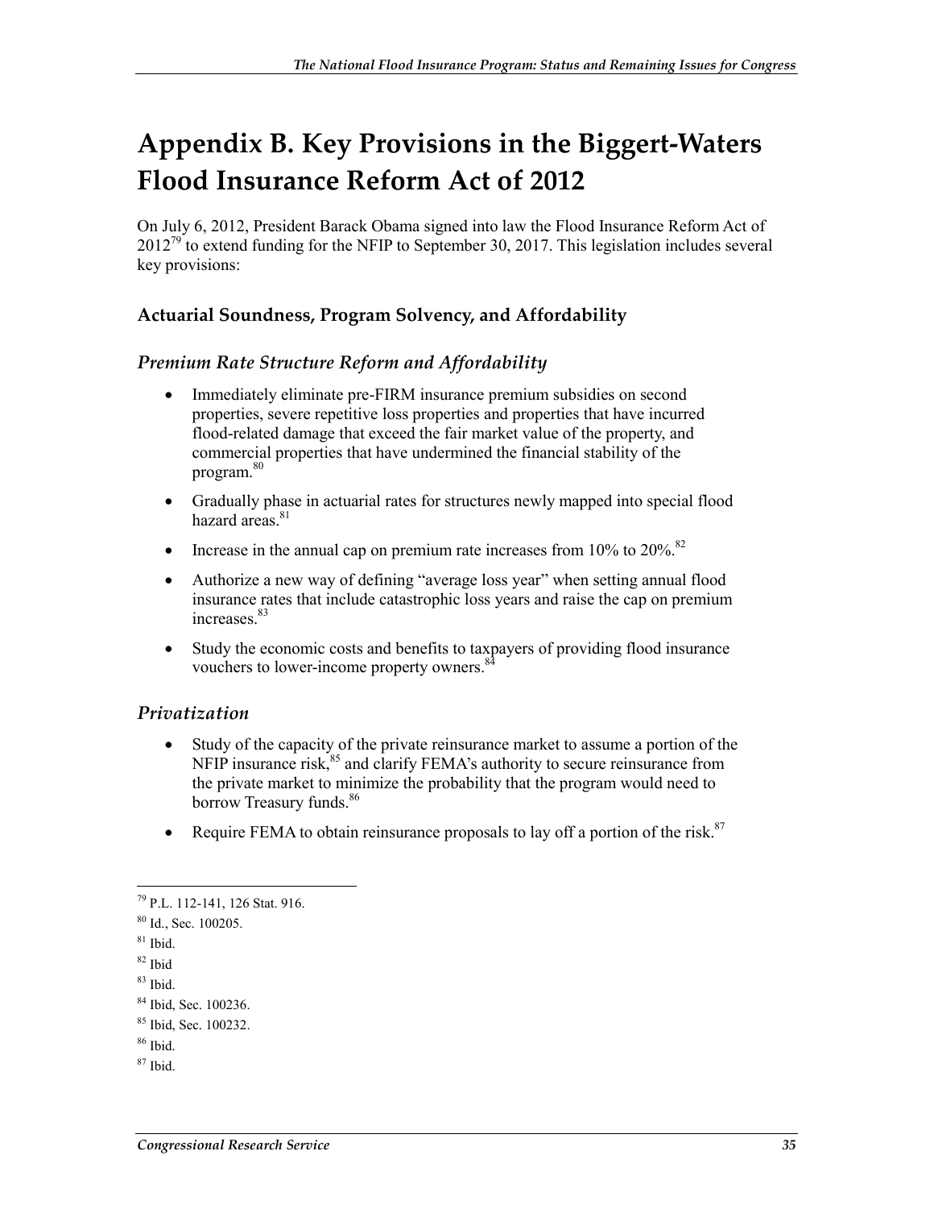# Appendix B. Key Provisions in the Biggert-Waters Flood Insurance Reform Act of 2012

On July 6, 2012, President Barack Obama signed into law the Flood Insurance Reform Act of 2012[79] to extend funding for the NFIP to September 30, 2017. This legislation includes several key provisions:

## Actuarial Soundness, Program Solvency, and Affordability

### *Premium Rate Structure Reform and Affordability*

- Immediately eliminate pre-FIRM insurance premium subsidies on second properties, severe repetitive loss properties and properties that have incurred flood-related damage that exceed the fair market value of the property, and commercial properties that have undermined the financial stability of the program.[80]
- Gradually phase in actuarial rates for structures newly mapped into special flood hazard areas.[81]
- Increase in the annual cap on premium rate increases from 10% to 20%.[82]
- Authorize a new way of defining "average loss year" when setting annual flood insurance rates that include catastrophic loss years and raise the cap on premium increases.[83]
- Study the economic costs and benefits to taxpayers of providing flood insurance vouchers to lower-income property owners.[84]

### *Privatization*

- Study of the capacity of the private reinsurance market to assume a portion of the NFIP insurance risk,[85] and clarify FEMA's authority to secure reinsurance from the private market to minimize the probability that the program would need to borrow Treasury funds.[86]
- Require FEMA to obtain reinsurance proposals to lay off a portion of the risk.[87]

---

[79] P.L. 112-141, 126 Stat. 916.

[80] Id., Sec. 100205.

[81] Ibid.

[82] Ibid

[83] Ibid.

[84] Ibid, Sec. 100236.

[85] Ibid, Sec. 100232.

[86] Ibid.

[87] Ibid.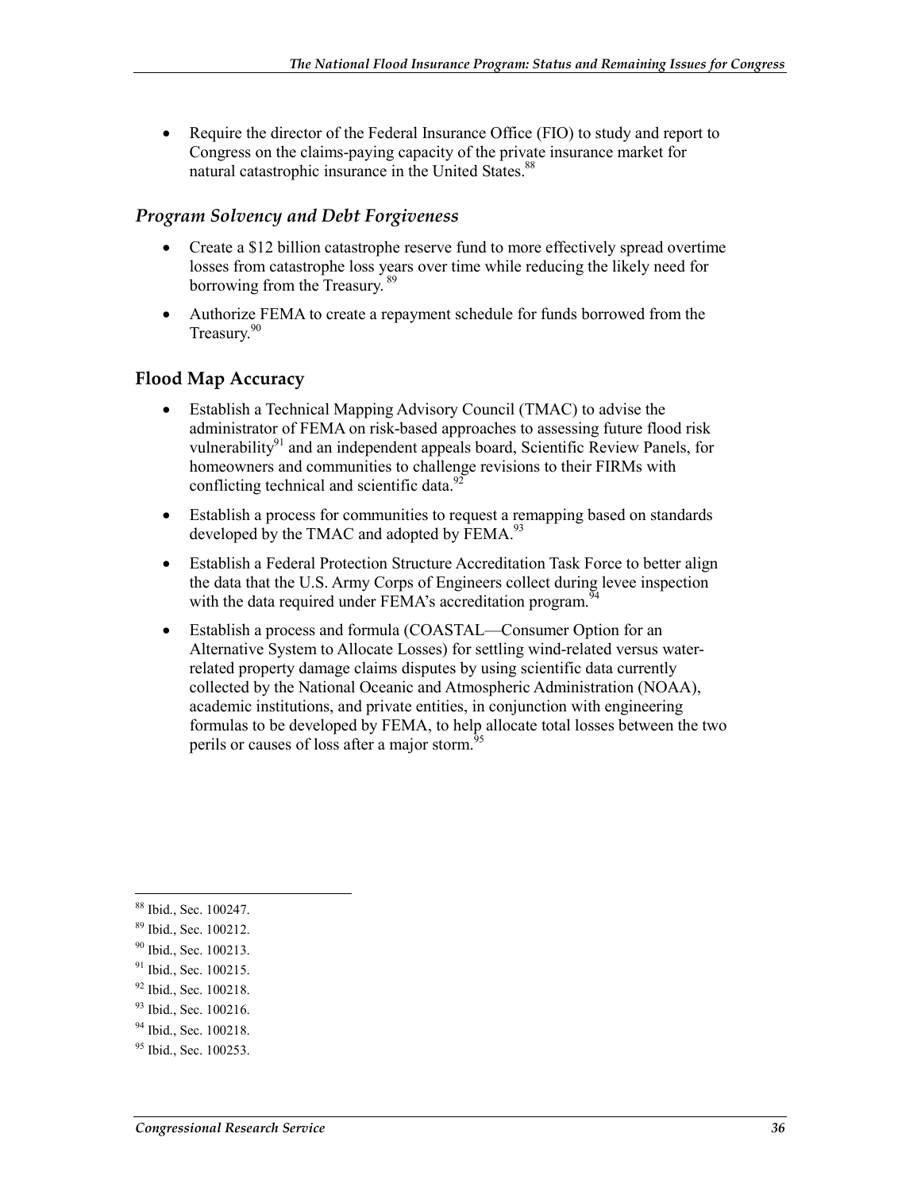- Require the director of the Federal Insurance Office (FIO) to study and report to Congress on the claims-paying capacity of the private insurance market for natural catastrophic insurance in the United States.[88]

### *Program Solvency and Debt Forgiveness*

- Create a $12 billion catastrophe reserve fund to more effectively spread overtime losses from catastrophe loss years over time while reducing the likely need for borrowing from the Treasury.[89]
- Authorize FEMA to create a repayment schedule for funds borrowed from the Treasury.[90]

## Flood Map Accuracy

- Establish a Technical Mapping Advisory Council (TMAC) to advise the administrator of FEMA on risk-based approaches to assessing future flood risk vulnerability[91] and an independent appeals board, Scientific Review Panels, for homeowners and communities to challenge revisions to their FIRMs with conflicting technical and scientific data.[92]
- Establish a process for communities to request a remapping based on standards developed by the TMAC and adopted by FEMA.[93]
- Establish a Federal Protection Structure Accreditation Task Force to better align the data that the U.S. Army Corps of Engineers collect during levee inspection with the data required under FEMA's accreditation program.[94]
- Establish a process and formula (COASTAL—Consumer Option for an Alternative System to Allocate Losses) for settling wind-related versus water-related property damage claims disputes by using scientific data currently collected by the National Oceanic and Atmospheric Administration (NOAA), academic institutions, and private entities, in conjunction with engineering formulas to be developed by FEMA, to help allocate total losses between the two perils or causes of loss after a major storm.[95]

---

[88] Ibid., Sec. 100247.

[89] Ibid., Sec. 100212.

[90] Ibid., Sec. 100213.

[91] Ibid., Sec. 100215.

[92] Ibid., Sec. 100218.

[93] Ibid., Sec. 100216.

[94] Ibid., Sec. 100218.

[95] Ibid., Sec. 100253.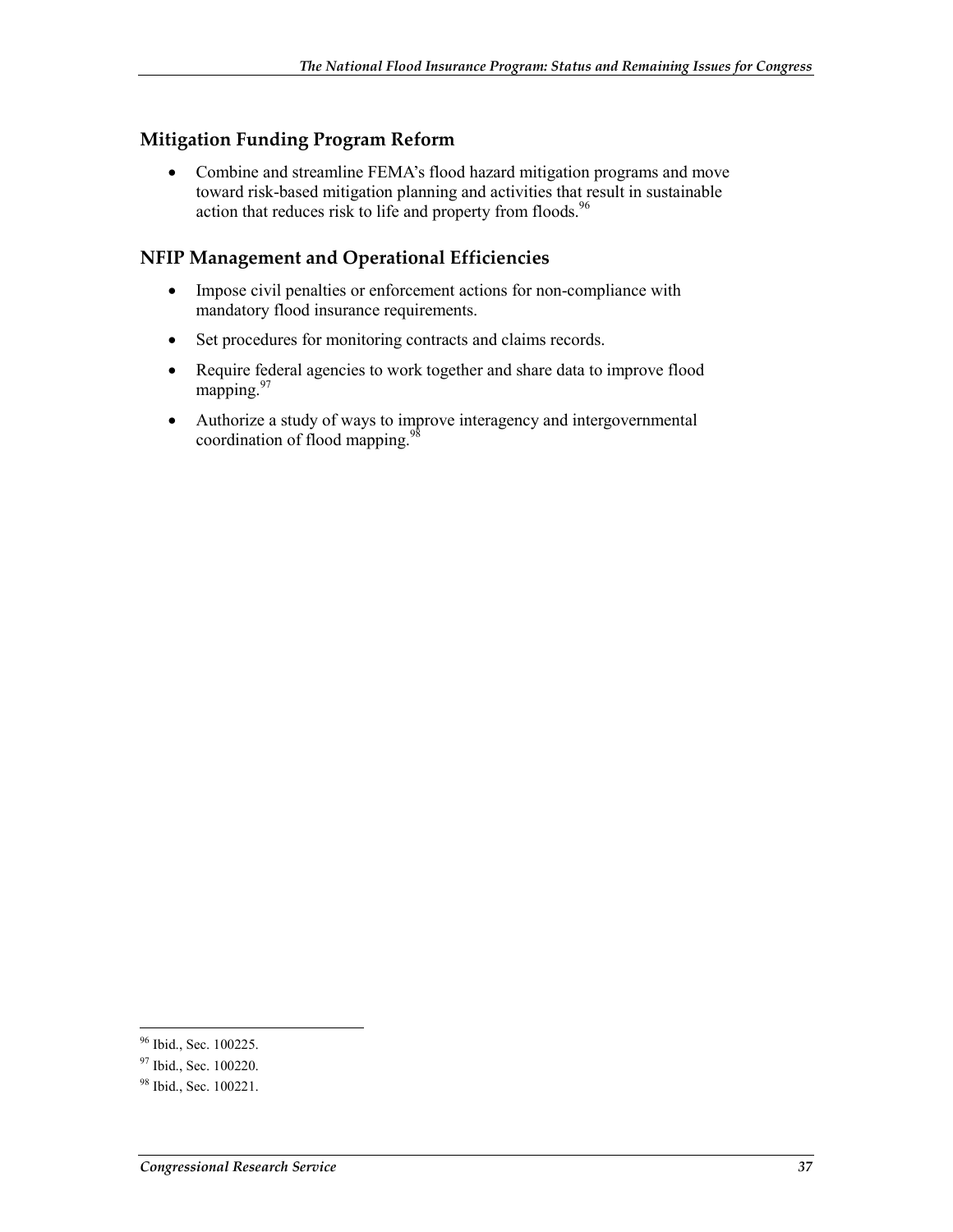## Mitigation Funding Program Reform

- Combine and streamline FEMA's flood hazard mitigation programs and move toward risk-based mitigation planning and activities that result in sustainable action that reduces risk to life and property from floods.[96]

## NFIP Management and Operational Efficiencies

- Impose civil penalties or enforcement actions for non-compliance with mandatory flood insurance requirements.
- Set procedures for monitoring contracts and claims records.
- Require federal agencies to work together and share data to improve flood mapping.[97]
- Authorize a study of ways to improve interagency and intergovernmental coordination of flood mapping.[98]

---

[96] Ibid., Sec. 100225.

[97] Ibid., Sec. 100220.

[98] Ibid., Sec. 100221.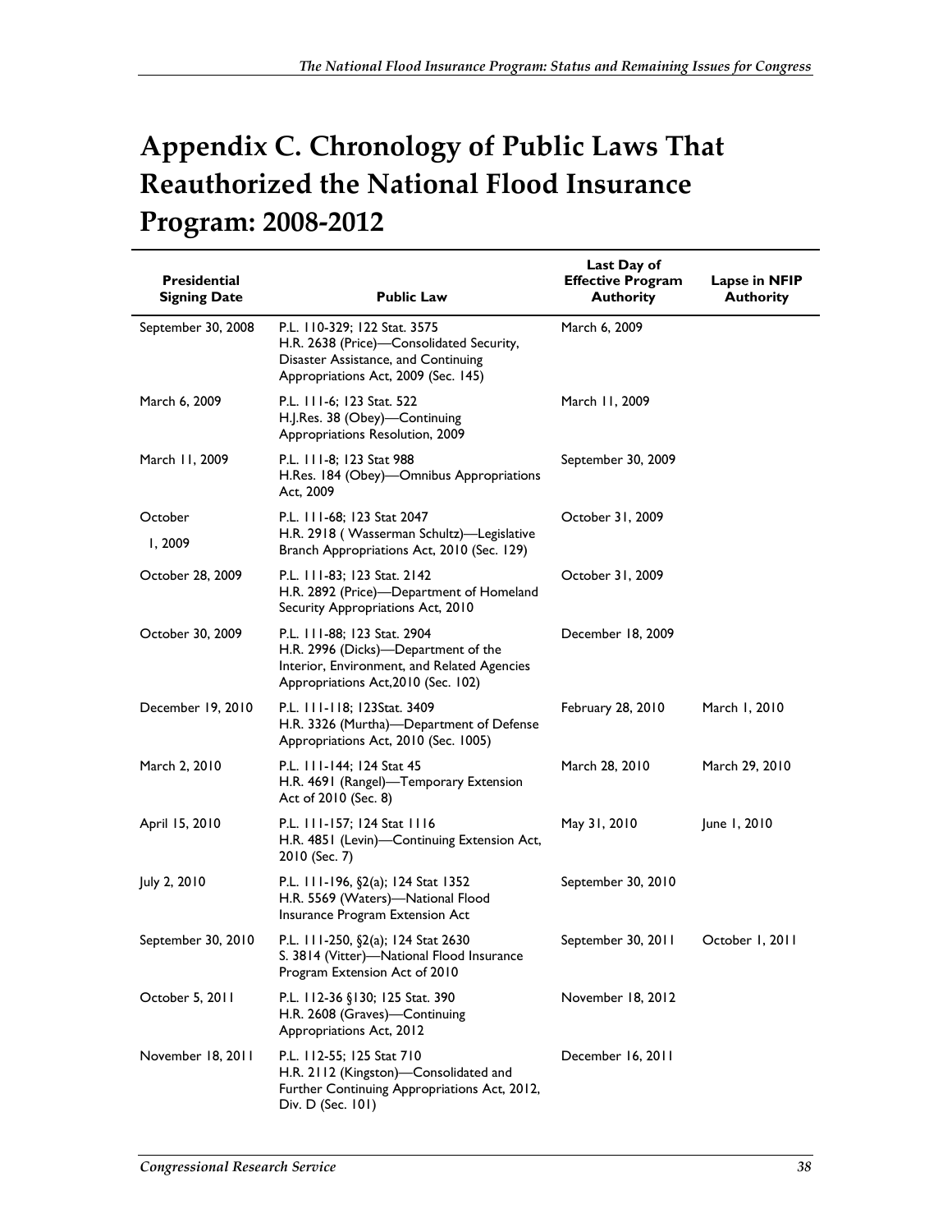# Appendix C. Chronology of Public Laws That Reauthorized the National Flood Insurance Program: 2008-2012

| Presidential Signing Date | Public Law | Last Day of Effective Program Authority | Lapse in NFIP Authority |
|---|---|---|---|
| September 30, 2008 | P.L. 110-329; 122 Stat. 3575 H.R. 2638 (Price)—Consolidated Security, Disaster Assistance, and Continuing Appropriations Act, 2009 (Sec. 145) | March 6, 2009 | |
| March 6, 2009 | P.L. 111-6; 123 Stat. 522 H.J.Res. 38 (Obey)—Continuing Appropriations Resolution, 2009 | March 11, 2009 | |
| March 11, 2009 | P.L. 111-8; 123 Stat 988 H.Res. 184 (Obey)—Omnibus Appropriations Act, 2009 | September 30, 2009 | |
| October 1, 2009 | P.L. 111-68; 123 Stat 2047 H.R. 2918 ( Wasserman Schultz)—Legislative Branch Appropriations Act, 2010 (Sec. 129) | October 31, 2009 | |
| October 28, 2009 | P.L. 111-83; 123 Stat. 2142 H.R. 2892 (Price)—Department of Homeland Security Appropriations Act, 2010 | October 31, 2009 | |
| October 30, 2009 | P.L. 111-88; 123 Stat. 2904 H.R. 2996 (Dicks)—Department of the Interior, Environment, and Related Agencies Appropriations Act,2010 (Sec. 102) | December 18, 2009 | |
| December 19, 2010 | P.L. 111-118; 123Stat. 3409 H.R. 3326 (Murtha)—Department of Defense Appropriations Act, 2010 (Sec. 1005) | February 28, 2010 | March 1, 2010 |
| March 2, 2010 | P.L. 111-144; 124 Stat 45 H.R. 4691 (Rangel)—Temporary Extension Act of 2010 (Sec. 8) | March 28, 2010 | March 29, 2010 |
| April 15, 2010 | P.L. 111-157; 124 Stat 1116 H.R. 4851 (Levin)—Continuing Extension Act, 2010 (Sec. 7) | May 31, 2010 | June 1, 2010 |
| July 2, 2010 | P.L. 111-196, §2(a); 124 Stat 1352 H.R. 5569 (Waters)—National Flood Insurance Program Extension Act | September 30, 2010 | |
| September 30, 2010 | P.L. 111-250, §2(a); 124 Stat 2630 S. 3814 (Vitter)—National Flood Insurance Program Extension Act of 2010 | September 30, 2011 | October 1, 2011 |
| October 5, 2011 | P.L. 112-36 §130; 125 Stat. 390 H.R. 2608 (Graves)—Continuing Appropriations Act, 2012 | November 18, 2012 | |
| November 18, 2011 | P.L. 112-55; 125 Stat 710 H.R. 2112 (Kingston)—Consolidated and Further Continuing Appropriations Act, 2012, Div. D (Sec. 101) | December 16, 2011 | |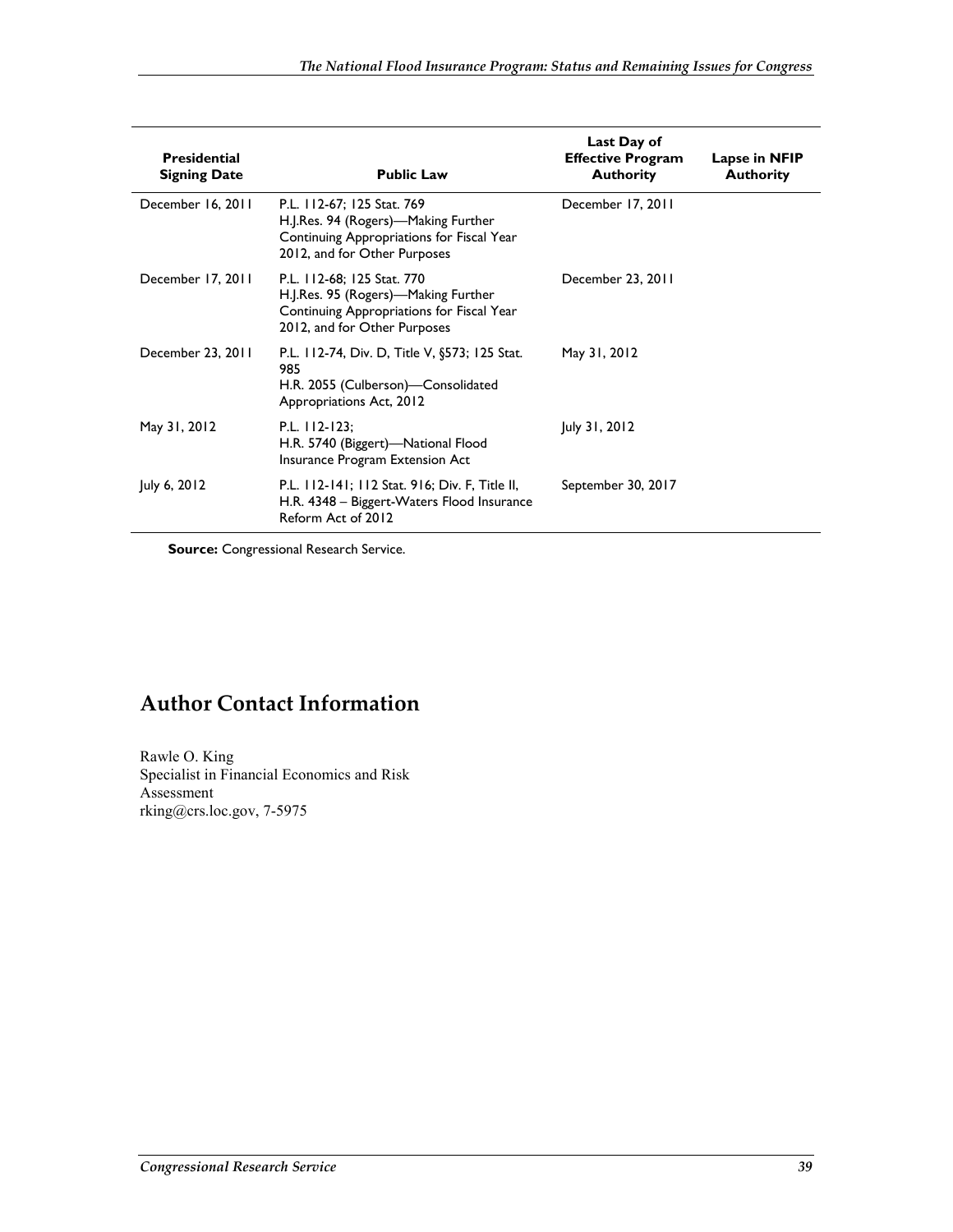| Presidential Signing Date | Public Law | Last Day of Effective Program Authority | Lapse in NFIP Authority |
| --- | --- | --- | --- |
| December 16, 2011 | P.L. 112-67; 125 Stat. 769 H.J.Res. 94 (Rogers)—Making Further Continuing Appropriations for Fiscal Year 2012, and for Other Purposes | December 17, 2011 | |
| December 17, 2011 | P.L. 112-68; 125 Stat. 770 H.J.Res. 95 (Rogers)—Making Further Continuing Appropriations for Fiscal Year 2012, and for Other Purposes | December 23, 2011 | |
| December 23, 2011 | P.L. 112-74, Div. D, Title V, §573; 125 Stat. 985 H.R. 2055 (Culberson)—Consolidated Appropriations Act, 2012 | May 31, 2012 | |
| May 31, 2012 | P.L. 112-123; H.R. 5740 (Biggert)—National Flood Insurance Program Extension Act | July 31, 2012 | |
| July 6, 2012 | P.L. 112-141; 112 Stat. 916; Div. F, Title II, H.R. 4348 – Biggert-Waters Flood Insurance Reform Act of 2012 | September 30, 2017 | |

**Source:** Congressional Research Service.

## Author Contact Information

Rawle O. King
Specialist in Financial Economics and Risk Assessment
rking@crs.loc.gov, 7-5975